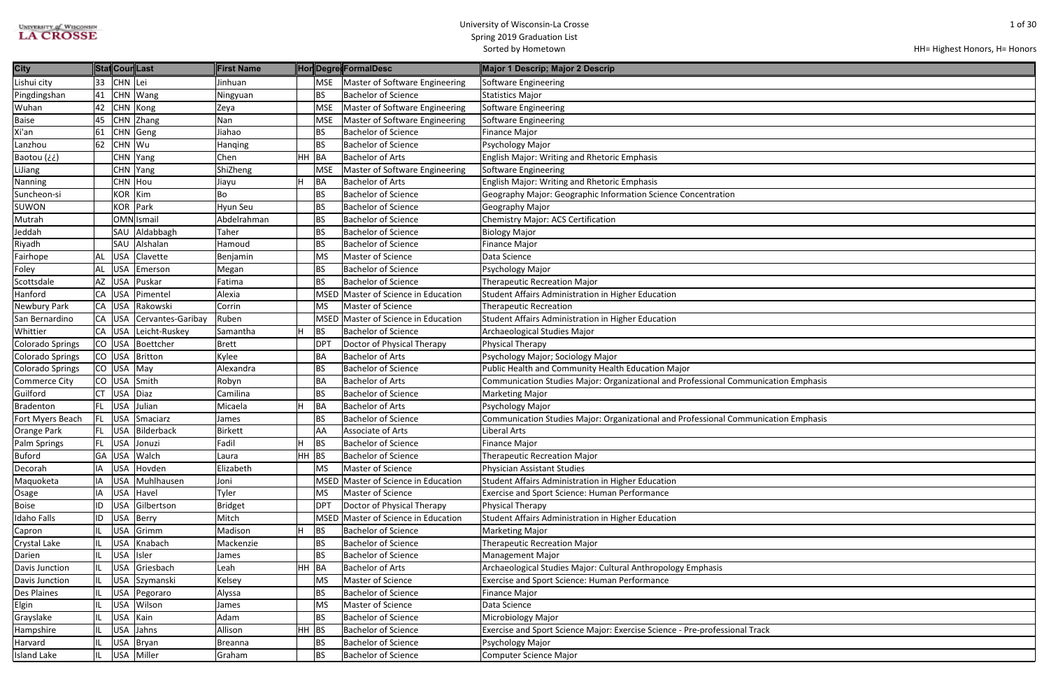# University of Wisconsin-La Crosse
## Spring 2019 Graduation List
### Sorted by Hometown

HH= Highest Honors, H= Honors

| City | State | Country | Last | First Name | Hon | Degree | FormalDesc | Major 1 Descrip; Major 2 Descrip |
|---|---|---|---|---|---|---|---|---|
| Lishui city | 33 | CHN | Lei | Jinhuan | | MSE | Master of Software Engineering | Software Engineering |
| Pingdingshan | 41 | CHN | Wang | Ningyuan | | BS | Bachelor of Science | Statistics Major |
| Wuhan | 42 | CHN | Kong | Zeya | | MSE | Master of Software Engineering | Software Engineering |
| Baise | 45 | CHN | Zhang | Nan | | MSE | Master of Software Engineering | Software Engineering |
| Xi'an | 61 | CHN | Geng | Jiahao | | BS | Bachelor of Science | Finance Major |
| Lanzhou | 62 | CHN | Wu | Hanqing | | BS | Bachelor of Science | Psychology Major |
| Baotou (¿¿) | | CHN | Yang | Chen | HH | BA | Bachelor of Arts | English Major: Writing and Rhetoric Emphasis |
| LiJiang | | CHN | Yang | ShiZheng | | MSE | Master of Software Engineering | Software Engineering |
| Nanning | | CHN | Hou | Jiayu | H | BA | Bachelor of Arts | English Major: Writing and Rhetoric Emphasis |
| Suncheon-si | | KOR | Kim | Bo | | BS | Bachelor of Science | Geography Major: Geographic Information Science Concentration |
| SUWON | | KOR | Park | Hyun Seu | | BS | Bachelor of Science | Geography Major |
| Mutrah | | OMN | Ismail | Abdelrahman | | BS | Bachelor of Science | Chemistry Major: ACS Certification |
| Jeddah | | SAU | Aldabbagh | Taher | | BS | Bachelor of Science | Biology Major |
| Riyadh | | SAU | Alshalan | Hamoud | | BS | Bachelor of Science | Finance Major |
| Fairhope | AL | USA | Clavette | Benjamin | | MS | Master of Science | Data Science |
| Foley | AL | USA | Emerson | Megan | | BS | Bachelor of Science | Psychology Major |
| Scottsdale | AZ | USA | Puskar | Fatima | | BS | Bachelor of Science | Therapeutic Recreation Major |
| Hanford | CA | USA | Pimentel | Alexia | | MSED | Master of Science in Education | Student Affairs Administration in Higher Education |
| Newbury Park | CA | USA | Rakowski | Corrin | | MS | Master of Science | Therapeutic Recreation |
| San Bernardino | CA | USA | Cervantes-Garibay | Ruben | | MSED | Master of Science in Education | Student Affairs Administration in Higher Education |
| Whittier | CA | USA | Leicht-Ruskey | Samantha | H | BS | Bachelor of Science | Archaeological Studies Major |
| Colorado Springs | CO | USA | Boettcher | Brett | | DPT | Doctor of Physical Therapy | Physical Therapy |
| Colorado Springs | CO | USA | Britton | Kylee | | BA | Bachelor of Arts | Psychology Major; Sociology Major |
| Colorado Springs | CO | USA | May | Alexandra | | BS | Bachelor of Science | Public Health and Community Health Education Major |
| Commerce City | CO | USA | Smith | Robyn | | BA | Bachelor of Arts | Communication Studies Major: Organizational and Professional Communication Emphasis |
| Guilford | CT | USA | Diaz | Camilina | | BS | Bachelor of Science | Marketing Major |
| Bradenton | FL | USA | Julian | Micaela | H | BA | Bachelor of Arts | Psychology Major |
| Fort Myers Beach | FL | USA | Smaciarz | James | | BS | Bachelor of Science | Communication Studies Major: Organizational and Professional Communication Emphasis |
| Orange Park | FL | USA | Bilderback | Birkett | | AA | Associate of Arts | Liberal Arts |
| Palm Springs | FL | USA | Jonuzi | Fadil | H | BS | Bachelor of Science | Finance Major |
| Buford | GA | USA | Walch | Laura | HH | BS | Bachelor of Science | Therapeutic Recreation Major |
| Decorah | IA | USA | Hovden | Elizabeth | | MS | Master of Science | Physician Assistant Studies |
| Maquoketa | IA | USA | Muhlhausen | Joni | | MSED | Master of Science in Education | Student Affairs Administration in Higher Education |
| Osage | IA | USA | Havel | Tyler | | MS | Master of Science | Exercise and Sport Science: Human Performance |
| Boise | ID | USA | Gilbertson | Bridget | | DPT | Doctor of Physical Therapy | Physical Therapy |
| Idaho Falls | ID | USA | Berry | Mitch | | MSED | Master of Science in Education | Student Affairs Administration in Higher Education |
| Capron | IL | USA | Grimm | Madison | H | BS | Bachelor of Science | Marketing Major |
| Crystal Lake | IL | USA | Knabach | Mackenzie | | BS | Bachelor of Science | Therapeutic Recreation Major |
| Darien | IL | USA | Isler | James | | BS | Bachelor of Science | Management Major |
| Davis Junction | IL | USA | Griesbach | Leah | HH | BA | Bachelor of Arts | Archaeological Studies Major: Cultural Anthropology Emphasis |
| Davis Junction | IL | USA | Szymanski | Kelsey | | MS | Master of Science | Exercise and Sport Science: Human Performance |
| Des Plaines | IL | USA | Pegoraro | Alyssa | | BS | Bachelor of Science | Finance Major |
| Elgin | IL | USA | Wilson | James | | MS | Master of Science | Data Science |
| Grayslake | IL | USA | Kain | Adam | | BS | Bachelor of Science | Microbiology Major |
| Hampshire | IL | USA | Jahns | Allison | HH | BS | Bachelor of Science | Exercise and Sport Science Major: Exercise Science - Pre-professional Track |
| Harvard | IL | USA | Bryan | Breanna | | BS | Bachelor of Science | Psychology Major |
| Island Lake | IL | USA | Miller | Graham | | BS | Bachelor of Science | Computer Science Major |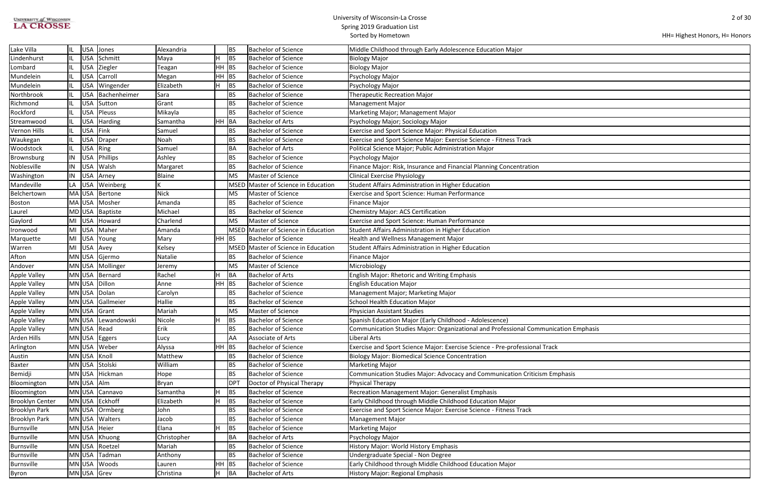| Lake Villa | IL | USA | Jones | Alexandria | | BS | Bachelor of Science | Middle Childhood through Early Adolescence Education Major |
|---|---|---|---|---|---|---|---|---|
| Lindenhurst | IL | USA | Schmitt | Maya | H | BS | Bachelor of Science | Biology Major |
| Lombard | IL | USA | Ziegler | Teagan | HH | BS | Bachelor of Science | Biology Major |
| Mundelein | IL | USA | Carroll | Megan | HH | BS | Bachelor of Science | Psychology Major |
| Mundelein | IL | USA | Wingender | Elizabeth | H | BS | Bachelor of Science | Psychology Major |
| Northbrook | IL | USA | Bachenheimer | Sara | | BS | Bachelor of Science | Therapeutic Recreation Major |
| Richmond | IL | USA | Sutton | Grant | | BS | Bachelor of Science | Management Major |
| Rockford | IL | USA | Pleuss | Mikayla | | BS | Bachelor of Science | Marketing Major; Management Major |
| Streamwood | IL | USA | Harding | Samantha | HH | BA | Bachelor of Arts | Psychology Major; Sociology Major |
| Vernon Hills | IL | USA | Fink | Samuel | | BS | Bachelor of Science | Exercise and Sport Science Major: Physical Education |
| Waukegan | IL | USA | Draper | Noah | | BS | Bachelor of Science | Exercise and Sport Science Major: Exercise Science - Fitness Track |
| Woodstock | IL | USA | Ring | Samuel | | BA | Bachelor of Arts | Political Science Major; Public Administration Major |
| Brownsburg | IN | USA | Phillips | Ashley | | BS | Bachelor of Science | Psychology Major |
| Noblesville | IN | USA | Walsh | Margaret | | BS | Bachelor of Science | Finance Major: Risk, Insurance and Financial Planning Concentration |
| Washington | IN | USA | Arney | Blaine | | MS | Master of Science | Clinical Exercise Physiology |
| Mandeville | LA | USA | Weinberg | K | | MSED | Master of Science in Education | Student Affairs Administration in Higher Education |
| Belchertown | MA | USA | Bertone | Nick | | MS | Master of Science | Exercise and Sport Science: Human Performance |
| Boston | MA | USA | Mosher | Amanda | | BS | Bachelor of Science | Finance Major |
| Laurel | MD | USA | Baptiste | Michael | | BS | Bachelor of Science | Chemistry Major: ACS Certification |
| Gaylord | MI | USA | Howard | Charlend | | MS | Master of Science | Exercise and Sport Science: Human Performance |
| Ironwood | MI | USA | Maher | Amanda | | MSED | Master of Science in Education | Student Affairs Administration in Higher Education |
| Marquette | MI | USA | Young | Mary | HH | BS | Bachelor of Science | Health and Wellness Management Major |
| Warren | MI | USA | Avey | Kelsey | | MSED | Master of Science in Education | Student Affairs Administration in Higher Education |
| Afton | MN | USA | Gjermo | Natalie | | BS | Bachelor of Science | Finance Major |
| Andover | MN | USA | Mollinger | Jeremy | | MS | Master of Science | Microbiology |
| Apple Valley | MN | USA | Bernard | Rachel | H | BA | Bachelor of Arts | English Major: Rhetoric and Writing Emphasis |
| Apple Valley | MN | USA | Dillon | Anne | HH | BS | Bachelor of Science | English Education Major |
| Apple Valley | MN | USA | Dolan | Carolyn | | BS | Bachelor of Science | Management Major; Marketing Major |
| Apple Valley | MN | USA | Gallmeier | Hallie | | BS | Bachelor of Science | School Health Education Major |
| Apple Valley | MN | USA | Grant | Mariah | | MS | Master of Science | Physician Assistant Studies |
| Apple Valley | MN | USA | Lewandowski | Nicole | H | BS | Bachelor of Science | Spanish Education Major (Early Childhood - Adolescence) |
| Apple Valley | MN | USA | Read | Erik | | BS | Bachelor of Science | Communication Studies Major: Organizational and Professional Communication Emphasis |
| Arden Hills | MN | USA | Eggers | Lucy | | AA | Associate of Arts | Liberal Arts |
| Arlington | MN | USA | Weber | Alyssa | HH | BS | Bachelor of Science | Exercise and Sport Science Major: Exercise Science - Pre-professional Track |
| Austin | MN | USA | Knoll | Matthew | | BS | Bachelor of Science | Biology Major: Biomedical Science Concentration |
| Baxter | MN | USA | Stolski | William | | BS | Bachelor of Science | Marketing Major |
| Bemidji | MN | USA | Hickman | Hope | | BS | Bachelor of Science | Communication Studies Major: Advocacy and Communication Criticism Emphasis |
| Bloomington | MN | USA | Alm | Bryan | | DPT | Doctor of Physical Therapy | Physical Therapy |
| Bloomington | MN | USA | Cannavo | Samantha | H | BS | Bachelor of Science | Recreation Management Major: Generalist Emphasis |
| Brooklyn Center | MN | USA | Eckhoff | Elizabeth | H | BS | Bachelor of Science | Early Childhood through Middle Childhood Education Major |
| Brooklyn Park | MN | USA | Ormberg | John | | BS | Bachelor of Science | Exercise and Sport Science Major: Exercise Science - Fitness Track |
| Brooklyn Park | MN | USA | Walters | Jacob | | BS | Bachelor of Science | Management Major |
| Burnsville | MN | USA | Heier | Elana | H | BS | Bachelor of Science | Marketing Major |
| Burnsville | MN | USA | Khuong | Christopher | | BA | Bachelor of Arts | Psychology Major |
| Burnsville | MN | USA | Roetzel | Mariah | | BS | Bachelor of Science | History Major: World History Emphasis |
| Burnsville | MN | USA | Tadman | Anthony | | BS | Bachelor of Science | Undergraduate Special - Non Degree |
| Burnsville | MN | USA | Woods | Lauren | HH | BS | Bachelor of Science | Early Childhood through Middle Childhood Education Major |
| Byron | MN | USA | Grev | Christina | H | BA | Bachelor of Arts | History Major: Regional Emphasis |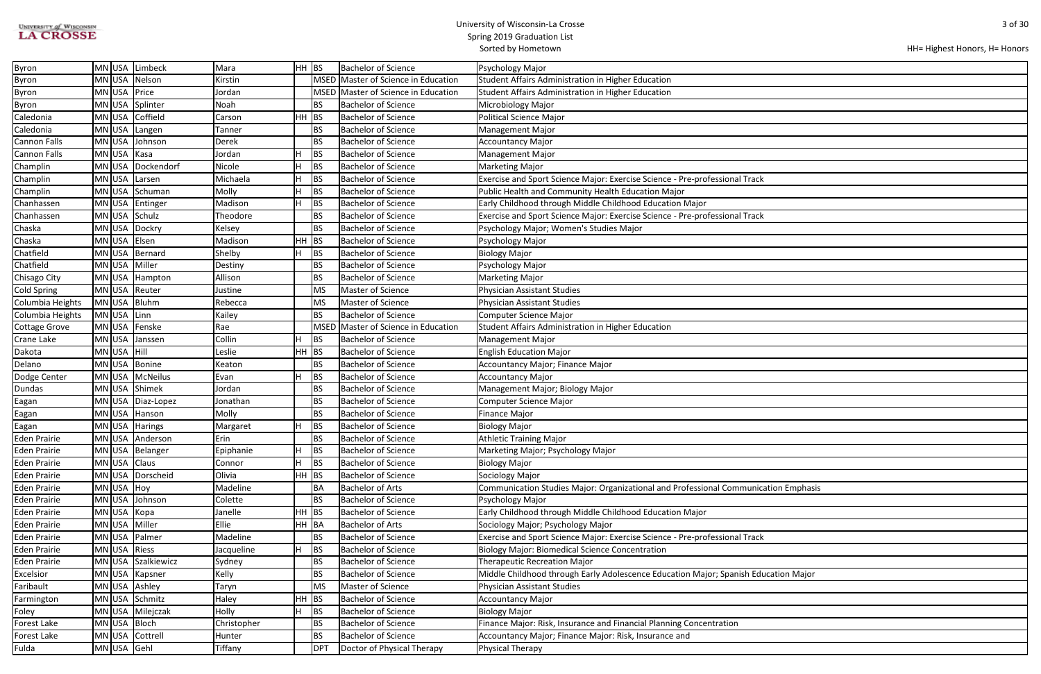HH= Highest Honors, H= Honors

| | | | | | | | | |
|---|---|---|---|---|---|---|---|---|
| Byron | MN | USA | Limbeck | Mara | HH | BS | Bachelor of Science | Psychology Major |
| Byron | MN | USA | Nelson | Kirstin | | MSED | Master of Science in Education | Student Affairs Administration in Higher Education |
| Byron | MN | USA | Price | Jordan | | MSED | Master of Science in Education | Student Affairs Administration in Higher Education |
| Byron | MN | USA | Splinter | Noah | | BS | Bachelor of Science | Microbiology Major |
| Caledonia | MN | USA | Coffield | Carson | HH | BS | Bachelor of Science | Political Science Major |
| Caledonia | MN | USA | Langen | Tanner | | BS | Bachelor of Science | Management Major |
| Cannon Falls | MN | USA | Johnson | Derek | | BS | Bachelor of Science | Accountancy Major |
| Cannon Falls | MN | USA | Kasa | Jordan | H | BS | Bachelor of Science | Management Major |
| Champlin | MN | USA | Dockendorf | Nicole | H | BS | Bachelor of Science | Marketing Major |
| Champlin | MN | USA | Larsen | Michaela | H | BS | Bachelor of Science | Exercise and Sport Science Major: Exercise Science - Pre-professional Track |
| Champlin | MN | USA | Schuman | Molly | H | BS | Bachelor of Science | Public Health and Community Health Education Major |
| Chanhassen | MN | USA | Entinger | Madison | H | BS | Bachelor of Science | Early Childhood through Middle Childhood Education Major |
| Chanhassen | MN | USA | Schulz | Theodore | | BS | Bachelor of Science | Exercise and Sport Science Major: Exercise Science - Pre-professional Track |
| Chaska | MN | USA | Dockry | Kelsey | | BS | Bachelor of Science | Psychology Major; Women's Studies Major |
| Chaska | MN | USA | Elsen | Madison | HH | BS | Bachelor of Science | Psychology Major |
| Chatfield | MN | USA | Bernard | Shelby | H | BS | Bachelor of Science | Biology Major |
| Chatfield | MN | USA | Miller | Destiny | | BS | Bachelor of Science | Psychology Major |
| Chisago City | MN | USA | Hampton | Allison | | BS | Bachelor of Science | Marketing Major |
| Cold Spring | MN | USA | Reuter | Justine | | MS | Master of Science | Physician Assistant Studies |
| Columbia Heights | MN | USA | Bluhm | Rebecca | | MS | Master of Science | Physician Assistant Studies |
| Columbia Heights | MN | USA | Linn | Kailey | | BS | Bachelor of Science | Computer Science Major |
| Cottage Grove | MN | USA | Fenske | Rae | | MSED | Master of Science in Education | Student Affairs Administration in Higher Education |
| Crane Lake | MN | USA | Janssen | Collin | H | BS | Bachelor of Science | Management Major |
| Dakota | MN | USA | Hill | Leslie | HH | BS | Bachelor of Science | English Education Major |
| Delano | MN | USA | Bonine | Keaton | | BS | Bachelor of Science | Accountancy Major; Finance Major |
| Dodge Center | MN | USA | McNeilus | Evan | H | BS | Bachelor of Science | Accountancy Major |
| Dundas | MN | USA | Shimek | Jordan | | BS | Bachelor of Science | Management Major; Biology Major |
| Eagan | MN | USA | Diaz-Lopez | Jonathan | | BS | Bachelor of Science | Computer Science Major |
| Eagan | MN | USA | Hanson | Molly | | BS | Bachelor of Science | Finance Major |
| Eagan | MN | USA | Harings | Margaret | H | BS | Bachelor of Science | Biology Major |
| Eden Prairie | MN | USA | Anderson | Erin | | BS | Bachelor of Science | Athletic Training Major |
| Eden Prairie | MN | USA | Belanger | Epiphanie | H | BS | Bachelor of Science | Marketing Major; Psychology Major |
| Eden Prairie | MN | USA | Claus | Connor | H | BS | Bachelor of Science | Biology Major |
| Eden Prairie | MN | USA | Dorscheid | Olivia | HH | BS | Bachelor of Science | Sociology Major |
| Eden Prairie | MN | USA | Hoy | Madeline | | BA | Bachelor of Arts | Communication Studies Major: Organizational and Professional Communication Emphasis |
| Eden Prairie | MN | USA | Johnson | Colette | | BS | Bachelor of Science | Psychology Major |
| Eden Prairie | MN | USA | Kopa | Janelle | HH | BS | Bachelor of Science | Early Childhood through Middle Childhood Education Major |
| Eden Prairie | MN | USA | Miller | Ellie | HH | BA | Bachelor of Arts | Sociology Major; Psychology Major |
| Eden Prairie | MN | USA | Palmer | Madeline | | BS | Bachelor of Science | Exercise and Sport Science Major: Exercise Science - Pre-professional Track |
| Eden Prairie | MN | USA | Riess | Jacqueline | H | BS | Bachelor of Science | Biology Major: Biomedical Science Concentration |
| Eden Prairie | MN | USA | Szalkiewicz | Sydney | | BS | Bachelor of Science | Therapeutic Recreation Major |
| Excelsior | MN | USA | Kapsner | Kelly | | BS | Bachelor of Science | Middle Childhood through Early Adolescence Education Major; Spanish Education Major |
| Faribault | MN | USA | Ashley | Taryn | | MS | Master of Science | Physician Assistant Studies |
| Farmington | MN | USA | Schmitz | Haley | HH | BS | Bachelor of Science | Accountancy Major |
| Foley | MN | USA | Milejczak | Holly | H | BS | Bachelor of Science | Biology Major |
| Forest Lake | MN | USA | Bloch | Christopher | | BS | Bachelor of Science | Finance Major: Risk, Insurance and Financial Planning Concentration |
| Forest Lake | MN | USA | Cottrell | Hunter | | BS | Bachelor of Science | Accountancy Major; Finance Major: Risk, Insurance and |
| Fulda | MN | USA | Gehl | Tiffany | | DPT | Doctor of Physical Therapy | Physical Therapy |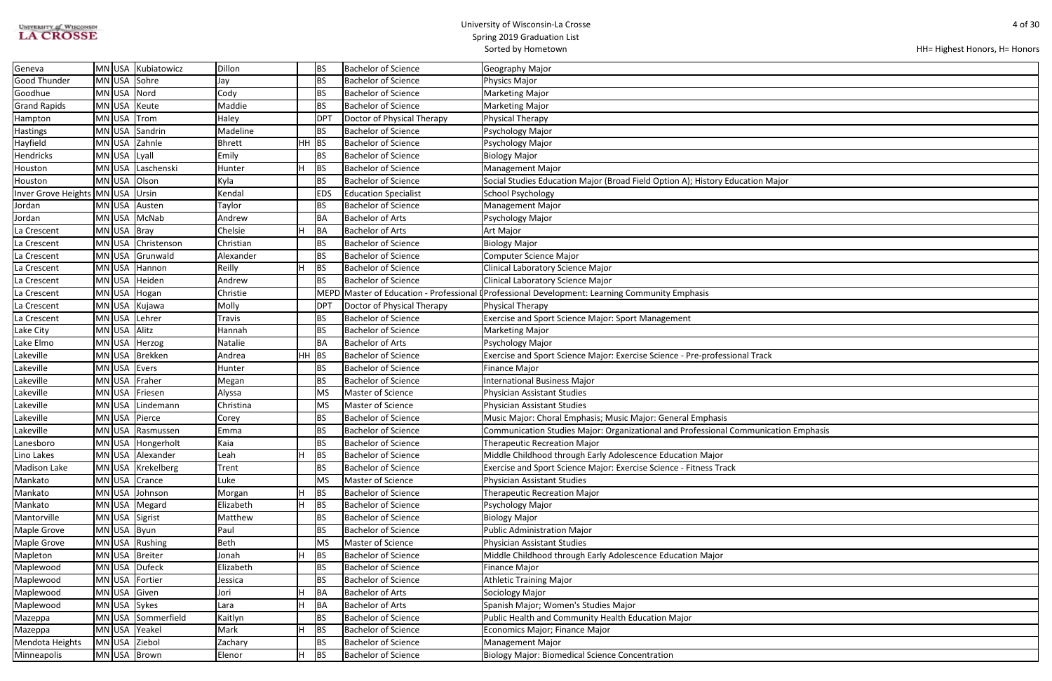# University of Wisconsin-La Crosse
## Spring 2019 Graduation List
### Sorted by Hometown

HH= Highest Honors, H= Honors

| | | | | | | | | |
|---|---|---|---|---|---|---|---|---|
| Geneva | MN | USA | Kubiatowicz | Dillon | | BS | Bachelor of Science | Geography Major |
| Good Thunder | MN | USA | Sohre | Jay | | BS | Bachelor of Science | Physics Major |
| Goodhue | MN | USA | Nord | Cody | | BS | Bachelor of Science | Marketing Major |
| Grand Rapids | MN | USA | Keute | Maddie | | BS | Bachelor of Science | Marketing Major |
| Hampton | MN | USA | Trom | Haley | | DPT | Doctor of Physical Therapy | Physical Therapy |
| Hastings | MN | USA | Sandrin | Madeline | | BS | Bachelor of Science | Psychology Major |
| Hayfield | MN | USA | Zahnle | Bhrett | HH | BS | Bachelor of Science | Psychology Major |
| Hendricks | MN | USA | Lyall | Emily | | BS | Bachelor of Science | Biology Major |
| Houston | MN | USA | Laschenski | Hunter | H | BS | Bachelor of Science | Management Major |
| Houston | MN | USA | Olson | Kyla | | BS | Bachelor of Science | Social Studies Education Major (Broad Field Option A); History Education Major |
| Inver Grove Heights | MN | USA | Ursin | Kendal | | EDS | Education Specialist | School Psychology |
| Jordan | MN | USA | Austen | Taylor | | BS | Bachelor of Science | Management Major |
| Jordan | MN | USA | McNab | Andrew | | BA | Bachelor of Arts | Psychology Major |
| La Crescent | MN | USA | Bray | Chelsie | H | BA | Bachelor of Arts | Art Major |
| La Crescent | MN | USA | Christenson | Christian | | BS | Bachelor of Science | Biology Major |
| La Crescent | MN | USA | Grunwald | Alexander | | BS | Bachelor of Science | Computer Science Major |
| La Crescent | MN | USA | Hannon | Reilly | H | BS | Bachelor of Science | Clinical Laboratory Science Major |
| La Crescent | MN | USA | Heiden | Andrew | | BS | Bachelor of Science | Clinical Laboratory Science Major |
| La Crescent | MN | USA | Hogan | Christie | | MEPD | Master of Education - Professional I | Professional Development: Learning Community Emphasis |
| La Crescent | MN | USA | Kujawa | Molly | | DPT | Doctor of Physical Therapy | Physical Therapy |
| La Crescent | MN | USA | Lehrer | Travis | | BS | Bachelor of Science | Exercise and Sport Science Major: Sport Management |
| Lake City | MN | USA | Alitz | Hannah | | BS | Bachelor of Science | Marketing Major |
| Lake Elmo | MN | USA | Herzog | Natalie | | BA | Bachelor of Arts | Psychology Major |
| Lakeville | MN | USA | Brekken | Andrea | HH | BS | Bachelor of Science | Exercise and Sport Science Major: Exercise Science - Pre-professional Track |
| Lakeville | MN | USA | Evers | Hunter | | BS | Bachelor of Science | Finance Major |
| Lakeville | MN | USA | Fraher | Megan | | BS | Bachelor of Science | International Business Major |
| Lakeville | MN | USA | Friesen | Alyssa | | MS | Master of Science | Physician Assistant Studies |
| Lakeville | MN | USA | Lindemann | Christina | | MS | Master of Science | Physician Assistant Studies |
| Lakeville | MN | USA | Pierce | Corey | | BS | Bachelor of Science | Music Major: Choral Emphasis; Music Major: General Emphasis |
| Lakeville | MN | USA | Rasmussen | Emma | | BS | Bachelor of Science | Communication Studies Major: Organizational and Professional Communication Emphasis |
| Lanesboro | MN | USA | Hongerholt | Kaia | | BS | Bachelor of Science | Therapeutic Recreation Major |
| Lino Lakes | MN | USA | Alexander | Leah | H | BS | Bachelor of Science | Middle Childhood through Early Adolescence Education Major |
| Madison Lake | MN | USA | Krekelberg | Trent | | BS | Bachelor of Science | Exercise and Sport Science Major: Exercise Science - Fitness Track |
| Mankato | MN | USA | Crance | Luke | | MS | Master of Science | Physician Assistant Studies |
| Mankato | MN | USA | Johnson | Morgan | H | BS | Bachelor of Science | Therapeutic Recreation Major |
| Mankato | MN | USA | Megard | Elizabeth | H | BS | Bachelor of Science | Psychology Major |
| Mantorville | MN | USA | Sigrist | Matthew | | BS | Bachelor of Science | Biology Major |
| Maple Grove | MN | USA | Byun | Paul | | BS | Bachelor of Science | Public Administration Major |
| Maple Grove | MN | USA | Rushing | Beth | | MS | Master of Science | Physician Assistant Studies |
| Mapleton | MN | USA | Breiter | Jonah | H | BS | Bachelor of Science | Middle Childhood through Early Adolescence Education Major |
| Maplewood | MN | USA | Dufeck | Elizabeth | | BS | Bachelor of Science | Finance Major |
| Maplewood | MN | USA | Fortier | Jessica | | BS | Bachelor of Science | Athletic Training Major |
| Maplewood | MN | USA | Given | Jori | H | BA | Bachelor of Arts | Sociology Major |
| Maplewood | MN | USA | Sykes | Lara | H | BA | Bachelor of Arts | Spanish Major; Women's Studies Major |
| Mazeppa | MN | USA | Sommerfield | Kaitlyn | | BS | Bachelor of Science | Public Health and Community Health Education Major |
| Mazeppa | MN | USA | Yeakel | Mark | H | BS | Bachelor of Science | Economics Major; Finance Major |
| Mendota Heights | MN | USA | Ziebol | Zachary | | BS | Bachelor of Science | Management Major |
| Minneapolis | MN | USA | Brown | Elenor | H | BS | Bachelor of Science | Biology Major: Biomedical Science Concentration |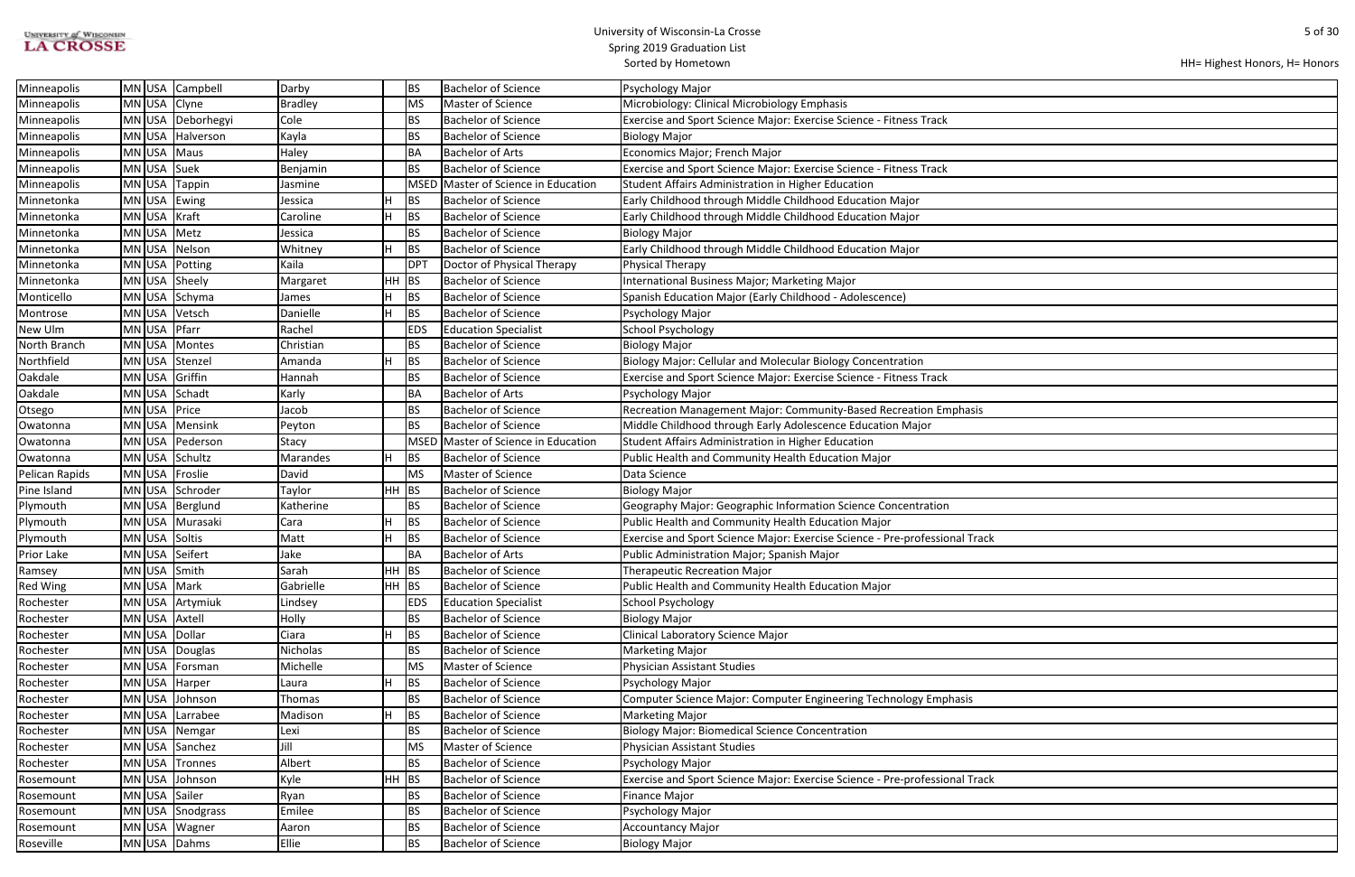| Hometown | State | Country | Last Name | First Name | Honors | Degree | Degree Name | Major |
|---|---|---|---|---|---|---|---|---|
| Minneapolis | MN | USA | Campbell | Darby | | BS | Bachelor of Science | Psychology Major |
| Minneapolis | MN | USA | Clyne | Bradley | | MS | Master of Science | Microbiology: Clinical Microbiology Emphasis |
| Minneapolis | MN | USA | Deborhegyi | Cole | | BS | Bachelor of Science | Exercise and Sport Science Major: Exercise Science - Fitness Track |
| Minneapolis | MN | USA | Halverson | Kayla | | BS | Bachelor of Science | Biology Major |
| Minneapolis | MN | USA | Maus | Haley | | BA | Bachelor of Arts | Economics Major; French Major |
| Minneapolis | MN | USA | Suek | Benjamin | | BS | Bachelor of Science | Exercise and Sport Science Major: Exercise Science - Fitness Track |
| Minneapolis | MN | USA | Tappin | Jasmine | | MSED | Master of Science in Education | Student Affairs Administration in Higher Education |
| Minnetonka | MN | USA | Ewing | Jessica | H | BS | Bachelor of Science | Early Childhood through Middle Childhood Education Major |
| Minnetonka | MN | USA | Kraft | Caroline | H | BS | Bachelor of Science | Early Childhood through Middle Childhood Education Major |
| Minnetonka | MN | USA | Metz | Jessica | | BS | Bachelor of Science | Biology Major |
| Minnetonka | MN | USA | Nelson | Whitney | H | BS | Bachelor of Science | Early Childhood through Middle Childhood Education Major |
| Minnetonka | MN | USA | Potting | Kaila | | DPT | Doctor of Physical Therapy | Physical Therapy |
| Minnetonka | MN | USA | Sheely | Margaret | HH | BS | Bachelor of Science | International Business Major; Marketing Major |
| Monticello | MN | USA | Schyma | James | H | BS | Bachelor of Science | Spanish Education Major (Early Childhood - Adolescence) |
| Montrose | MN | USA | Vetsch | Danielle | H | BS | Bachelor of Science | Psychology Major |
| New Ulm | MN | USA | Pfarr | Rachel | | EDS | Education Specialist | School Psychology |
| North Branch | MN | USA | Montes | Christian | | BS | Bachelor of Science | Biology Major |
| Northfield | MN | USA | Stenzel | Amanda | H | BS | Bachelor of Science | Biology Major: Cellular and Molecular Biology Concentration |
| Oakdale | MN | USA | Griffin | Hannah | | BS | Bachelor of Science | Exercise and Sport Science Major: Exercise Science - Fitness Track |
| Oakdale | MN | USA | Schadt | Karly | | BA | Bachelor of Arts | Psychology Major |
| Otsego | MN | USA | Price | Jacob | | BS | Bachelor of Science | Recreation Management Major: Community-Based Recreation Emphasis |
| Owatonna | MN | USA | Mensink | Peyton | | BS | Bachelor of Science | Middle Childhood through Early Adolescence Education Major |
| Owatonna | MN | USA | Pederson | Stacy | | MSED | Master of Science in Education | Student Affairs Administration in Higher Education |
| Owatonna | MN | USA | Schultz | Marandes | H | BS | Bachelor of Science | Public Health and Community Health Education Major |
| Pelican Rapids | MN | USA | Froslie | David | | MS | Master of Science | Data Science |
| Pine Island | MN | USA | Schroder | Taylor | HH | BS | Bachelor of Science | Biology Major |
| Plymouth | MN | USA | Berglund | Katherine | | BS | Bachelor of Science | Geography Major: Geographic Information Science Concentration |
| Plymouth | MN | USA | Murasaki | Cara | H | BS | Bachelor of Science | Public Health and Community Health Education Major |
| Plymouth | MN | USA | Soltis | Matt | H | BS | Bachelor of Science | Exercise and Sport Science Major: Exercise Science - Pre-professional Track |
| Prior Lake | MN | USA | Seifert | Jake | | BA | Bachelor of Arts | Public Administration Major; Spanish Major |
| Ramsey | MN | USA | Smith | Sarah | HH | BS | Bachelor of Science | Therapeutic Recreation Major |
| Red Wing | MN | USA | Mark | Gabrielle | HH | BS | Bachelor of Science | Public Health and Community Health Education Major |
| Rochester | MN | USA | Artymiuk | Lindsey | | EDS | Education Specialist | School Psychology |
| Rochester | MN | USA | Axtell | Holly | | BS | Bachelor of Science | Biology Major |
| Rochester | MN | USA | Dollar | Ciara | H | BS | Bachelor of Science | Clinical Laboratory Science Major |
| Rochester | MN | USA | Douglas | Nicholas | | BS | Bachelor of Science | Marketing Major |
| Rochester | MN | USA | Forsman | Michelle | | MS | Master of Science | Physician Assistant Studies |
| Rochester | MN | USA | Harper | Laura | H | BS | Bachelor of Science | Psychology Major |
| Rochester | MN | USA | Johnson | Thomas | | BS | Bachelor of Science | Computer Science Major: Computer Engineering Technology Emphasis |
| Rochester | MN | USA | Larrabee | Madison | H | BS | Bachelor of Science | Marketing Major |
| Rochester | MN | USA | Nemgar | Lexi | | BS | Bachelor of Science | Biology Major: Biomedical Science Concentration |
| Rochester | MN | USA | Sanchez | Jill | | MS | Master of Science | Physician Assistant Studies |
| Rochester | MN | USA | Tronnes | Albert | | BS | Bachelor of Science | Psychology Major |
| Rosemount | MN | USA | Johnson | Kyle | HH | BS | Bachelor of Science | Exercise and Sport Science Major: Exercise Science - Pre-professional Track |
| Rosemount | MN | USA | Sailer | Ryan | | BS | Bachelor of Science | Finance Major |
| Rosemount | MN | USA | Snodgrass | Emilee | | BS | Bachelor of Science | Psychology Major |
| Rosemount | MN | USA | Wagner | Aaron | | BS | Bachelor of Science | Accountancy Major |
| Roseville | MN | USA | Dahms | Ellie | | BS | Bachelor of Science | Biology Major |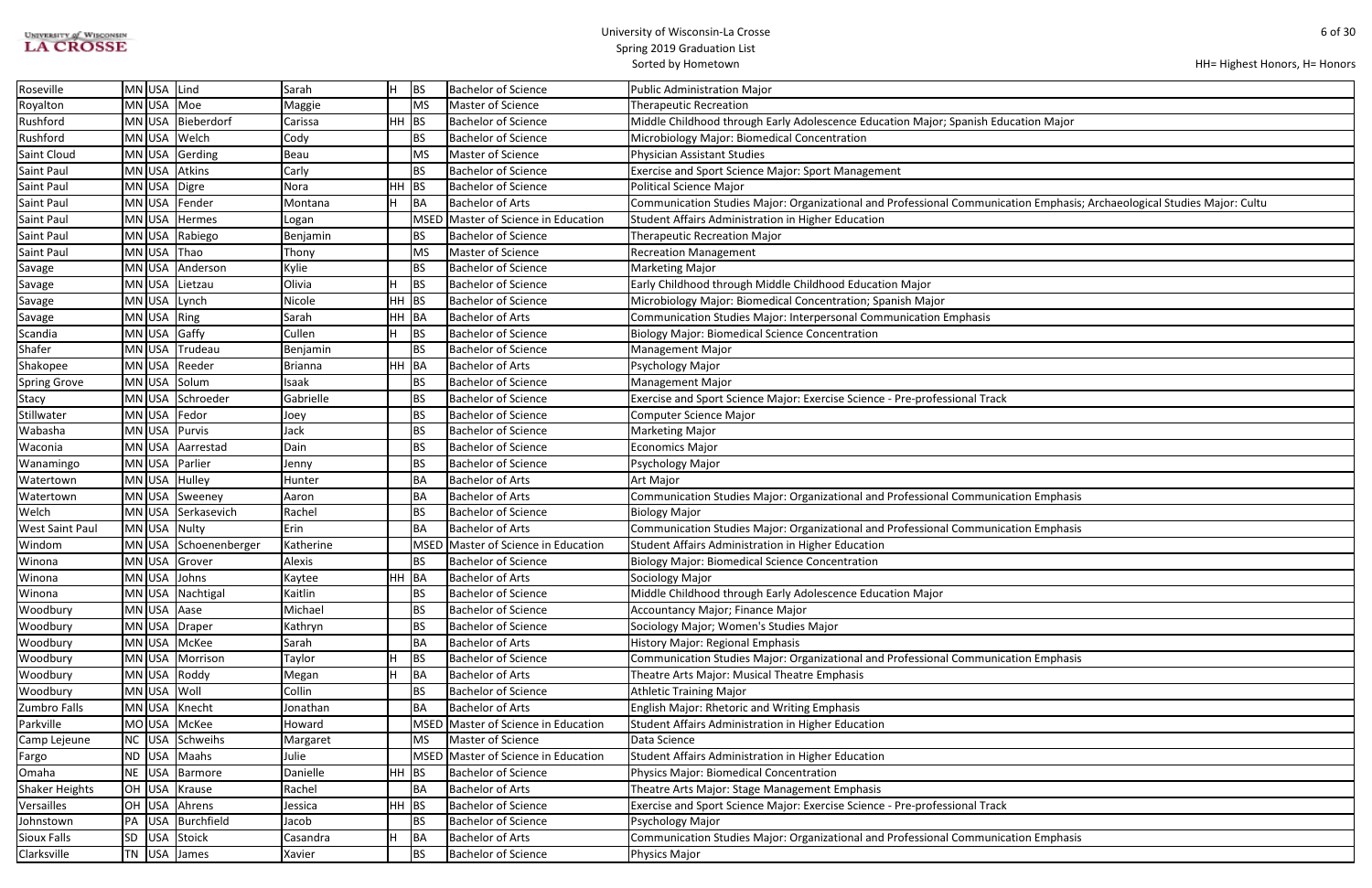HH= Highest Honors, H= Honors

| | | | | | | | | |
|---|---|---|---|---|---|---|---|---|
| Roseville | MN | USA | Lind | Sarah | H | BS | Bachelor of Science | Public Administration Major |
| Royalton | MN | USA | Moe | Maggie | | MS | Master of Science | Therapeutic Recreation |
| Rushford | MN | USA | Bieberdorf | Carissa | HH | BS | Bachelor of Science | Middle Childhood through Early Adolescence Education Major; Spanish Education Major |
| Rushford | MN | USA | Welch | Cody | | BS | Bachelor of Science | Microbiology Major: Biomedical Concentration |
| Saint Cloud | MN | USA | Gerding | Beau | | MS | Master of Science | Physician Assistant Studies |
| Saint Paul | MN | USA | Atkins | Carly | | BS | Bachelor of Science | Exercise and Sport Science Major: Sport Management |
| Saint Paul | MN | USA | Digre | Nora | HH | BS | Bachelor of Science | Political Science Major |
| Saint Paul | MN | USA | Fender | Montana | H | BA | Bachelor of Arts | Communication Studies Major: Organizational and Professional Communication Emphasis; Archaeological Studies Major: Cultu |
| Saint Paul | MN | USA | Hermes | Logan | | MSED | Master of Science in Education | Student Affairs Administration in Higher Education |
| Saint Paul | MN | USA | Rabiego | Benjamin | | BS | Bachelor of Science | Therapeutic Recreation Major |
| Saint Paul | MN | USA | Thao | Thony | | MS | Master of Science | Recreation Management |
| Savage | MN | USA | Anderson | Kylie | | BS | Bachelor of Science | Marketing Major |
| Savage | MN | USA | Lietzau | Olivia | H | BS | Bachelor of Science | Early Childhood through Middle Childhood Education Major |
| Savage | MN | USA | Lynch | Nicole | HH | BS | Bachelor of Science | Microbiology Major: Biomedical Concentration; Spanish Major |
| Savage | MN | USA | Ring | Sarah | HH | BA | Bachelor of Arts | Communication Studies Major: Interpersonal Communication Emphasis |
| Scandia | MN | USA | Gaffy | Cullen | H | BS | Bachelor of Science | Biology Major: Biomedical Science Concentration |
| Shafer | MN | USA | Trudeau | Benjamin | | BS | Bachelor of Science | Management Major |
| Shakopee | MN | USA | Reeder | Brianna | HH | BA | Bachelor of Arts | Psychology Major |
| Spring Grove | MN | USA | Solum | Isaak | | BS | Bachelor of Science | Management Major |
| Stacy | MN | USA | Schroeder | Gabrielle | | BS | Bachelor of Science | Exercise and Sport Science Major: Exercise Science - Pre-professional Track |
| Stillwater | MN | USA | Fedor | Joey | | BS | Bachelor of Science | Computer Science Major |
| Wabasha | MN | USA | Purvis | Jack | | BS | Bachelor of Science | Marketing Major |
| Waconia | MN | USA | Aarrestad | Dain | | BS | Bachelor of Science | Economics Major |
| Wanamingo | MN | USA | Parlier | Jenny | | BS | Bachelor of Science | Psychology Major |
| Watertown | MN | USA | Hulley | Hunter | | BA | Bachelor of Arts | Art Major |
| Watertown | MN | USA | Sweeney | Aaron | | BA | Bachelor of Arts | Communication Studies Major: Organizational and Professional Communication Emphasis |
| Welch | MN | USA | Serkasevich | Rachel | | BS | Bachelor of Science | Biology Major |
| West Saint Paul | MN | USA | Nulty | Erin | | BA | Bachelor of Arts | Communication Studies Major: Organizational and Professional Communication Emphasis |
| Windom | MN | USA | Schoenenberger | Katherine | | MSED | Master of Science in Education | Student Affairs Administration in Higher Education |
| Winona | MN | USA | Grover | Alexis | | BS | Bachelor of Science | Biology Major: Biomedical Science Concentration |
| Winona | MN | USA | Johns | Kaytee | HH | BA | Bachelor of Arts | Sociology Major |
| Winona | MN | USA | Nachtigal | Kaitlin | | BS | Bachelor of Science | Middle Childhood through Early Adolescence Education Major |
| Woodbury | MN | USA | Aase | Michael | | BS | Bachelor of Science | Accountancy Major; Finance Major |
| Woodbury | MN | USA | Draper | Kathryn | | BS | Bachelor of Science | Sociology Major; Women's Studies Major |
| Woodbury | MN | USA | McKee | Sarah | | BA | Bachelor of Arts | History Major: Regional Emphasis |
| Woodbury | MN | USA | Morrison | Taylor | H | BS | Bachelor of Science | Communication Studies Major: Organizational and Professional Communication Emphasis |
| Woodbury | MN | USA | Roddy | Megan | H | BA | Bachelor of Arts | Theatre Arts Major: Musical Theatre Emphasis |
| Woodbury | MN | USA | Woll | Collin | | BS | Bachelor of Science | Athletic Training Major |
| Zumbro Falls | MN | USA | Knecht | Jonathan | | BA | Bachelor of Arts | English Major: Rhetoric and Writing Emphasis |
| Parkville | MO | USA | McKee | Howard | | MSED | Master of Science in Education | Student Affairs Administration in Higher Education |
| Camp Lejeune | NC | USA | Schweihs | Margaret | | MS | Master of Science | Data Science |
| Fargo | ND | USA | Maahs | Julie | | MSED | Master of Science in Education | Student Affairs Administration in Higher Education |
| Omaha | NE | USA | Barmore | Danielle | HH | BS | Bachelor of Science | Physics Major: Biomedical Concentration |
| Shaker Heights | OH | USA | Krause | Rachel | | BA | Bachelor of Arts | Theatre Arts Major: Stage Management Emphasis |
| Versailles | OH | USA | Ahrens | Jessica | HH | BS | Bachelor of Science | Exercise and Sport Science Major: Exercise Science - Pre-professional Track |
| Johnstown | PA | USA | Burchfield | Jacob | | BS | Bachelor of Science | Psychology Major |
| Sioux Falls | SD | USA | Stoick | Casandra | H | BA | Bachelor of Arts | Communication Studies Major: Organizational and Professional Communication Emphasis |
| Clarksville | TN | USA | James | Xavier | | BS | Bachelor of Science | Physics Major |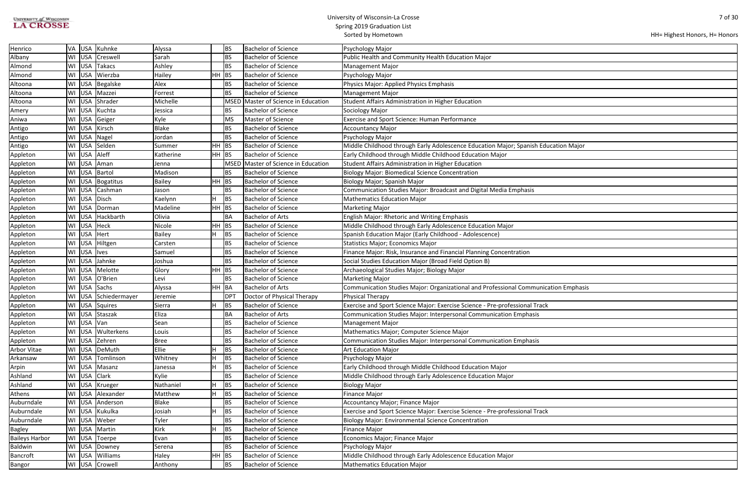| Henrico | VA | USA | Kuhnke | Alyssa | | BS | Bachelor of Science | Psychology Major |
|---|---|---|---|---|---|---|---|---|
| Albany | WI | USA | Creswell | Sarah | | BS | Bachelor of Science | Public Health and Community Health Education Major |
| Almond | WI | USA | Takacs | Ashley | | BS | Bachelor of Science | Management Major |
| Almond | WI | USA | Wierzba | Hailey | HH | BS | Bachelor of Science | Psychology Major |
| Altoona | WI | USA | Begalske | Alex | | BS | Bachelor of Science | Physics Major: Applied Physics Emphasis |
| Altoona | WI | USA | Mazzei | Forrest | | BS | Bachelor of Science | Management Major |
| Altoona | WI | USA | Shrader | Michelle | | MSED | Master of Science in Education | Student Affairs Administration in Higher Education |
| Amery | WI | USA | Kuchta | Jessica | | BS | Bachelor of Science | Sociology Major |
| Aniwa | WI | USA | Geiger | Kyle | | MS | Master of Science | Exercise and Sport Science: Human Performance |
| Antigo | WI | USA | Kirsch | Blake | | BS | Bachelor of Science | Accountancy Major |
| Antigo | WI | USA | Nagel | Jordan | | BS | Bachelor of Science | Psychology Major |
| Antigo | WI | USA | Selden | Summer | HH | BS | Bachelor of Science | Middle Childhood through Early Adolescence Education Major; Spanish Education Major |
| Appleton | WI | USA | Aleff | Katherine | HH | BS | Bachelor of Science | Early Childhood through Middle Childhood Education Major |
| Appleton | WI | USA | Aman | Jenna | | MSED | Master of Science in Education | Student Affairs Administration in Higher Education |
| Appleton | WI | USA | Bartol | Madison | | BS | Bachelor of Science | Biology Major: Biomedical Science Concentration |
| Appleton | WI | USA | Bogatitus | Bailey | HH | BS | Bachelor of Science | Biology Major; Spanish Major |
| Appleton | WI | USA | Cashman | Jason | | BS | Bachelor of Science | Communication Studies Major: Broadcast and Digital Media Emphasis |
| Appleton | WI | USA | Disch | Kaelynn | H | BS | Bachelor of Science | Mathematics Education Major |
| Appleton | WI | USA | Dorman | Madeline | HH | BS | Bachelor of Science | Marketing Major |
| Appleton | WI | USA | Hackbarth | Olivia | | BA | Bachelor of Arts | English Major: Rhetoric and Writing Emphasis |
| Appleton | WI | USA | Heck | Nicole | HH | BS | Bachelor of Science | Middle Childhood through Early Adolescence Education Major |
| Appleton | WI | USA | Hert | Bailey | H | BS | Bachelor of Science | Spanish Education Major (Early Childhood - Adolescence) |
| Appleton | WI | USA | Hiltgen | Carsten | | BS | Bachelor of Science | Statistics Major; Economics Major |
| Appleton | WI | USA | Ives | Samuel | | BS | Bachelor of Science | Finance Major: Risk, Insurance and Financial Planning Concentration |
| Appleton | WI | USA | Jahnke | Joshua | | BS | Bachelor of Science | Social Studies Education Major (Broad Field Option B) |
| Appleton | WI | USA | Melotte | Glory | HH | BS | Bachelor of Science | Archaeological Studies Major; Biology Major |
| Appleton | WI | USA | O'Brien | Levi | | BS | Bachelor of Science | Marketing Major |
| Appleton | WI | USA | Sachs | Alyssa | HH | BA | Bachelor of Arts | Communication Studies Major: Organizational and Professional Communication Emphasis |
| Appleton | WI | USA | Schiedermayer | Jeremie | | DPT | Doctor of Physical Therapy | Physical Therapy |
| Appleton | WI | USA | Squires | Sierra | H | BS | Bachelor of Science | Exercise and Sport Science Major: Exercise Science - Pre-professional Track |
| Appleton | WI | USA | Staszak | Eliza | | BA | Bachelor of Arts | Communication Studies Major: Interpersonal Communication Emphasis |
| Appleton | WI | USA | Van | Sean | | BS | Bachelor of Science | Management Major |
| Appleton | WI | USA | Wulterkens | Louis | | BS | Bachelor of Science | Mathematics Major; Computer Science Major |
| Appleton | WI | USA | Zehren | Bree | | BS | Bachelor of Science | Communication Studies Major: Interpersonal Communication Emphasis |
| Arbor Vitae | WI | USA | DeMuth | Ellie | H | BS | Bachelor of Science | Art Education Major |
| Arkansaw | WI | USA | Tomlinson | Whitney | H | BS | Bachelor of Science | Psychology Major |
| Arpin | WI | USA | Masanz | Janessa | H | BS | Bachelor of Science | Early Childhood through Middle Childhood Education Major |
| Ashland | WI | USA | Clark | Kylie | | BS | Bachelor of Science | Middle Childhood through Early Adolescence Education Major |
| Ashland | WI | USA | Krueger | Nathaniel | H | BS | Bachelor of Science | Biology Major |
| Athens | WI | USA | Alexander | Matthew | H | BS | Bachelor of Science | Finance Major |
| Auburndale | WI | USA | Anderson | Blake | | BS | Bachelor of Science | Accountancy Major; Finance Major |
| Auburndale | WI | USA | Kukulka | Josiah | H | BS | Bachelor of Science | Exercise and Sport Science Major: Exercise Science - Pre-professional Track |
| Auburndale | WI | USA | Weber | Tyler | | BS | Bachelor of Science | Biology Major: Environmental Science Concentration |
| Bagley | WI | USA | Martin | Kirk | H | BS | Bachelor of Science | Finance Major |
| Baileys Harbor | WI | USA | Toerpe | Evan | | BS | Bachelor of Science | Economics Major; Finance Major |
| Baldwin | WI | USA | Downey | Serena | | BS | Bachelor of Science | Psychology Major |
| Bancroft | WI | USA | Williams | Haley | HH | BS | Bachelor of Science | Middle Childhood through Early Adolescence Education Major |
| Bangor | WI | USA | Crowell | Anthony | | BS | Bachelor of Science | Mathematics Education Major |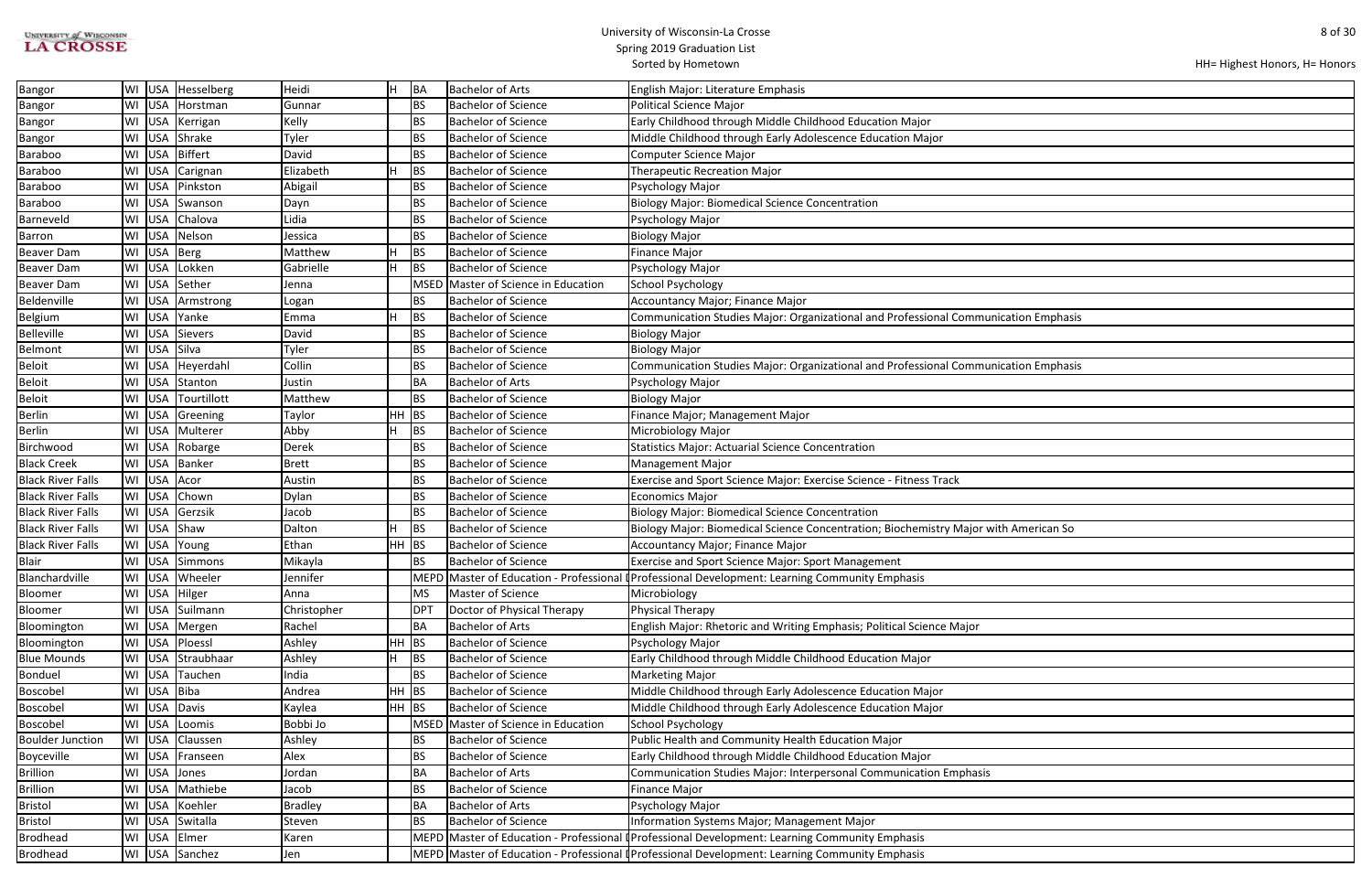University of Wisconsin-La Crosse
Spring 2019 Graduation List
Sorted by Hometown

HH= Highest Honors, H= Honors

| | | | | | | | | |
|---|---|---|---|---|---|---|---|---|
| Bangor | WI | USA | Hesselberg | Heidi | H | BA | Bachelor of Arts | English Major: Literature Emphasis |
| Bangor | WI | USA | Horstman | Gunnar | | BS | Bachelor of Science | Political Science Major |
| Bangor | WI | USA | Kerrigan | Kelly | | BS | Bachelor of Science | Early Childhood through Middle Childhood Education Major |
| Bangor | WI | USA | Shrake | Tyler | | BS | Bachelor of Science | Middle Childhood through Early Adolescence Education Major |
| Baraboo | WI | USA | Biffert | David | | BS | Bachelor of Science | Computer Science Major |
| Baraboo | WI | USA | Carignan | Elizabeth | H | BS | Bachelor of Science | Therapeutic Recreation Major |
| Baraboo | WI | USA | Pinkston | Abigail | | BS | Bachelor of Science | Psychology Major |
| Baraboo | WI | USA | Swanson | Dayn | | BS | Bachelor of Science | Biology Major: Biomedical Science Concentration |
| Barneveld | WI | USA | Chalova | Lidia | | BS | Bachelor of Science | Psychology Major |
| Barron | WI | USA | Nelson | Jessica | | BS | Bachelor of Science | Biology Major |
| Beaver Dam | WI | USA | Berg | Matthew | H | BS | Bachelor of Science | Finance Major |
| Beaver Dam | WI | USA | Lokken | Gabrielle | H | BS | Bachelor of Science | Psychology Major |
| Beaver Dam | WI | USA | Sether | Jenna | | MSED | Master of Science in Education | School Psychology |
| Beldenville | WI | USA | Armstrong | Logan | | BS | Bachelor of Science | Accountancy Major; Finance Major |
| Belgium | WI | USA | Yanke | Emma | H | BS | Bachelor of Science | Communication Studies Major: Organizational and Professional Communication Emphasis |
| Belleville | WI | USA | Sievers | David | | BS | Bachelor of Science | Biology Major |
| Belmont | WI | USA | Silva | Tyler | | BS | Bachelor of Science | Biology Major |
| Beloit | WI | USA | Heyerdahl | Collin | | BS | Bachelor of Science | Communication Studies Major: Organizational and Professional Communication Emphasis |
| Beloit | WI | USA | Stanton | Justin | | BA | Bachelor of Arts | Psychology Major |
| Beloit | WI | USA | Tourtillott | Matthew | | BS | Bachelor of Science | Biology Major |
| Berlin | WI | USA | Greening | Taylor | HH | BS | Bachelor of Science | Finance Major; Management Major |
| Berlin | WI | USA | Multerer | Abby | H | BS | Bachelor of Science | Microbiology Major |
| Birchwood | WI | USA | Robarge | Derek | | BS | Bachelor of Science | Statistics Major: Actuarial Science Concentration |
| Black Creek | WI | USA | Banker | Brett | | BS | Bachelor of Science | Management Major |
| Black River Falls | WI | USA | Acor | Austin | | BS | Bachelor of Science | Exercise and Sport Science Major: Exercise Science - Fitness Track |
| Black River Falls | WI | USA | Chown | Dylan | | BS | Bachelor of Science | Economics Major |
| Black River Falls | WI | USA | Gerzsik | Jacob | | BS | Bachelor of Science | Biology Major: Biomedical Science Concentration |
| Black River Falls | WI | USA | Shaw | Dalton | H | BS | Bachelor of Science | Biology Major: Biomedical Science Concentration; Biochemistry Major with American So |
| Black River Falls | WI | USA | Young | Ethan | HH | BS | Bachelor of Science | Accountancy Major; Finance Major |
| Blair | WI | USA | Simmons | Mikayla | | BS | Bachelor of Science | Exercise and Sport Science Major: Sport Management |
| Blanchardville | WI | USA | Wheeler | Jennifer | | MEPD | Master of Education - Professional I | Professional Development: Learning Community Emphasis |
| Bloomer | WI | USA | Hilger | Anna | | MS | Master of Science | Microbiology |
| Bloomer | WI | USA | Suilmann | Christopher | | DPT | Doctor of Physical Therapy | Physical Therapy |
| Bloomington | WI | USA | Mergen | Rachel | | BA | Bachelor of Arts | English Major: Rhetoric and Writing Emphasis; Political Science Major |
| Bloomington | WI | USA | Ploessl | Ashley | HH | BS | Bachelor of Science | Psychology Major |
| Blue Mounds | WI | USA | Straubhaar | Ashley | H | BS | Bachelor of Science | Early Childhood through Middle Childhood Education Major |
| Bonduel | WI | USA | Tauchen | India | | BS | Bachelor of Science | Marketing Major |
| Boscobel | WI | USA | Biba | Andrea | HH | BS | Bachelor of Science | Middle Childhood through Early Adolescence Education Major |
| Boscobel | WI | USA | Davis | Kaylea | HH | BS | Bachelor of Science | Middle Childhood through Early Adolescence Education Major |
| Boscobel | WI | USA | Loomis | Bobbi Jo | | MSED | Master of Science in Education | School Psychology |
| Boulder Junction | WI | USA | Claussen | Ashley | | BS | Bachelor of Science | Public Health and Community Health Education Major |
| Boyceville | WI | USA | Franseen | Alex | | BS | Bachelor of Science | Early Childhood through Middle Childhood Education Major |
| Brillion | WI | USA | Jones | Jordan | | BA | Bachelor of Arts | Communication Studies Major: Interpersonal Communication Emphasis |
| Brillion | WI | USA | Mathiebe | Jacob | | BS | Bachelor of Science | Finance Major |
| Bristol | WI | USA | Koehler | Bradley | | BA | Bachelor of Arts | Psychology Major |
| Bristol | WI | USA | Switalla | Steven | | BS | Bachelor of Science | Information Systems Major; Management Major |
| Brodhead | WI | USA | Elmer | Karen | | MEPD | Master of Education - Professional I | Professional Development: Learning Community Emphasis |
| Brodhead | WI | USA | Sanchez | Jen | | MEPD | Master of Education - Professional I | Professional Development: Learning Community Emphasis |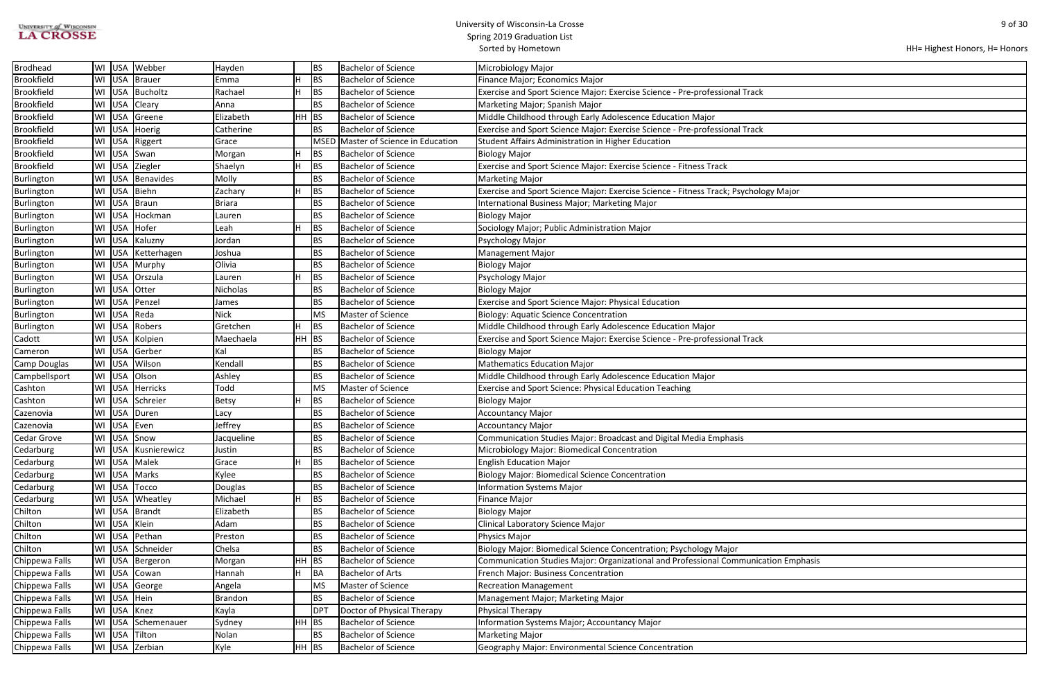HH= Highest Honors, H= Honors

| | | | | | | | | |
|---|---|---|---|---|---|---|---|---|
| Brodhead | WI | USA | Webber | Hayden | | BS | Bachelor of Science | Microbiology Major |
| Brookfield | WI | USA | Brauer | Emma | H | BS | Bachelor of Science | Finance Major; Economics Major |
| Brookfield | WI | USA | Bucholtz | Rachael | H | BS | Bachelor of Science | Exercise and Sport Science Major: Exercise Science - Pre-professional Track |
| Brookfield | WI | USA | Cleary | Anna | | BS | Bachelor of Science | Marketing Major; Spanish Major |
| Brookfield | WI | USA | Greene | Elizabeth | HH | BS | Bachelor of Science | Middle Childhood through Early Adolescence Education Major |
| Brookfield | WI | USA | Hoerig | Catherine | | BS | Bachelor of Science | Exercise and Sport Science Major: Exercise Science - Pre-professional Track |
| Brookfield | WI | USA | Riggert | Grace | | MSED | Master of Science in Education | Student Affairs Administration in Higher Education |
| Brookfield | WI | USA | Swan | Morgan | H | BS | Bachelor of Science | Biology Major |
| Brookfield | WI | USA | Ziegler | Shaelyn | H | BS | Bachelor of Science | Exercise and Sport Science Major: Exercise Science - Fitness Track |
| Burlington | WI | USA | Benavides | Molly | | BS | Bachelor of Science | Marketing Major |
| Burlington | WI | USA | Biehn | Zachary | H | BS | Bachelor of Science | Exercise and Sport Science Major: Exercise Science - Fitness Track; Psychology Major |
| Burlington | WI | USA | Braun | Briara | | BS | Bachelor of Science | International Business Major; Marketing Major |
| Burlington | WI | USA | Hockman | Lauren | | BS | Bachelor of Science | Biology Major |
| Burlington | WI | USA | Hofer | Leah | H | BS | Bachelor of Science | Sociology Major; Public Administration Major |
| Burlington | WI | USA | Kaluzny | Jordan | | BS | Bachelor of Science | Psychology Major |
| Burlington | WI | USA | Ketterhagen | Joshua | | BS | Bachelor of Science | Management Major |
| Burlington | WI | USA | Murphy | Olivia | | BS | Bachelor of Science | Biology Major |
| Burlington | WI | USA | Orszula | Lauren | H | BS | Bachelor of Science | Psychology Major |
| Burlington | WI | USA | Otter | Nicholas | | BS | Bachelor of Science | Biology Major |
| Burlington | WI | USA | Penzel | James | | BS | Bachelor of Science | Exercise and Sport Science Major: Physical Education |
| Burlington | WI | USA | Reda | Nick | | MS | Master of Science | Biology: Aquatic Science Concentration |
| Burlington | WI | USA | Robers | Gretchen | H | BS | Bachelor of Science | Middle Childhood through Early Adolescence Education Major |
| Cadott | WI | USA | Kolpien | Maechaela | HH | BS | Bachelor of Science | Exercise and Sport Science Major: Exercise Science - Pre-professional Track |
| Cameron | WI | USA | Gerber | Kal | | BS | Bachelor of Science | Biology Major |
| Camp Douglas | WI | USA | Wilson | Kendall | | BS | Bachelor of Science | Mathematics Education Major |
| Campbellsport | WI | USA | Olson | Ashley | | BS | Bachelor of Science | Middle Childhood through Early Adolescence Education Major |
| Cashton | WI | USA | Herricks | Todd | | MS | Master of Science | Exercise and Sport Science: Physical Education Teaching |
| Cashton | WI | USA | Schreier | Betsy | H | BS | Bachelor of Science | Biology Major |
| Cazenovia | WI | USA | Duren | Lacy | | BS | Bachelor of Science | Accountancy Major |
| Cazenovia | WI | USA | Even | Jeffrey | | BS | Bachelor of Science | Accountancy Major |
| Cedar Grove | WI | USA | Snow | Jacqueline | | BS | Bachelor of Science | Communication Studies Major: Broadcast and Digital Media Emphasis |
| Cedarburg | WI | USA | Kusnierewicz | Justin | | BS | Bachelor of Science | Microbiology Major: Biomedical Concentration |
| Cedarburg | WI | USA | Malek | Grace | H | BS | Bachelor of Science | English Education Major |
| Cedarburg | WI | USA | Marks | Kylee | | BS | Bachelor of Science | Biology Major: Biomedical Science Concentration |
| Cedarburg | WI | USA | Tocco | Douglas | | BS | Bachelor of Science | Information Systems Major |
| Cedarburg | WI | USA | Wheatley | Michael | H | BS | Bachelor of Science | Finance Major |
| Chilton | WI | USA | Brandt | Elizabeth | | BS | Bachelor of Science | Biology Major |
| Chilton | WI | USA | Klein | Adam | | BS | Bachelor of Science | Clinical Laboratory Science Major |
| Chilton | WI | USA | Pethan | Preston | | BS | Bachelor of Science | Physics Major |
| Chilton | WI | USA | Schneider | Chelsa | | BS | Bachelor of Science | Biology Major: Biomedical Science Concentration; Psychology Major |
| Chippewa Falls | WI | USA | Bergeron | Morgan | HH | BS | Bachelor of Science | Communication Studies Major: Organizational and Professional Communication Emphasis |
| Chippewa Falls | WI | USA | Cowan | Hannah | H | BA | Bachelor of Arts | French Major: Business Concentration |
| Chippewa Falls | WI | USA | George | Angela | | MS | Master of Science | Recreation Management |
| Chippewa Falls | WI | USA | Hein | Brandon | | BS | Bachelor of Science | Management Major; Marketing Major |
| Chippewa Falls | WI | USA | Knez | Kayla | | DPT | Doctor of Physical Therapy | Physical Therapy |
| Chippewa Falls | WI | USA | Schemenauer | Sydney | HH | BS | Bachelor of Science | Information Systems Major; Accountancy Major |
| Chippewa Falls | WI | USA | Tilton | Nolan | | BS | Bachelor of Science | Marketing Major |
| Chippewa Falls | WI | USA | Zerbian | Kyle | HH | BS | Bachelor of Science | Geography Major: Environmental Science Concentration |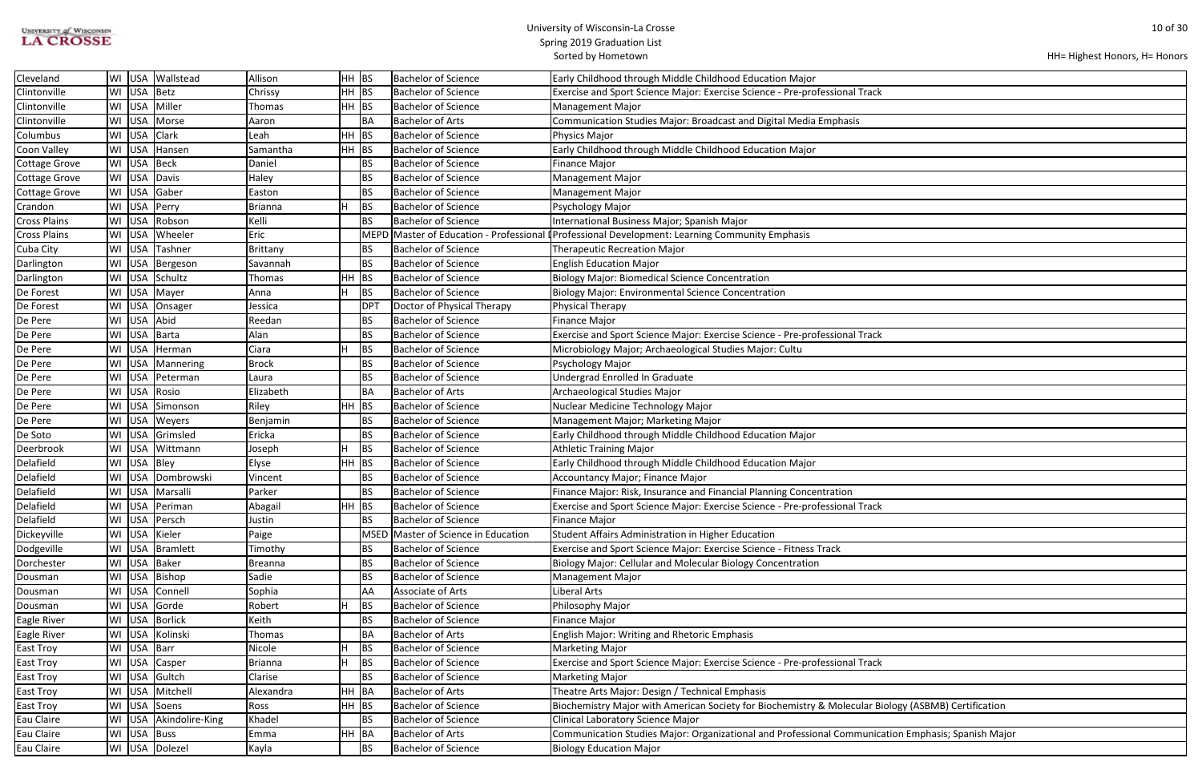University of Wisconsin-La Crosse
Spring 2019 Graduation List
Sorted by Hometown

HH= Highest Honors, H= Honors

| Hometown | State | Country | Last Name | First Name | Honors | Degree | Degree Name | Major |
|---|---|---|---|---|---|---|---|---|
| Cleveland | WI | USA | Wallstead | Allison | HH | BS | Bachelor of Science | Early Childhood through Middle Childhood Education Major |
| Clintonville | WI | USA | Betz | Chrissy | HH | BS | Bachelor of Science | Exercise and Sport Science Major: Exercise Science - Pre-professional Track |
| Clintonville | WI | USA | Miller | Thomas | HH | BS | Bachelor of Science | Management Major |
| Clintonville | WI | USA | Morse | Aaron | | BA | Bachelor of Arts | Communication Studies Major: Broadcast and Digital Media Emphasis |
| Columbus | WI | USA | Clark | Leah | HH | BS | Bachelor of Science | Physics Major |
| Coon Valley | WI | USA | Hansen | Samantha | HH | BS | Bachelor of Science | Early Childhood through Middle Childhood Education Major |
| Cottage Grove | WI | USA | Beck | Daniel | | BS | Bachelor of Science | Finance Major |
| Cottage Grove | WI | USA | Davis | Haley | | BS | Bachelor of Science | Management Major |
| Cottage Grove | WI | USA | Gaber | Easton | | BS | Bachelor of Science | Management Major |
| Crandon | WI | USA | Perry | Brianna | H | BS | Bachelor of Science | Psychology Major |
| Cross Plains | WI | USA | Robson | Kelli | | BS | Bachelor of Science | International Business Major; Spanish Major |
| Cross Plains | WI | USA | Wheeler | Eric | | MEPD | Master of Education - Professional D | Professional Development: Learning Community Emphasis |
| Cuba City | WI | USA | Tashner | Brittany | | BS | Bachelor of Science | Therapeutic Recreation Major |
| Darlington | WI | USA | Bergeson | Savannah | | BS | Bachelor of Science | English Education Major |
| Darlington | WI | USA | Schultz | Thomas | HH | BS | Bachelor of Science | Biology Major: Biomedical Science Concentration |
| De Forest | WI | USA | Mayer | Anna | H | BS | Bachelor of Science | Biology Major: Environmental Science Concentration |
| De Forest | WI | USA | Onsager | Jessica | | DPT | Doctor of Physical Therapy | Physical Therapy |
| De Pere | WI | USA | Abid | Reedan | | BS | Bachelor of Science | Finance Major |
| De Pere | WI | USA | Barta | Alan | | BS | Bachelor of Science | Exercise and Sport Science Major: Exercise Science - Pre-professional Track |
| De Pere | WI | USA | Herman | Ciara | H | BS | Bachelor of Science | Microbiology Major; Archaeological Studies Major: Cultu |
| De Pere | WI | USA | Mannering | Brock | | BS | Bachelor of Science | Psychology Major |
| De Pere | WI | USA | Peterman | Laura | | BS | Bachelor of Science | Undergrad Enrolled In Graduate |
| De Pere | WI | USA | Rosio | Elizabeth | | BA | Bachelor of Arts | Archaeological Studies Major |
| De Pere | WI | USA | Simonson | Riley | HH | BS | Bachelor of Science | Nuclear Medicine Technology Major |
| De Pere | WI | USA | Weyers | Benjamin | | BS | Bachelor of Science | Management Major; Marketing Major |
| De Soto | WI | USA | Grimsled | Ericka | | BS | Bachelor of Science | Early Childhood through Middle Childhood Education Major |
| Deerbrook | WI | USA | Wittmann | Joseph | H | BS | Bachelor of Science | Athletic Training Major |
| Delafield | WI | USA | Bley | Elyse | HH | BS | Bachelor of Science | Early Childhood through Middle Childhood Education Major |
| Delafield | WI | USA | Dombrowski | Vincent | | BS | Bachelor of Science | Accountancy Major; Finance Major |
| Delafield | WI | USA | Marsalli | Parker | | BS | Bachelor of Science | Finance Major: Risk, Insurance and Financial Planning Concentration |
| Delafield | WI | USA | Periman | Abagail | HH | BS | Bachelor of Science | Exercise and Sport Science Major: Exercise Science - Pre-professional Track |
| Delafield | WI | USA | Persch | Justin | | BS | Bachelor of Science | Finance Major |
| Dickeyville | WI | USA | Kieler | Paige | | MSED | Master of Science in Education | Student Affairs Administration in Higher Education |
| Dodgeville | WI | USA | Bramlett | Timothy | | BS | Bachelor of Science | Exercise and Sport Science Major: Exercise Science - Fitness Track |
| Dorchester | WI | USA | Baker | Breanna | | BS | Bachelor of Science | Biology Major: Cellular and Molecular Biology Concentration |
| Dousman | WI | USA | Bishop | Sadie | | BS | Bachelor of Science | Management Major |
| Dousman | WI | USA | Connell | Sophia | | AA | Associate of Arts | Liberal Arts |
| Dousman | WI | USA | Gorde | Robert | H | BS | Bachelor of Science | Philosophy Major |
| Eagle River | WI | USA | Borlick | Keith | | BS | Bachelor of Science | Finance Major |
| Eagle River | WI | USA | Kolinski | Thomas | | BA | Bachelor of Arts | English Major: Writing and Rhetoric Emphasis |
| East Troy | WI | USA | Barr | Nicole | H | BS | Bachelor of Science | Marketing Major |
| East Troy | WI | USA | Casper | Brianna | H | BS | Bachelor of Science | Exercise and Sport Science Major: Exercise Science - Pre-professional Track |
| East Troy | WI | USA | Gultch | Clarise | | BS | Bachelor of Science | Marketing Major |
| East Troy | WI | USA | Mitchell | Alexandra | HH | BA | Bachelor of Arts | Theatre Arts Major: Design / Technical Emphasis |
| East Troy | WI | USA | Soens | Ross | HH | BS | Bachelor of Science | Biochemistry Major with American Society for Biochemistry & Molecular Biology (ASBMB) Certification |
| Eau Claire | WI | USA | Akindolire-King | Khadel | | BS | Bachelor of Science | Clinical Laboratory Science Major |
| Eau Claire | WI | USA | Buss | Emma | HH | BA | Bachelor of Arts | Communication Studies Major: Organizational and Professional Communication Emphasis; Spanish Major |
| Eau Claire | WI | USA | Dolezel | Kayla | | BS | Bachelor of Science | Biology Education Major |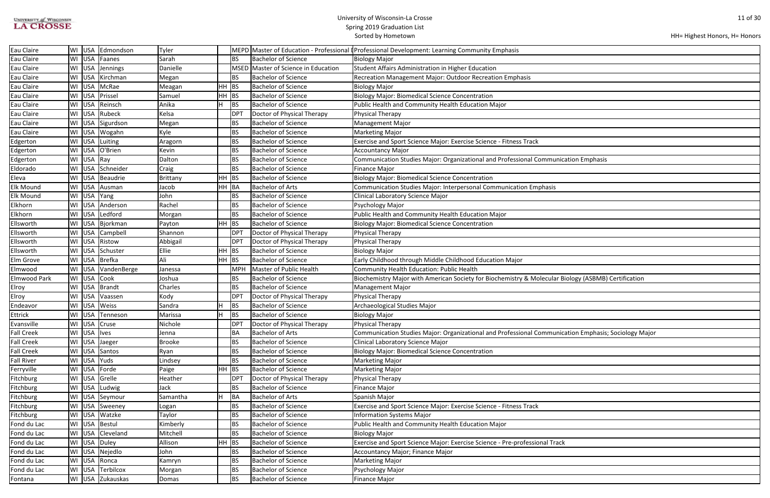| Eau Claire | WI | USA | Edmondson | Tyler | | MEPD | Master of Education - Professional D | Professional Development: Learning Community Emphasis |
|---|---|---|---|---|---|---|---|---|
| Eau Claire | WI | USA | Faanes | Sarah | | BS | Bachelor of Science | Biology Major |
| Eau Claire | WI | USA | Jennings | Danielle | | MSED | Master of Science in Education | Student Affairs Administration in Higher Education |
| Eau Claire | WI | USA | Kirchman | Megan | | BS | Bachelor of Science | Recreation Management Major: Outdoor Recreation Emphasis |
| Eau Claire | WI | USA | McRae | Meagan | HH | BS | Bachelor of Science | Biology Major |
| Eau Claire | WI | USA | Prissel | Samuel | HH | BS | Bachelor of Science | Biology Major: Biomedical Science Concentration |
| Eau Claire | WI | USA | Reinsch | Anika | H | BS | Bachelor of Science | Public Health and Community Health Education Major |
| Eau Claire | WI | USA | Rubeck | Kelsa | | DPT | Doctor of Physical Therapy | Physical Therapy |
| Eau Claire | WI | USA | Sigurdson | Megan | | BS | Bachelor of Science | Management Major |
| Eau Claire | WI | USA | Wogahn | Kyle | | BS | Bachelor of Science | Marketing Major |
| Edgerton | WI | USA | Luiting | Aragorn | | BS | Bachelor of Science | Exercise and Sport Science Major: Exercise Science - Fitness Track |
| Edgerton | WI | USA | O'Brien | Kevin | | BS | Bachelor of Science | Accountancy Major |
| Edgerton | WI | USA | Ray | Dalton | | BS | Bachelor of Science | Communication Studies Major: Organizational and Professional Communication Emphasis |
| Eldorado | WI | USA | Schneider | Craig | | BS | Bachelor of Science | Finance Major |
| Eleva | WI | USA | Beaudrie | Brittany | HH | BS | Bachelor of Science | Biology Major: Biomedical Science Concentration |
| Elk Mound | WI | USA | Ausman | Jacob | HH | BA | Bachelor of Arts | Communication Studies Major: Interpersonal Communication Emphasis |
| Elk Mound | WI | USA | Yang | John | | BS | Bachelor of Science | Clinical Laboratory Science Major |
| Elkhorn | WI | USA | Anderson | Rachel | | BS | Bachelor of Science | Psychology Major |
| Elkhorn | WI | USA | Ledford | Morgan | | BS | Bachelor of Science | Public Health and Community Health Education Major |
| Ellsworth | WI | USA | Bjorkman | Payton | HH | BS | Bachelor of Science | Biology Major: Biomedical Science Concentration |
| Ellsworth | WI | USA | Campbell | Shannon | | DPT | Doctor of Physical Therapy | Physical Therapy |
| Ellsworth | WI | USA | Ristow | Abbigail | | DPT | Doctor of Physical Therapy | Physical Therapy |
| Ellsworth | WI | USA | Schuster | Ellie | HH | BS | Bachelor of Science | Biology Major |
| Elm Grove | WI | USA | Brefka | Ali | HH | BS | Bachelor of Science | Early Childhood through Middle Childhood Education Major |
| Elmwood | WI | USA | VandenBerge | Janessa | | MPH | Master of Public Health | Community Health Education: Public Health |
| Elmwood Park | WI | USA | Cook | Joshua | | BS | Bachelor of Science | Biochemistry Major with American Society for Biochemistry & Molecular Biology (ASBMB) Certification |
| Elroy | WI | USA | Brandt | Charles | | BS | Bachelor of Science | Management Major |
| Elroy | WI | USA | Vaassen | Kody | | DPT | Doctor of Physical Therapy | Physical Therapy |
| Endeavor | WI | USA | Weiss | Sandra | H | BS | Bachelor of Science | Archaeological Studies Major |
| Ettrick | WI | USA | Tenneson | Marissa | H | BS | Bachelor of Science | Biology Major |
| Evansville | WI | USA | Cruse | Nichole | | DPT | Doctor of Physical Therapy | Physical Therapy |
| Fall Creek | WI | USA | Ives | Jenna | | BA | Bachelor of Arts | Communication Studies Major: Organizational and Professional Communication Emphasis; Sociology Major |
| Fall Creek | WI | USA | Jaeger | Brooke | | BS | Bachelor of Science | Clinical Laboratory Science Major |
| Fall Creek | WI | USA | Santos | Ryan | | BS | Bachelor of Science | Biology Major: Biomedical Science Concentration |
| Fall River | WI | USA | Yuds | Lindsey | | BS | Bachelor of Science | Marketing Major |
| Ferryville | WI | USA | Forde | Paige | HH | BS | Bachelor of Science | Marketing Major |
| Fitchburg | WI | USA | Grelle | Heather | | DPT | Doctor of Physical Therapy | Physical Therapy |
| Fitchburg | WI | USA | Ludwig | Jack | | BS | Bachelor of Science | Finance Major |
| Fitchburg | WI | USA | Seymour | Samantha | H | BA | Bachelor of Arts | Spanish Major |
| Fitchburg | WI | USA | Sweeney | Logan | | BS | Bachelor of Science | Exercise and Sport Science Major: Exercise Science - Fitness Track |
| Fitchburg | WI | USA | Watzke | Taylor | | BS | Bachelor of Science | Information Systems Major |
| Fond du Lac | WI | USA | Bestul | Kimberly | | BS | Bachelor of Science | Public Health and Community Health Education Major |
| Fond du Lac | WI | USA | Cleveland | Mitchell | | BS | Bachelor of Science | Biology Major |
| Fond du Lac | WI | USA | Duley | Allison | HH | BS | Bachelor of Science | Exercise and Sport Science Major: Exercise Science - Pre-professional Track |
| Fond du Lac | WI | USA | Nejedlo | John | | BS | Bachelor of Science | Accountancy Major; Finance Major |
| Fond du Lac | WI | USA | Ronca | Kamryn | | BS | Bachelor of Science | Marketing Major |
| Fond du Lac | WI | USA | Terbilcox | Morgan | | BS | Bachelor of Science | Psychology Major |
| Fontana | WI | USA | Zukauskas | Domas | | BS | Bachelor of Science | Finance Major |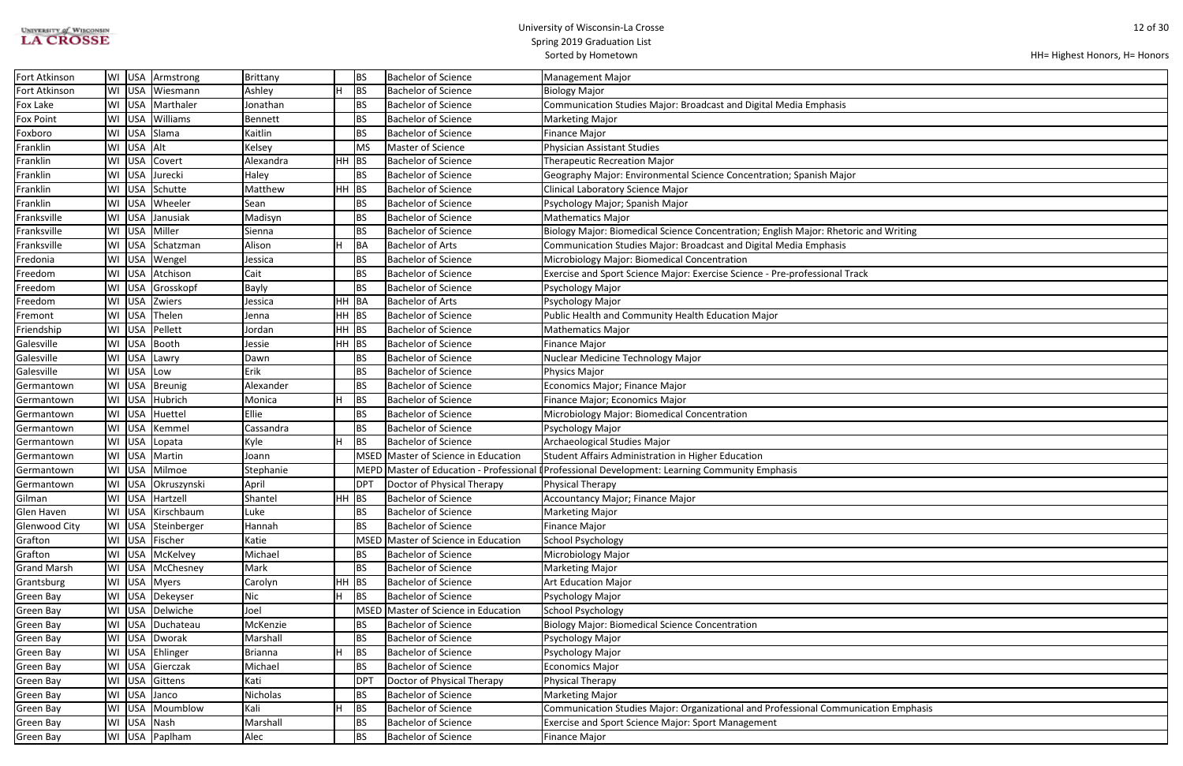# University of Wisconsin-La Crosse
## Spring 2019 Graduation List
### Sorted by Hometown

HH= Highest Honors, H= Honors

| Hometown | State | Country | Last Name | First Name | Honors | Degree | Degree Name | Major |
|---|---|---|---|---|---|---|---|---|
| Fort Atkinson | WI | USA | Armstrong | Brittany | | BS | Bachelor of Science | Management Major |
| Fort Atkinson | WI | USA | Wiesmann | Ashley | H | BS | Bachelor of Science | Biology Major |
| Fox Lake | WI | USA | Marthaler | Jonathan | | BS | Bachelor of Science | Communication Studies Major: Broadcast and Digital Media Emphasis |
| Fox Point | WI | USA | Williams | Bennett | | BS | Bachelor of Science | Marketing Major |
| Foxboro | WI | USA | Slama | Kaitlin | | BS | Bachelor of Science | Finance Major |
| Franklin | WI | USA | Alt | Kelsey | | MS | Master of Science | Physician Assistant Studies |
| Franklin | WI | USA | Covert | Alexandra | HH | BS | Bachelor of Science | Therapeutic Recreation Major |
| Franklin | WI | USA | Jurecki | Haley | | BS | Bachelor of Science | Geography Major: Environmental Science Concentration; Spanish Major |
| Franklin | WI | USA | Schutte | Matthew | HH | BS | Bachelor of Science | Clinical Laboratory Science Major |
| Franklin | WI | USA | Wheeler | Sean | | BS | Bachelor of Science | Psychology Major; Spanish Major |
| Franksville | WI | USA | Janusiak | Madisyn | | BS | Bachelor of Science | Mathematics Major |
| Franksville | WI | USA | Miller | Sienna | | BS | Bachelor of Science | Biology Major: Biomedical Science Concentration; English Major: Rhetoric and Writing |
| Franksville | WI | USA | Schatzman | Alison | H | BA | Bachelor of Arts | Communication Studies Major: Broadcast and Digital Media Emphasis |
| Fredonia | WI | USA | Wengel | Jessica | | BS | Bachelor of Science | Microbiology Major: Biomedical Concentration |
| Freedom | WI | USA | Atchison | Cait | | BS | Bachelor of Science | Exercise and Sport Science Major: Exercise Science - Pre-professional Track |
| Freedom | WI | USA | Grosskopf | Bayly | | BS | Bachelor of Science | Psychology Major |
| Freedom | WI | USA | Zwiers | Jessica | HH | BA | Bachelor of Arts | Psychology Major |
| Fremont | WI | USA | Thelen | Jenna | HH | BS | Bachelor of Science | Public Health and Community Health Education Major |
| Friendship | WI | USA | Pellett | Jordan | HH | BS | Bachelor of Science | Mathematics Major |
| Galesville | WI | USA | Booth | Jessie | HH | BS | Bachelor of Science | Finance Major |
| Galesville | WI | USA | Lawry | Dawn | | BS | Bachelor of Science | Nuclear Medicine Technology Major |
| Galesville | WI | USA | Low | Erik | | BS | Bachelor of Science | Physics Major |
| Germantown | WI | USA | Breunig | Alexander | | BS | Bachelor of Science | Economics Major; Finance Major |
| Germantown | WI | USA | Hubrich | Monica | H | BS | Bachelor of Science | Finance Major; Economics Major |
| Germantown | WI | USA | Huettel | Ellie | | BS | Bachelor of Science | Microbiology Major: Biomedical Concentration |
| Germantown | WI | USA | Kemmel | Cassandra | | BS | Bachelor of Science | Psychology Major |
| Germantown | WI | USA | Lopata | Kyle | H | BS | Bachelor of Science | Archaeological Studies Major |
| Germantown | WI | USA | Martin | Joann | | MSED | Master of Science in Education | Student Affairs Administration in Higher Education |
| Germantown | WI | USA | Milmoe | Stephanie | | MEPD | Master of Education - Professional D | Professional Development: Learning Community Emphasis |
| Germantown | WI | USA | Okruszynski | April | | DPT | Doctor of Physical Therapy | Physical Therapy |
| Gilman | WI | USA | Hartzell | Shantel | HH | BS | Bachelor of Science | Accountancy Major; Finance Major |
| Glen Haven | WI | USA | Kirschbaum | Luke | | BS | Bachelor of Science | Marketing Major |
| Glenwood City | WI | USA | Steinberger | Hannah | | BS | Bachelor of Science | Finance Major |
| Grafton | WI | USA | Fischer | Katie | | MSED | Master of Science in Education | School Psychology |
| Grafton | WI | USA | McKelvey | Michael | | BS | Bachelor of Science | Microbiology Major |
| Grand Marsh | WI | USA | McChesney | Mark | | BS | Bachelor of Science | Marketing Major |
| Grantsburg | WI | USA | Myers | Carolyn | HH | BS | Bachelor of Science | Art Education Major |
| Green Bay | WI | USA | Dekeyser | Nic | H | BS | Bachelor of Science | Psychology Major |
| Green Bay | WI | USA | Delwiche | Joel | | MSED | Master of Science in Education | School Psychology |
| Green Bay | WI | USA | Duchateau | McKenzie | | BS | Bachelor of Science | Biology Major: Biomedical Science Concentration |
| Green Bay | WI | USA | Dworak | Marshall | | BS | Bachelor of Science | Psychology Major |
| Green Bay | WI | USA | Ehlinger | Brianna | H | BS | Bachelor of Science | Psychology Major |
| Green Bay | WI | USA | Gierczak | Michael | | BS | Bachelor of Science | Economics Major |
| Green Bay | WI | USA | Gittens | Kati | | DPT | Doctor of Physical Therapy | Physical Therapy |
| Green Bay | WI | USA | Janco | Nicholas | | BS | Bachelor of Science | Marketing Major |
| Green Bay | WI | USA | Moumblow | Kali | H | BS | Bachelor of Science | Communication Studies Major: Organizational and Professional Communication Emphasis |
| Green Bay | WI | USA | Nash | Marshall | | BS | Bachelor of Science | Exercise and Sport Science Major: Sport Management |
| Green Bay | WI | USA | Paplham | Alec | | BS | Bachelor of Science | Finance Major |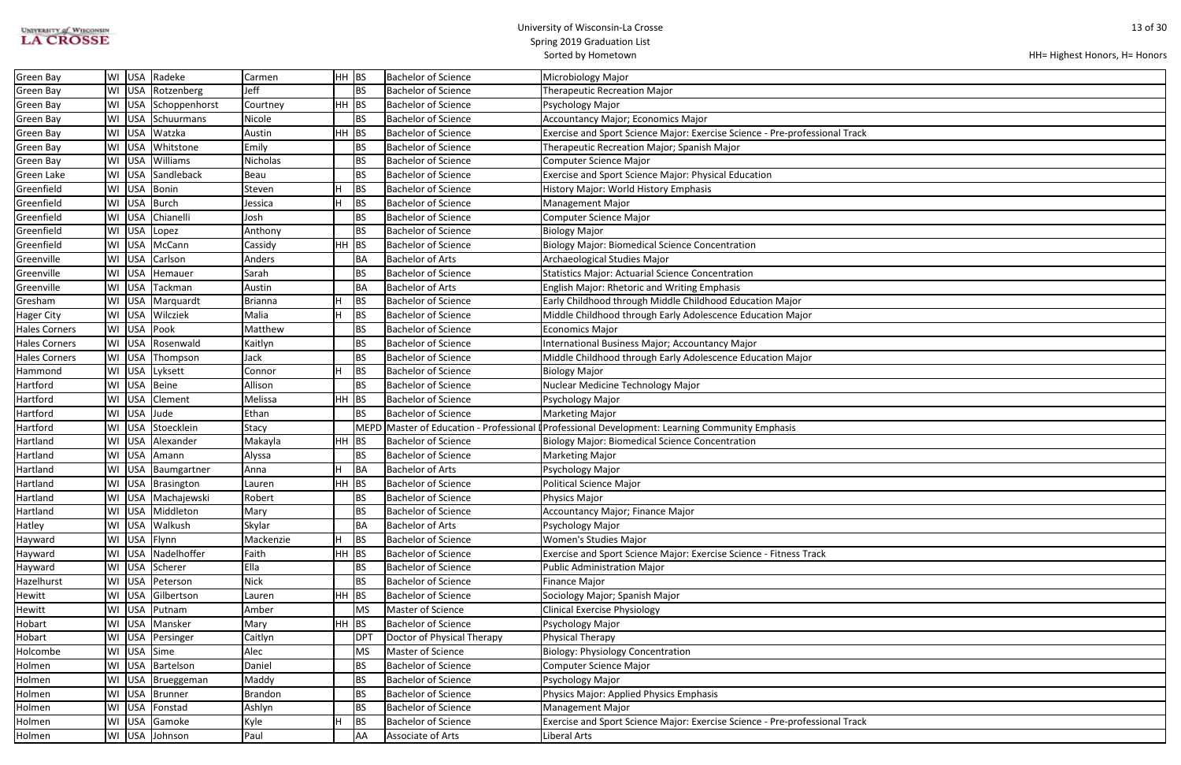University of Wisconsin-La Crosse
Spring 2019 Graduation List
Sorted by Hometown

HH= Highest Honors, H= Honors

| | | | | | | | | |
|---|---|---|---|---|---|---|---|---|
| Green Bay | WI | USA | Radeke | Carmen | HH | BS | Bachelor of Science | Microbiology Major |
| Green Bay | WI | USA | Rotzenberg | Jeff | | BS | Bachelor of Science | Therapeutic Recreation Major |
| Green Bay | WI | USA | Schoppenhorst | Courtney | HH | BS | Bachelor of Science | Psychology Major |
| Green Bay | WI | USA | Schuurmans | Nicole | | BS | Bachelor of Science | Accountancy Major; Economics Major |
| Green Bay | WI | USA | Watzka | Austin | HH | BS | Bachelor of Science | Exercise and Sport Science Major: Exercise Science - Pre-professional Track |
| Green Bay | WI | USA | Whitstone | Emily | | BS | Bachelor of Science | Therapeutic Recreation Major; Spanish Major |
| Green Bay | WI | USA | Williams | Nicholas | | BS | Bachelor of Science | Computer Science Major |
| Green Lake | WI | USA | Sandleback | Beau | | BS | Bachelor of Science | Exercise and Sport Science Major: Physical Education |
| Greenfield | WI | USA | Bonin | Steven | H | BS | Bachelor of Science | History Major: World History Emphasis |
| Greenfield | WI | USA | Burch | Jessica | H | BS | Bachelor of Science | Management Major |
| Greenfield | WI | USA | Chianelli | Josh | | BS | Bachelor of Science | Computer Science Major |
| Greenfield | WI | USA | Lopez | Anthony | | BS | Bachelor of Science | Biology Major |
| Greenfield | WI | USA | McCann | Cassidy | HH | BS | Bachelor of Science | Biology Major: Biomedical Science Concentration |
| Greenville | WI | USA | Carlson | Anders | | BA | Bachelor of Arts | Archaeological Studies Major |
| Greenville | WI | USA | Hemauer | Sarah | | BS | Bachelor of Science | Statistics Major: Actuarial Science Concentration |
| Greenville | WI | USA | Tackman | Austin | | BA | Bachelor of Arts | English Major: Rhetoric and Writing Emphasis |
| Gresham | WI | USA | Marquardt | Brianna | H | BS | Bachelor of Science | Early Childhood through Middle Childhood Education Major |
| Hager City | WI | USA | Wilcziek | Malia | H | BS | Bachelor of Science | Middle Childhood through Early Adolescence Education Major |
| Hales Corners | WI | USA | Pook | Matthew | | BS | Bachelor of Science | Economics Major |
| Hales Corners | WI | USA | Rosenwald | Kaitlyn | | BS | Bachelor of Science | International Business Major; Accountancy Major |
| Hales Corners | WI | USA | Thompson | Jack | | BS | Bachelor of Science | Middle Childhood through Early Adolescence Education Major |
| Hammond | WI | USA | Lyksett | Connor | H | BS | Bachelor of Science | Biology Major |
| Hartford | WI | USA | Beine | Allison | | BS | Bachelor of Science | Nuclear Medicine Technology Major |
| Hartford | WI | USA | Clement | Melissa | HH | BS | Bachelor of Science | Psychology Major |
| Hartford | WI | USA | Jude | Ethan | | BS | Bachelor of Science | Marketing Major |
| Hartford | WI | USA | Stoecklein | Stacy | | MEPD | Master of Education - Professional D | Professional Development: Learning Community Emphasis |
| Hartland | WI | USA | Alexander | Makayla | HH | BS | Bachelor of Science | Biology Major: Biomedical Science Concentration |
| Hartland | WI | USA | Amann | Alyssa | | BS | Bachelor of Science | Marketing Major |
| Hartland | WI | USA | Baumgartner | Anna | H | BA | Bachelor of Arts | Psychology Major |
| Hartland | WI | USA | Brasington | Lauren | HH | BS | Bachelor of Science | Political Science Major |
| Hartland | WI | USA | Machajewski | Robert | | BS | Bachelor of Science | Physics Major |
| Hartland | WI | USA | Middleton | Mary | | BS | Bachelor of Science | Accountancy Major; Finance Major |
| Hatley | WI | USA | Walkush | Skylar | | BA | Bachelor of Arts | Psychology Major |
| Hayward | WI | USA | Flynn | Mackenzie | H | BS | Bachelor of Science | Women's Studies Major |
| Hayward | WI | USA | Nadelhoffer | Faith | HH | BS | Bachelor of Science | Exercise and Sport Science Major: Exercise Science - Fitness Track |
| Hayward | WI | USA | Scherer | Ella | | BS | Bachelor of Science | Public Administration Major |
| Hazelhurst | WI | USA | Peterson | Nick | | BS | Bachelor of Science | Finance Major |
| Hewitt | WI | USA | Gilbertson | Lauren | HH | BS | Bachelor of Science | Sociology Major; Spanish Major |
| Hewitt | WI | USA | Putnam | Amber | | MS | Master of Science | Clinical Exercise Physiology |
| Hobart | WI | USA | Mansker | Mary | HH | BS | Bachelor of Science | Psychology Major |
| Hobart | WI | USA | Persinger | Caitlyn | | DPT | Doctor of Physical Therapy | Physical Therapy |
| Holcombe | WI | USA | Sime | Alec | | MS | Master of Science | Biology: Physiology Concentration |
| Holmen | WI | USA | Bartelson | Daniel | | BS | Bachelor of Science | Computer Science Major |
| Holmen | WI | USA | Brueggeman | Maddy | | BS | Bachelor of Science | Psychology Major |
| Holmen | WI | USA | Brunner | Brandon | | BS | Bachelor of Science | Physics Major: Applied Physics Emphasis |
| Holmen | WI | USA | Fonstad | Ashlyn | | BS | Bachelor of Science | Management Major |
| Holmen | WI | USA | Gamoke | Kyle | H | BS | Bachelor of Science | Exercise and Sport Science Major: Exercise Science - Pre-professional Track |
| Holmen | WI | USA | Johnson | Paul | | AA | Associate of Arts | Liberal Arts |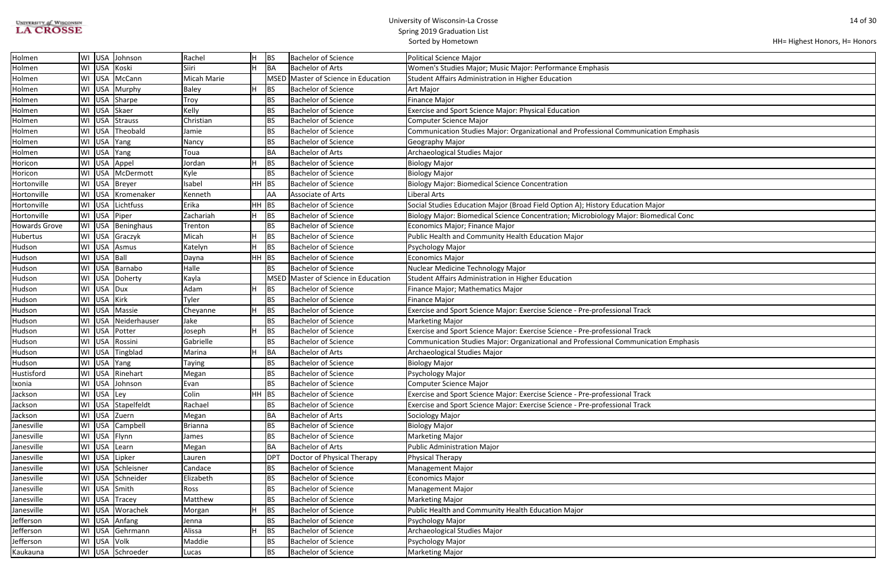# University of Wisconsin-La Crosse
## Spring 2019 Graduation List
### Sorted by Hometown

HH= Highest Honors, H= Honors

| | | | | | | | | |
|---|---|---|---|---|---|---|---|---|
| Holmen | WI | USA | Johnson | Rachel | H | BS | Bachelor of Science | Political Science Major |
| Holmen | WI | USA | Koski | Siiri | H | BA | Bachelor of Arts | Women's Studies Major; Music Major: Performance Emphasis |
| Holmen | WI | USA | McCann | Micah Marie | | MSED | Master of Science in Education | Student Affairs Administration in Higher Education |
| Holmen | WI | USA | Murphy | Baley | H | BS | Bachelor of Science | Art Major |
| Holmen | WI | USA | Sharpe | Troy | | BS | Bachelor of Science | Finance Major |
| Holmen | WI | USA | Skaer | Kelly | | BS | Bachelor of Science | Exercise and Sport Science Major: Physical Education |
| Holmen | WI | USA | Strauss | Christian | | BS | Bachelor of Science | Computer Science Major |
| Holmen | WI | USA | Theobald | Jamie | | BS | Bachelor of Science | Communication Studies Major: Organizational and Professional Communication Emphasis |
| Holmen | WI | USA | Yang | Nancy | | BS | Bachelor of Science | Geography Major |
| Holmen | WI | USA | Yang | Toua | | BA | Bachelor of Arts | Archaeological Studies Major |
| Horicon | WI | USA | Appel | Jordan | H | BS | Bachelor of Science | Biology Major |
| Horicon | WI | USA | McDermott | Kyle | | BS | Bachelor of Science | Biology Major |
| Hortonville | WI | USA | Breyer | Isabel | HH | BS | Bachelor of Science | Biology Major: Biomedical Science Concentration |
| Hortonville | WI | USA | Kromenaker | Kenneth | | AA | Associate of Arts | Liberal Arts |
| Hortonville | WI | USA | Lichtfuss | Erika | HH | BS | Bachelor of Science | Social Studies Education Major (Broad Field Option A); History Education Major |
| Hortonville | WI | USA | Piper | Zachariah | H | BS | Bachelor of Science | Biology Major: Biomedical Science Concentration; Microbiology Major: Biomedical Conc |
| Howards Grove | WI | USA | Beninghaus | Trenton | | BS | Bachelor of Science | Economics Major; Finance Major |
| Hubertus | WI | USA | Graczyk | Micah | H | BS | Bachelor of Science | Public Health and Community Health Education Major |
| Hudson | WI | USA | Asmus | Katelyn | H | BS | Bachelor of Science | Psychology Major |
| Hudson | WI | USA | Ball | Dayna | HH | BS | Bachelor of Science | Economics Major |
| Hudson | WI | USA | Barnabo | Halle | | BS | Bachelor of Science | Nuclear Medicine Technology Major |
| Hudson | WI | USA | Doherty | Kayla | | MSED | Master of Science in Education | Student Affairs Administration in Higher Education |
| Hudson | WI | USA | Dux | Adam | H | BS | Bachelor of Science | Finance Major; Mathematics Major |
| Hudson | WI | USA | Kirk | Tyler | | BS | Bachelor of Science | Finance Major |
| Hudson | WI | USA | Massie | Cheyanne | H | BS | Bachelor of Science | Exercise and Sport Science Major: Exercise Science - Pre-professional Track |
| Hudson | WI | USA | Neiderhauser | Jake | | BS | Bachelor of Science | Marketing Major |
| Hudson | WI | USA | Potter | Joseph | H | BS | Bachelor of Science | Exercise and Sport Science Major: Exercise Science - Pre-professional Track |
| Hudson | WI | USA | Rossini | Gabrielle | | BS | Bachelor of Science | Communication Studies Major: Organizational and Professional Communication Emphasis |
| Hudson | WI | USA | Tingblad | Marina | H | BA | Bachelor of Arts | Archaeological Studies Major |
| Hudson | WI | USA | Yang | Taying | | BS | Bachelor of Science | Biology Major |
| Hustisford | WI | USA | Rinehart | Megan | | BS | Bachelor of Science | Psychology Major |
| Ixonia | WI | USA | Johnson | Evan | | BS | Bachelor of Science | Computer Science Major |
| Jackson | WI | USA | Ley | Colin | HH | BS | Bachelor of Science | Exercise and Sport Science Major: Exercise Science - Pre-professional Track |
| Jackson | WI | USA | Stapelfeldt | Rachael | | BS | Bachelor of Science | Exercise and Sport Science Major: Exercise Science - Pre-professional Track |
| Jackson | WI | USA | Zuern | Megan | | BA | Bachelor of Arts | Sociology Major |
| Janesville | WI | USA | Campbell | Brianna | | BS | Bachelor of Science | Biology Major |
| Janesville | WI | USA | Flynn | James | | BS | Bachelor of Science | Marketing Major |
| Janesville | WI | USA | Learn | Megan | | BA | Bachelor of Arts | Public Administration Major |
| Janesville | WI | USA | Lipker | Lauren | | DPT | Doctor of Physical Therapy | Physical Therapy |
| Janesville | WI | USA | Schleisner | Candace | | BS | Bachelor of Science | Management Major |
| Janesville | WI | USA | Schneider | Elizabeth | | BS | Bachelor of Science | Economics Major |
| Janesville | WI | USA | Smith | Ross | | BS | Bachelor of Science | Management Major |
| Janesville | WI | USA | Tracey | Matthew | | BS | Bachelor of Science | Marketing Major |
| Janesville | WI | USA | Worachek | Morgan | H | BS | Bachelor of Science | Public Health and Community Health Education Major |
| Jefferson | WI | USA | Anfang | Jenna | | BS | Bachelor of Science | Psychology Major |
| Jefferson | WI | USA | Gehrmann | Alissa | H | BS | Bachelor of Science | Archaeological Studies Major |
| Jefferson | WI | USA | Volk | Maddie | | BS | Bachelor of Science | Psychology Major |
| Kaukauna | WI | USA | Schroeder | Lucas | | BS | Bachelor of Science | Marketing Major |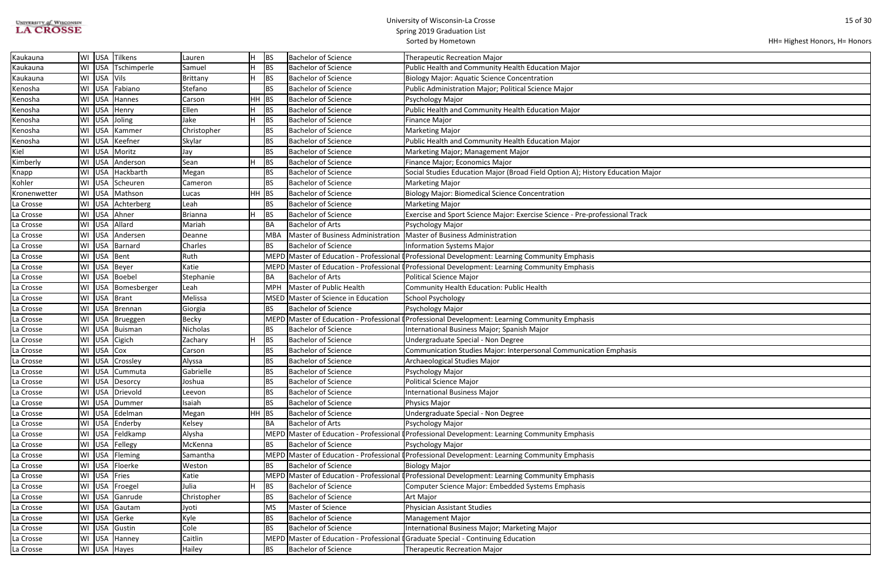HH= Highest Honors, H= Honors

| | | | | | | | | |
|---|---|---|---|---|---|---|---|---|
| Kaukauna | WI | USA | Tilkens | Lauren | H | BS | Bachelor of Science | Therapeutic Recreation Major |
| Kaukauna | WI | USA | Tschimperle | Samuel | H | BS | Bachelor of Science | Public Health and Community Health Education Major |
| Kaukauna | WI | USA | Vils | Brittany | H | BS | Bachelor of Science | Biology Major: Aquatic Science Concentration |
| Kenosha | WI | USA | Fabiano | Stefano | | BS | Bachelor of Science | Public Administration Major; Political Science Major |
| Kenosha | WI | USA | Hannes | Carson | HH | BS | Bachelor of Science | Psychology Major |
| Kenosha | WI | USA | Henry | Ellen | H | BS | Bachelor of Science | Public Health and Community Health Education Major |
| Kenosha | WI | USA | Joling | Jake | H | BS | Bachelor of Science | Finance Major |
| Kenosha | WI | USA | Kammer | Christopher | | BS | Bachelor of Science | Marketing Major |
| Kenosha | WI | USA | Keefner | Skylar | | BS | Bachelor of Science | Public Health and Community Health Education Major |
| Kiel | WI | USA | Moritz | Jay | | BS | Bachelor of Science | Marketing Major; Management Major |
| Kimberly | WI | USA | Anderson | Sean | H | BS | Bachelor of Science | Finance Major; Economics Major |
| Knapp | WI | USA | Hackbarth | Megan | | BS | Bachelor of Science | Social Studies Education Major (Broad Field Option A); History Education Major |
| Kohler | WI | USA | Scheuren | Cameron | | BS | Bachelor of Science | Marketing Major |
| Kronenwetter | WI | USA | Mathson | Lucas | HH | BS | Bachelor of Science | Biology Major: Biomedical Science Concentration |
| La Crosse | WI | USA | Achterberg | Leah | | BS | Bachelor of Science | Marketing Major |
| La Crosse | WI | USA | Ahner | Brianna | H | BS | Bachelor of Science | Exercise and Sport Science Major: Exercise Science - Pre-professional Track |
| La Crosse | WI | USA | Allard | Mariah | | BA | Bachelor of Arts | Psychology Major |
| La Crosse | WI | USA | Andersen | Deanne | | MBA | Master of Business Administration | Master of Business Administration |
| La Crosse | WI | USA | Barnard | Charles | | BS | Bachelor of Science | Information Systems Major |
| La Crosse | WI | USA | Bent | Ruth | | MEPD | Master of Education - Professional D | Professional Development: Learning Community Emphasis |
| La Crosse | WI | USA | Beyer | Katie | | MEPD | Master of Education - Professional D | Professional Development: Learning Community Emphasis |
| La Crosse | WI | USA | Boebel | Stephanie | | BA | Bachelor of Arts | Political Science Major |
| La Crosse | WI | USA | Bomesberger | Leah | | MPH | Master of Public Health | Community Health Education: Public Health |
| La Crosse | WI | USA | Brant | Melissa | | MSED | Master of Science in Education | School Psychology |
| La Crosse | WI | USA | Brennan | Giorgia | | BS | Bachelor of Science | Psychology Major |
| La Crosse | WI | USA | Brueggen | Becky | | MEPD | Master of Education - Professional D | Professional Development: Learning Community Emphasis |
| La Crosse | WI | USA | Buisman | Nicholas | | BS | Bachelor of Science | International Business Major; Spanish Major |
| La Crosse | WI | USA | Cigich | Zachary | H | BS | Bachelor of Science | Undergraduate Special - Non Degree |
| La Crosse | WI | USA | Cox | Carson | | BS | Bachelor of Science | Communication Studies Major: Interpersonal Communication Emphasis |
| La Crosse | WI | USA | Crossley | Alyssa | | BS | Bachelor of Science | Archaeological Studies Major |
| La Crosse | WI | USA | Cummuta | Gabrielle | | BS | Bachelor of Science | Psychology Major |
| La Crosse | WI | USA | Desorcy | Joshua | | BS | Bachelor of Science | Political Science Major |
| La Crosse | WI | USA | Drievold | Leevon | | BS | Bachelor of Science | International Business Major |
| La Crosse | WI | USA | Dummer | Isaiah | | BS | Bachelor of Science | Physics Major |
| La Crosse | WI | USA | Edelman | Megan | HH | BS | Bachelor of Science | Undergraduate Special - Non Degree |
| La Crosse | WI | USA | Enderby | Kelsey | | BA | Bachelor of Arts | Psychology Major |
| La Crosse | WI | USA | Feldkamp | Alysha | | MEPD | Master of Education - Professional D | Professional Development: Learning Community Emphasis |
| La Crosse | WI | USA | Fellegy | McKenna | | BS | Bachelor of Science | Psychology Major |
| La Crosse | WI | USA | Fleming | Samantha | | MEPD | Master of Education - Professional D | Professional Development: Learning Community Emphasis |
| La Crosse | WI | USA | Floerke | Weston | | BS | Bachelor of Science | Biology Major |
| La Crosse | WI | USA | Fries | Katie | | MEPD | Master of Education - Professional D | Professional Development: Learning Community Emphasis |
| La Crosse | WI | USA | Froegel | Julia | H | BS | Bachelor of Science | Computer Science Major: Embedded Systems Emphasis |
| La Crosse | WI | USA | Ganrude | Christopher | | BS | Bachelor of Science | Art Major |
| La Crosse | WI | USA | Gautam | Jyoti | | MS | Master of Science | Physician Assistant Studies |
| La Crosse | WI | USA | Gerke | Kyle | | BS | Bachelor of Science | Management Major |
| La Crosse | WI | USA | Gustin | Cole | | BS | Bachelor of Science | International Business Major; Marketing Major |
| La Crosse | WI | USA | Hanney | Caitlin | | MEPD | Master of Education - Professional D | Graduate Special - Continuing Education |
| La Crosse | WI | USA | Hayes | Hailey | | BS | Bachelor of Science | Therapeutic Recreation Major |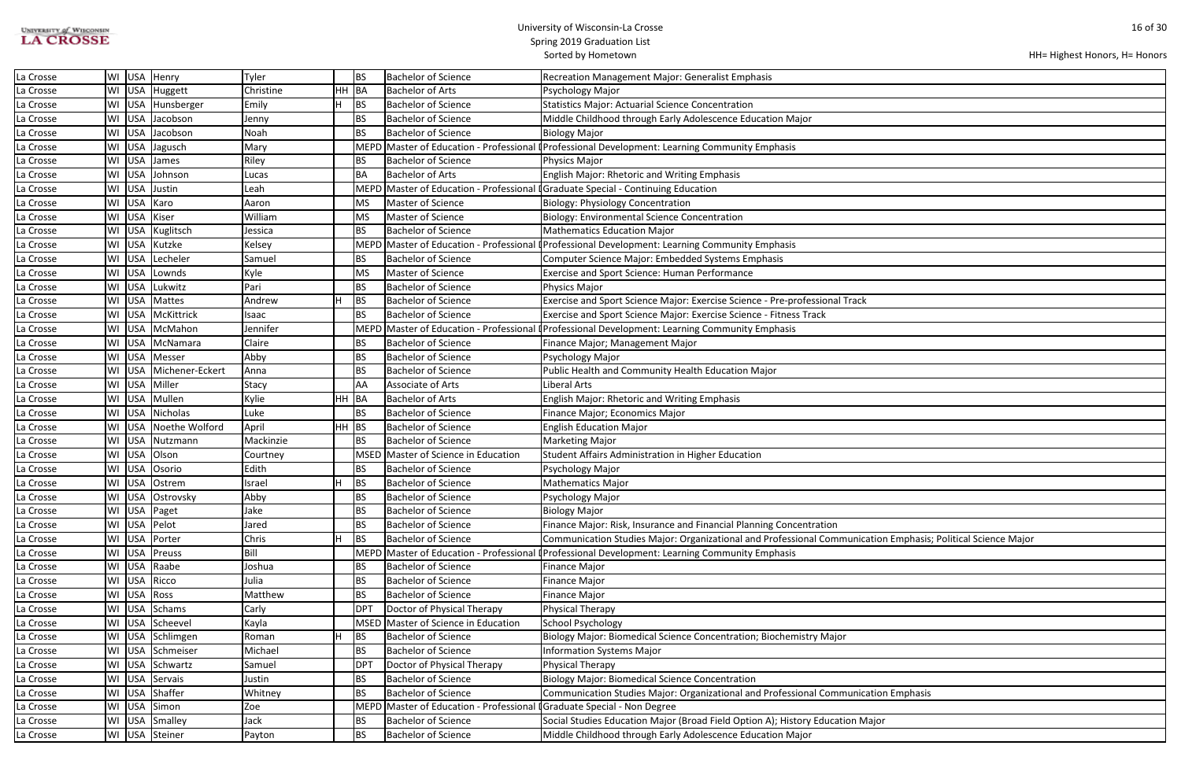# University of Wisconsin-La Crosse
## Spring 2019 Graduation List
### Sorted by Hometown

HH= Highest Honors, H= Honors

| | | | | | | | | |
|---|---|---|---|---|---|---|---|---|
| La Crosse | WI | USA | Henry | Tyler | | BS | Bachelor of Science | Recreation Management Major: Generalist Emphasis |
| La Crosse | WI | USA | Huggett | Christine | HH | BA | Bachelor of Arts | Psychology Major |
| La Crosse | WI | USA | Hunsberger | Emily | H | BS | Bachelor of Science | Statistics Major: Actuarial Science Concentration |
| La Crosse | WI | USA | Jacobson | Jenny | | BS | Bachelor of Science | Middle Childhood through Early Adolescence Education Major |
| La Crosse | WI | USA | Jacobson | Noah | | BS | Bachelor of Science | Biology Major |
| La Crosse | WI | USA | Jagusch | Mary | | MEPD | Master of Education - Professional D | Professional Development: Learning Community Emphasis |
| La Crosse | WI | USA | James | Riley | | BS | Bachelor of Science | Physics Major |
| La Crosse | WI | USA | Johnson | Lucas | | BA | Bachelor of Arts | English Major: Rhetoric and Writing Emphasis |
| La Crosse | WI | USA | Justin | Leah | | MEPD | Master of Education - Professional D | Graduate Special - Continuing Education |
| La Crosse | WI | USA | Karo | Aaron | | MS | Master of Science | Biology: Physiology Concentration |
| La Crosse | WI | USA | Kiser | William | | MS | Master of Science | Biology: Environmental Science Concentration |
| La Crosse | WI | USA | Kuglitsch | Jessica | | BS | Bachelor of Science | Mathematics Education Major |
| La Crosse | WI | USA | Kutzke | Kelsey | | MEPD | Master of Education - Professional D | Professional Development: Learning Community Emphasis |
| La Crosse | WI | USA | Lecheler | Samuel | | BS | Bachelor of Science | Computer Science Major: Embedded Systems Emphasis |
| La Crosse | WI | USA | Lownds | Kyle | | MS | Master of Science | Exercise and Sport Science: Human Performance |
| La Crosse | WI | USA | Lukwitz | Pari | | BS | Bachelor of Science | Physics Major |
| La Crosse | WI | USA | Mattes | Andrew | H | BS | Bachelor of Science | Exercise and Sport Science Major: Exercise Science - Pre-professional Track |
| La Crosse | WI | USA | McKittrick | Isaac | | BS | Bachelor of Science | Exercise and Sport Science Major: Exercise Science - Fitness Track |
| La Crosse | WI | USA | McMahon | Jennifer | | MEPD | Master of Education - Professional D | Professional Development: Learning Community Emphasis |
| La Crosse | WI | USA | McNamara | Claire | | BS | Bachelor of Science | Finance Major; Management Major |
| La Crosse | WI | USA | Messer | Abby | | BS | Bachelor of Science | Psychology Major |
| La Crosse | WI | USA | Michener-Eckert | Anna | | BS | Bachelor of Science | Public Health and Community Health Education Major |
| La Crosse | WI | USA | Miller | Stacy | | AA | Associate of Arts | Liberal Arts |
| La Crosse | WI | USA | Mullen | Kylie | HH | BA | Bachelor of Arts | English Major: Rhetoric and Writing Emphasis |
| La Crosse | WI | USA | Nicholas | Luke | | BS | Bachelor of Science | Finance Major; Economics Major |
| La Crosse | WI | USA | Noethe Wolford | April | HH | BS | Bachelor of Science | English Education Major |
| La Crosse | WI | USA | Nutzmann | Mackinzie | | BS | Bachelor of Science | Marketing Major |
| La Crosse | WI | USA | Olson | Courtney | | MSED | Master of Science in Education | Student Affairs Administration in Higher Education |
| La Crosse | WI | USA | Osorio | Edith | | BS | Bachelor of Science | Psychology Major |
| La Crosse | WI | USA | Ostrem | Israel | H | BS | Bachelor of Science | Mathematics Major |
| La Crosse | WI | USA | Ostrovsky | Abby | | BS | Bachelor of Science | Psychology Major |
| La Crosse | WI | USA | Paget | Jake | | BS | Bachelor of Science | Biology Major |
| La Crosse | WI | USA | Pelot | Jared | | BS | Bachelor of Science | Finance Major: Risk, Insurance and Financial Planning Concentration |
| La Crosse | WI | USA | Porter | Chris | H | BS | Bachelor of Science | Communication Studies Major: Organizational and Professional Communication Emphasis; Political Science Major |
| La Crosse | WI | USA | Preuss | Bill | | MEPD | Master of Education - Professional D | Professional Development: Learning Community Emphasis |
| La Crosse | WI | USA | Raabe | Joshua | | BS | Bachelor of Science | Finance Major |
| La Crosse | WI | USA | Ricco | Julia | | BS | Bachelor of Science | Finance Major |
| La Crosse | WI | USA | Ross | Matthew | | BS | Bachelor of Science | Finance Major |
| La Crosse | WI | USA | Schams | Carly | | DPT | Doctor of Physical Therapy | Physical Therapy |
| La Crosse | WI | USA | Scheevel | Kayla | | MSED | Master of Science in Education | School Psychology |
| La Crosse | WI | USA | Schlimgen | Roman | H | BS | Bachelor of Science | Biology Major: Biomedical Science Concentration; Biochemistry Major |
| La Crosse | WI | USA | Schmeiser | Michael | | BS | Bachelor of Science | Information Systems Major |
| La Crosse | WI | USA | Schwartz | Samuel | | DPT | Doctor of Physical Therapy | Physical Therapy |
| La Crosse | WI | USA | Servais | Justin | | BS | Bachelor of Science | Biology Major: Biomedical Science Concentration |
| La Crosse | WI | USA | Shaffer | Whitney | | BS | Bachelor of Science | Communication Studies Major: Organizational and Professional Communication Emphasis |
| La Crosse | WI | USA | Simon | Zoe | | MEPD | Master of Education - Professional D | Graduate Special - Non Degree |
| La Crosse | WI | USA | Smalley | Jack | | BS | Bachelor of Science | Social Studies Education Major (Broad Field Option A); History Education Major |
| La Crosse | WI | USA | Steiner | Payton | | BS | Bachelor of Science | Middle Childhood through Early Adolescence Education Major |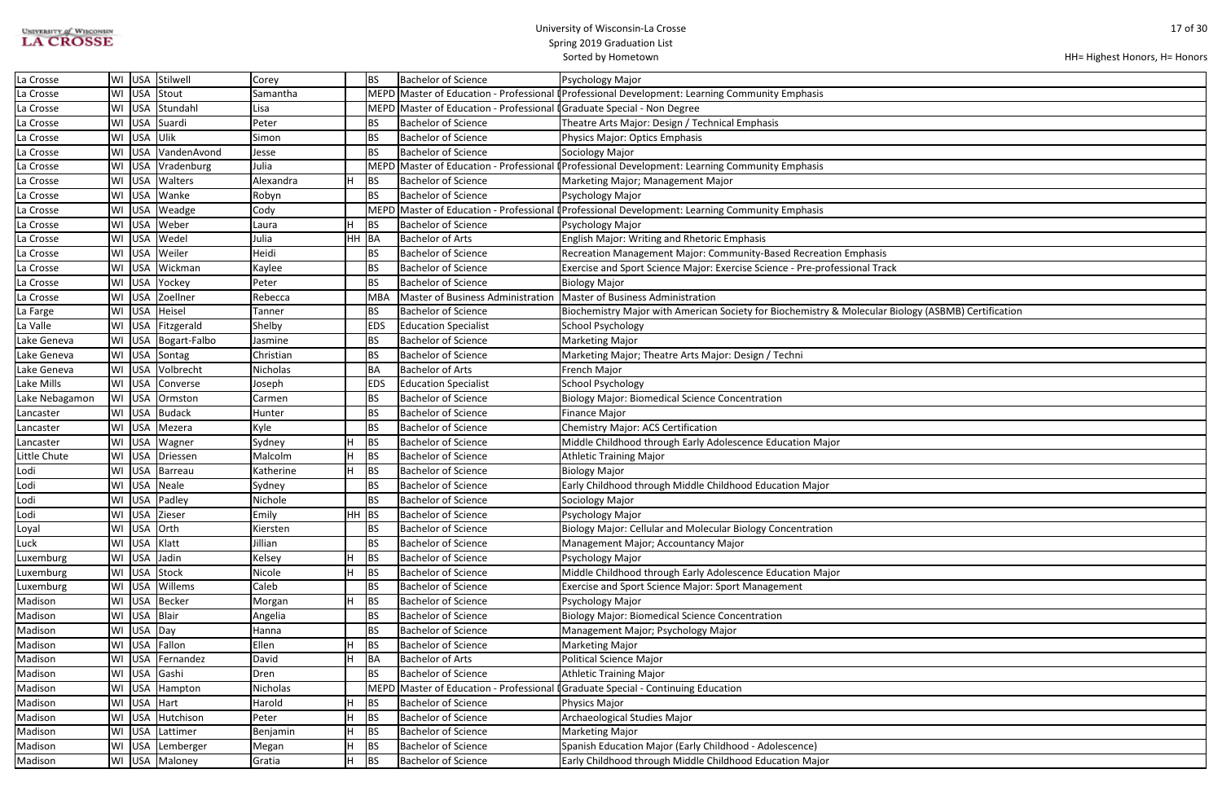# University of Wisconsin-La Crosse
## Spring 2019 Graduation List
### Sorted by Hometown

HH= Highest Honors, H= Honors

| Hometown | State | Country | Last Name | First Name | Honors | Degree | Degree Name | Major |
|---|---|---|---|---|---|---|---|---|
| La Crosse | WI | USA | Stilwell | Corey | | BS | Bachelor of Science | Psychology Major |
| La Crosse | WI | USA | Stout | Samantha | | MEPD | Master of Education - Professional | Professional Development: Learning Community Emphasis |
| La Crosse | WI | USA | Stundahl | Lisa | | MEPD | Master of Education - Professional | Graduate Special - Non Degree |
| La Crosse | WI | USA | Suardi | Peter | | BS | Bachelor of Science | Theatre Arts Major: Design / Technical Emphasis |
| La Crosse | WI | USA | Ulik | Simon | | BS | Bachelor of Science | Physics Major: Optics Emphasis |
| La Crosse | WI | USA | VandenAvond | Jesse | | BS | Bachelor of Science | Sociology Major |
| La Crosse | WI | USA | Vradenburg | Julia | | MEPD | Master of Education - Professional | Professional Development: Learning Community Emphasis |
| La Crosse | WI | USA | Walters | Alexandra | H | BS | Bachelor of Science | Marketing Major; Management Major |
| La Crosse | WI | USA | Wanke | Robyn | | BS | Bachelor of Science | Psychology Major |
| La Crosse | WI | USA | Weadge | Cody | | MEPD | Master of Education - Professional | Professional Development: Learning Community Emphasis |
| La Crosse | WI | USA | Weber | Laura | H | BS | Bachelor of Science | Psychology Major |
| La Crosse | WI | USA | Wedel | Julia | HH | BA | Bachelor of Arts | English Major: Writing and Rhetoric Emphasis |
| La Crosse | WI | USA | Weiler | Heidi | | BS | Bachelor of Science | Recreation Management Major: Community-Based Recreation Emphasis |
| La Crosse | WI | USA | Wickman | Kaylee | | BS | Bachelor of Science | Exercise and Sport Science Major: Exercise Science - Pre-professional Track |
| La Crosse | WI | USA | Yockey | Peter | | BS | Bachelor of Science | Biology Major |
| La Crosse | WI | USA | Zoellner | Rebecca | | MBA | Master of Business Administration | Master of Business Administration |
| La Farge | WI | USA | Heisel | Tanner | | BS | Bachelor of Science | Biochemistry Major with American Society for Biochemistry & Molecular Biology (ASBMB) Certification |
| La Valle | WI | USA | Fitzgerald | Shelby | | EDS | Education Specialist | School Psychology |
| Lake Geneva | WI | USA | Bogart-Falbo | Jasmine | | BS | Bachelor of Science | Marketing Major |
| Lake Geneva | WI | USA | Sontag | Christian | | BS | Bachelor of Science | Marketing Major; Theatre Arts Major: Design / Techni |
| Lake Geneva | WI | USA | Volbrecht | Nicholas | | BA | Bachelor of Arts | French Major |
| Lake Mills | WI | USA | Converse | Joseph | | EDS | Education Specialist | School Psychology |
| Lake Nebagamon | WI | USA | Ormston | Carmen | | BS | Bachelor of Science | Biology Major: Biomedical Science Concentration |
| Lancaster | WI | USA | Budack | Hunter | | BS | Bachelor of Science | Finance Major |
| Lancaster | WI | USA | Mezera | Kyle | | BS | Bachelor of Science | Chemistry Major: ACS Certification |
| Lancaster | WI | USA | Wagner | Sydney | H | BS | Bachelor of Science | Middle Childhood through Early Adolescence Education Major |
| Little Chute | WI | USA | Driessen | Malcolm | H | BS | Bachelor of Science | Athletic Training Major |
| Lodi | WI | USA | Barreau | Katherine | H | BS | Bachelor of Science | Biology Major |
| Lodi | WI | USA | Neale | Sydney | | BS | Bachelor of Science | Early Childhood through Middle Childhood Education Major |
| Lodi | WI | USA | Padley | Nichole | | BS | Bachelor of Science | Sociology Major |
| Lodi | WI | USA | Zieser | Emily | HH | BS | Bachelor of Science | Psychology Major |
| Loyal | WI | USA | Orth | Kiersten | | BS | Bachelor of Science | Biology Major: Cellular and Molecular Biology Concentration |
| Luck | WI | USA | Klatt | Jillian | | BS | Bachelor of Science | Management Major; Accountancy Major |
| Luxemburg | WI | USA | Jadin | Kelsey | H | BS | Bachelor of Science | Psychology Major |
| Luxemburg | WI | USA | Stock | Nicole | H | BS | Bachelor of Science | Middle Childhood through Early Adolescence Education Major |
| Luxemburg | WI | USA | Willems | Caleb | | BS | Bachelor of Science | Exercise and Sport Science Major: Sport Management |
| Madison | WI | USA | Becker | Morgan | H | BS | Bachelor of Science | Psychology Major |
| Madison | WI | USA | Blair | Angelia | | BS | Bachelor of Science | Biology Major: Biomedical Science Concentration |
| Madison | WI | USA | Day | Hanna | | BS | Bachelor of Science | Management Major; Psychology Major |
| Madison | WI | USA | Fallon | Ellen | H | BS | Bachelor of Science | Marketing Major |
| Madison | WI | USA | Fernandez | David | H | BA | Bachelor of Arts | Political Science Major |
| Madison | WI | USA | Gashi | Dren | | BS | Bachelor of Science | Athletic Training Major |
| Madison | WI | USA | Hampton | Nicholas | | MEPD | Master of Education - Professional | Graduate Special - Continuing Education |
| Madison | WI | USA | Hart | Harold | H | BS | Bachelor of Science | Physics Major |
| Madison | WI | USA | Hutchison | Peter | H | BS | Bachelor of Science | Archaeological Studies Major |
| Madison | WI | USA | Lattimer | Benjamin | H | BS | Bachelor of Science | Marketing Major |
| Madison | WI | USA | Lemberger | Megan | H | BS | Bachelor of Science | Spanish Education Major (Early Childhood - Adolescence) |
| Madison | WI | USA | Maloney | Gratia | H | BS | Bachelor of Science | Early Childhood through Middle Childhood Education Major |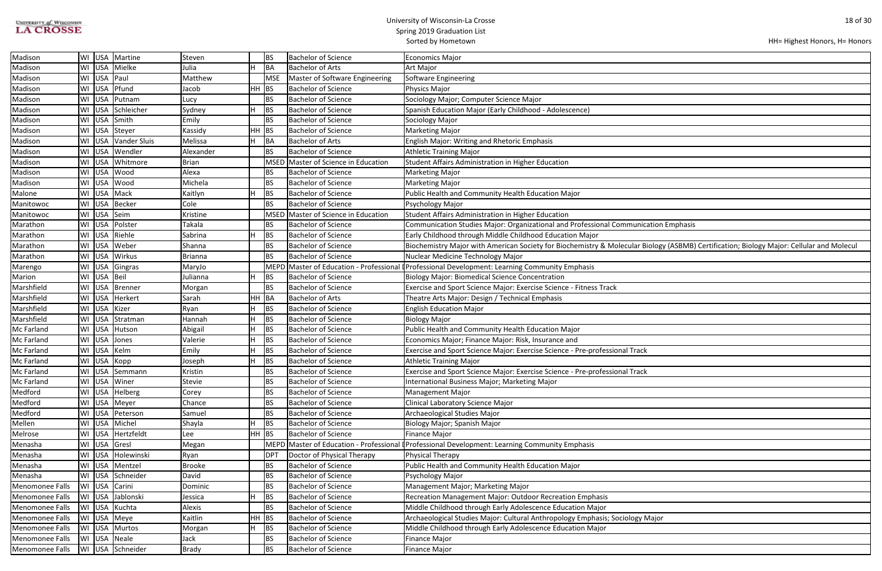| Madison | WI | USA | Martine | Steven | | BS | Bachelor of Science | Economics Major |
|---|---|---|---|---|---|---|---|---|
| Madison | WI | USA | Mielke | Julia | H | BA | Bachelor of Arts | Art Major |
| Madison | WI | USA | Paul | Matthew | | MSE | Master of Software Engineering | Software Engineering |
| Madison | WI | USA | Pfund | Jacob | HH | BS | Bachelor of Science | Physics Major |
| Madison | WI | USA | Putnam | Lucy | | BS | Bachelor of Science | Sociology Major; Computer Science Major |
| Madison | WI | USA | Schleicher | Sydney | H | BS | Bachelor of Science | Spanish Education Major (Early Childhood - Adolescence) |
| Madison | WI | USA | Smith | Emily | | BS | Bachelor of Science | Sociology Major |
| Madison | WI | USA | Steyer | Kassidy | HH | BS | Bachelor of Science | Marketing Major |
| Madison | WI | USA | Vander Sluis | Melissa | H | BA | Bachelor of Arts | English Major: Writing and Rhetoric Emphasis |
| Madison | WI | USA | Wendler | Alexander | | BS | Bachelor of Science | Athletic Training Major |
| Madison | WI | USA | Whitmore | Brian | | MSED | Master of Science in Education | Student Affairs Administration in Higher Education |
| Madison | WI | USA | Wood | Alexa | | BS | Bachelor of Science | Marketing Major |
| Madison | WI | USA | Wood | Michela | | BS | Bachelor of Science | Marketing Major |
| Malone | WI | USA | Mack | Kaitlyn | H | BS | Bachelor of Science | Public Health and Community Health Education Major |
| Manitowoc | WI | USA | Becker | Cole | | BS | Bachelor of Science | Psychology Major |
| Manitowoc | WI | USA | Seim | Kristine | | MSED | Master of Science in Education | Student Affairs Administration in Higher Education |
| Marathon | WI | USA | Polster | Takala | | BS | Bachelor of Science | Communication Studies Major: Organizational and Professional Communication Emphasis |
| Marathon | WI | USA | Riehle | Sabrina | H | BS | Bachelor of Science | Early Childhood through Middle Childhood Education Major |
| Marathon | WI | USA | Weber | Shanna | | BS | Bachelor of Science | Biochemistry Major with American Society for Biochemistry & Molecular Biology (ASBMB) Certification; Biology Major: Cellular and Molecul |
| Marathon | WI | USA | Wirkus | Brianna | | BS | Bachelor of Science | Nuclear Medicine Technology Major |
| Marengo | WI | USA | Gingras | MaryJo | | MEPD | Master of Education - Professional | Professional Development: Learning Community Emphasis |
| Marion | WI | USA | Beil | Julianna | H | BS | Bachelor of Science | Biology Major: Biomedical Science Concentration |
| Marshfield | WI | USA | Brenner | Morgan | | BS | Bachelor of Science | Exercise and Sport Science Major: Exercise Science - Fitness Track |
| Marshfield | WI | USA | Herkert | Sarah | HH | BA | Bachelor of Arts | Theatre Arts Major: Design / Technical Emphasis |
| Marshfield | WI | USA | Kizer | Ryan | H | BS | Bachelor of Science | English Education Major |
| Marshfield | WI | USA | Stratman | Hannah | H | BS | Bachelor of Science | Biology Major |
| Mc Farland | WI | USA | Hutson | Abigail | H | BS | Bachelor of Science | Public Health and Community Health Education Major |
| Mc Farland | WI | USA | Jones | Valerie | H | BS | Bachelor of Science | Economics Major; Finance Major: Risk, Insurance and |
| Mc Farland | WI | USA | Kelm | Emily | H | BS | Bachelor of Science | Exercise and Sport Science Major: Exercise Science - Pre-professional Track |
| Mc Farland | WI | USA | Kopp | Joseph | H | BS | Bachelor of Science | Athletic Training Major |
| Mc Farland | WI | USA | Semmann | Kristin | | BS | Bachelor of Science | Exercise and Sport Science Major: Exercise Science - Pre-professional Track |
| Mc Farland | WI | USA | Winer | Stevie | | BS | Bachelor of Science | International Business Major; Marketing Major |
| Medford | WI | USA | Helberg | Corey | | BS | Bachelor of Science | Management Major |
| Medford | WI | USA | Meyer | Chance | | BS | Bachelor of Science | Clinical Laboratory Science Major |
| Medford | WI | USA | Peterson | Samuel | | BS | Bachelor of Science | Archaeological Studies Major |
| Mellen | WI | USA | Michel | Shayla | H | BS | Bachelor of Science | Biology Major; Spanish Major |
| Melrose | WI | USA | Hertzfeldt | Lee | HH | BS | Bachelor of Science | Finance Major |
| Menasha | WI | USA | Gresl | Megan | | MEPD | Master of Education - Professional | Professional Development: Learning Community Emphasis |
| Menasha | WI | USA | Holewinski | Ryan | | DPT | Doctor of Physical Therapy | Physical Therapy |
| Menasha | WI | USA | Mentzel | Brooke | | BS | Bachelor of Science | Public Health and Community Health Education Major |
| Menasha | WI | USA | Schneider | David | | BS | Bachelor of Science | Psychology Major |
| Menomonee Falls | WI | USA | Carini | Dominic | | BS | Bachelor of Science | Management Major; Marketing Major |
| Menomonee Falls | WI | USA | Jablonski | Jessica | H | BS | Bachelor of Science | Recreation Management Major: Outdoor Recreation Emphasis |
| Menomonee Falls | WI | USA | Kuchta | Alexis | | BS | Bachelor of Science | Middle Childhood through Early Adolescence Education Major |
| Menomonee Falls | WI | USA | Meye | Kaitlin | HH | BS | Bachelor of Science | Archaeological Studies Major: Cultural Anthropology Emphasis; Sociology Major |
| Menomonee Falls | WI | USA | Murtos | Morgan | H | BS | Bachelor of Science | Middle Childhood through Early Adolescence Education Major |
| Menomonee Falls | WI | USA | Neale | Jack | | BS | Bachelor of Science | Finance Major |
| Menomonee Falls | WI | USA | Schneider | Brady | | BS | Bachelor of Science | Finance Major |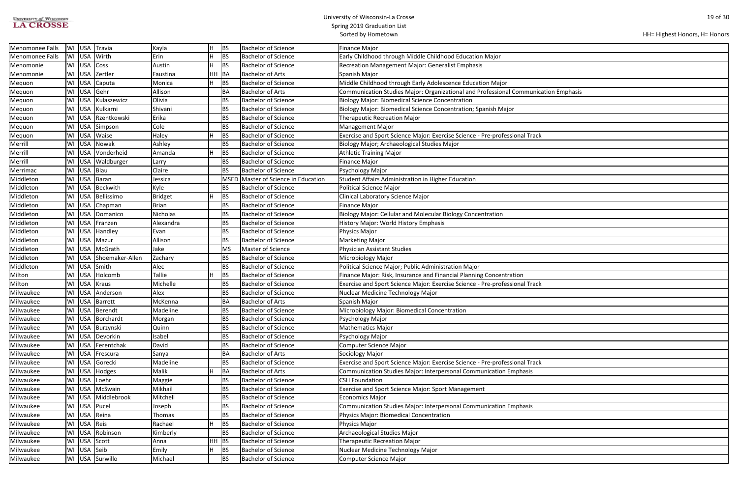| Menomonee Falls | WI | USA | Travia | Kayla | H | BS | Bachelor of Science | Finance Major |
|---|---|---|---|---|---|---|---|---|
| Menomonee Falls | WI | USA | Wirth | Erin | H | BS | Bachelor of Science | Early Childhood through Middle Childhood Education Major |
| Menomonie | WI | USA | Coss | Austin | H | BS | Bachelor of Science | Recreation Management Major: Generalist Emphasis |
| Menomonie | WI | USA | Zertler | Faustina | HH | BA | Bachelor of Arts | Spanish Major |
| Mequon | WI | USA | Caputa | Monica | H | BS | Bachelor of Science | Middle Childhood through Early Adolescence Education Major |
| Mequon | WI | USA | Gehr | Allison | | BA | Bachelor of Arts | Communication Studies Major: Organizational and Professional Communication Emphasis |
| Mequon | WI | USA | Kulaszewicz | Olivia | | BS | Bachelor of Science | Biology Major: Biomedical Science Concentration |
| Mequon | WI | USA | Kulkarni | Shivani | | BS | Bachelor of Science | Biology Major: Biomedical Science Concentration; Spanish Major |
| Mequon | WI | USA | Rzentkowski | Erika | | BS | Bachelor of Science | Therapeutic Recreation Major |
| Mequon | WI | USA | Simpson | Cole | | BS | Bachelor of Science | Management Major |
| Mequon | WI | USA | Waise | Haley | H | BS | Bachelor of Science | Exercise and Sport Science Major: Exercise Science - Pre-professional Track |
| Merrill | WI | USA | Nowak | Ashley | | BS | Bachelor of Science | Biology Major; Archaeological Studies Major |
| Merrill | WI | USA | Vonderheid | Amanda | H | BS | Bachelor of Science | Athletic Training Major |
| Merrill | WI | USA | Waldburger | Larry | | BS | Bachelor of Science | Finance Major |
| Merrimac | WI | USA | Blau | Claire | | BS | Bachelor of Science | Psychology Major |
| Middleton | WI | USA | Baran | Jessica | | MSED | Master of Science in Education | Student Affairs Administration in Higher Education |
| Middleton | WI | USA | Beckwith | Kyle | | BS | Bachelor of Science | Political Science Major |
| Middleton | WI | USA | Bellissimo | Bridget | H | BS | Bachelor of Science | Clinical Laboratory Science Major |
| Middleton | WI | USA | Chapman | Brian | | BS | Bachelor of Science | Finance Major |
| Middleton | WI | USA | Domanico | Nicholas | | BS | Bachelor of Science | Biology Major: Cellular and Molecular Biology Concentration |
| Middleton | WI | USA | Franzen | Alexandra | | BS | Bachelor of Science | History Major: World History Emphasis |
| Middleton | WI | USA | Handley | Evan | | BS | Bachelor of Science | Physics Major |
| Middleton | WI | USA | Mazur | Allison | | BS | Bachelor of Science | Marketing Major |
| Middleton | WI | USA | McGrath | Jake | | MS | Master of Science | Physician Assistant Studies |
| Middleton | WI | USA | Shoemaker-Allen | Zachary | | BS | Bachelor of Science | Microbiology Major |
| Middleton | WI | USA | Smith | Alec | | BS | Bachelor of Science | Political Science Major; Public Administration Major |
| Milton | WI | USA | Holcomb | Tallie | H | BS | Bachelor of Science | Finance Major: Risk, Insurance and Financial Planning Concentration |
| Milton | WI | USA | Kraus | Michelle | | BS | Bachelor of Science | Exercise and Sport Science Major: Exercise Science - Pre-professional Track |
| Milwaukee | WI | USA | Anderson | Alex | | BS | Bachelor of Science | Nuclear Medicine Technology Major |
| Milwaukee | WI | USA | Barrett | McKenna | | BA | Bachelor of Arts | Spanish Major |
| Milwaukee | WI | USA | Berendt | Madeline | | BS | Bachelor of Science | Microbiology Major: Biomedical Concentration |
| Milwaukee | WI | USA | Borchardt | Morgan | | BS | Bachelor of Science | Psychology Major |
| Milwaukee | WI | USA | Burzynski | Quinn | | BS | Bachelor of Science | Mathematics Major |
| Milwaukee | WI | USA | Devorkin | Isabel | | BS | Bachelor of Science | Psychology Major |
| Milwaukee | WI | USA | Ferentchak | David | | BS | Bachelor of Science | Computer Science Major |
| Milwaukee | WI | USA | Frescura | Sanya | | BA | Bachelor of Arts | Sociology Major |
| Milwaukee | WI | USA | Gorecki | Madeline | | BS | Bachelor of Science | Exercise and Sport Science Major: Exercise Science - Pre-professional Track |
| Milwaukee | WI | USA | Hodges | Malik | H | BA | Bachelor of Arts | Communication Studies Major: Interpersonal Communication Emphasis |
| Milwaukee | WI | USA | Loehr | Maggie | | BS | Bachelor of Science | CSH Foundation |
| Milwaukee | WI | USA | McSwain | Mikhail | | BS | Bachelor of Science | Exercise and Sport Science Major: Sport Management |
| Milwaukee | WI | USA | Middlebrook | Mitchell | | BS | Bachelor of Science | Economics Major |
| Milwaukee | WI | USA | Pucel | Joseph | | BS | Bachelor of Science | Communication Studies Major: Interpersonal Communication Emphasis |
| Milwaukee | WI | USA | Reina | Thomas | | BS | Bachelor of Science | Physics Major: Biomedical Concentration |
| Milwaukee | WI | USA | Reis | Rachael | H | BS | Bachelor of Science | Physics Major |
| Milwaukee | WI | USA | Robinson | Kimberly | | BS | Bachelor of Science | Archaeological Studies Major |
| Milwaukee | WI | USA | Scott | Anna | HH | BS | Bachelor of Science | Therapeutic Recreation Major |
| Milwaukee | WI | USA | Seib | Emily | H | BS | Bachelor of Science | Nuclear Medicine Technology Major |
| Milwaukee | WI | USA | Surwillo | Michael | | BS | Bachelor of Science | Computer Science Major |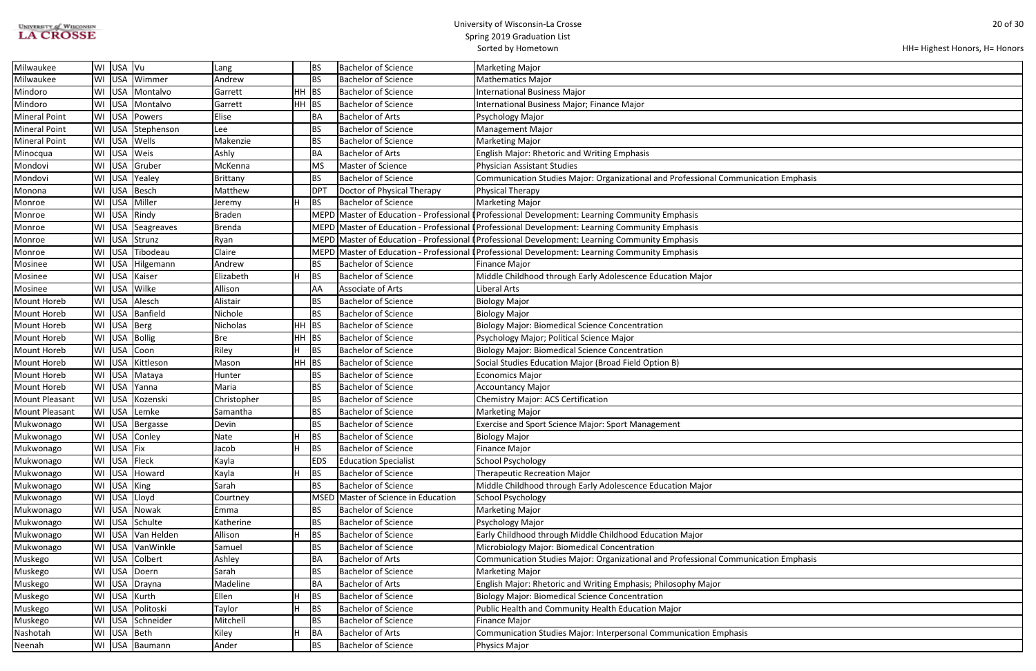| Hometown | State | Country | Last Name | First Name | Honors | Degree | Degree Name | Major |
|---|---|---|---|---|---|---|---|---|
| Milwaukee | WI | USA | Vu | Lang | | BS | Bachelor of Science | Marketing Major |
| Milwaukee | WI | USA | Wimmer | Andrew | | BS | Bachelor of Science | Mathematics Major |
| Mindoro | WI | USA | Montalvo | Garrett | HH | BS | Bachelor of Science | International Business Major |
| Mindoro | WI | USA | Montalvo | Garrett | HH | BS | Bachelor of Science | International Business Major; Finance Major |
| Mineral Point | WI | USA | Powers | Elise | | BA | Bachelor of Arts | Psychology Major |
| Mineral Point | WI | USA | Stephenson | Lee | | BS | Bachelor of Science | Management Major |
| Mineral Point | WI | USA | Wells | Makenzie | | BS | Bachelor of Science | Marketing Major |
| Minocqua | WI | USA | Weis | Ashly | | BA | Bachelor of Arts | English Major: Rhetoric and Writing Emphasis |
| Mondovi | WI | USA | Gruber | McKenna | | MS | Master of Science | Physician Assistant Studies |
| Mondovi | WI | USA | Yealey | Brittany | | BS | Bachelor of Science | Communication Studies Major: Organizational and Professional Communication Emphasis |
| Monona | WI | USA | Besch | Matthew | | DPT | Doctor of Physical Therapy | Physical Therapy |
| Monroe | WI | USA | Miller | Jeremy | H | BS | Bachelor of Science | Marketing Major |
| Monroe | WI | USA | Rindy | Braden | | MEPD | Master of Education - Professional I | Professional Development: Learning Community Emphasis |
| Monroe | WI | USA | Seagreaves | Brenda | | MEPD | Master of Education - Professional I | Professional Development: Learning Community Emphasis |
| Monroe | WI | USA | Strunz | Ryan | | MEPD | Master of Education - Professional I | Professional Development: Learning Community Emphasis |
| Monroe | WI | USA | Tibodeau | Claire | | MEPD | Master of Education - Professional I | Professional Development: Learning Community Emphasis |
| Mosinee | WI | USA | Hilgemann | Andrew | | BS | Bachelor of Science | Finance Major |
| Mosinee | WI | USA | Kaiser | Elizabeth | H | BS | Bachelor of Science | Middle Childhood through Early Adolescence Education Major |
| Mosinee | WI | USA | Wilke | Allison | | AA | Associate of Arts | Liberal Arts |
| Mount Horeb | WI | USA | Alesch | Alistair | | BS | Bachelor of Science | Biology Major |
| Mount Horeb | WI | USA | Banfield | Nichole | | BS | Bachelor of Science | Biology Major |
| Mount Horeb | WI | USA | Berg | Nicholas | HH | BS | Bachelor of Science | Biology Major: Biomedical Science Concentration |
| Mount Horeb | WI | USA | Bollig | Bre | HH | BS | Bachelor of Science | Psychology Major; Political Science Major |
| Mount Horeb | WI | USA | Coon | Riley | H | BS | Bachelor of Science | Biology Major: Biomedical Science Concentration |
| Mount Horeb | WI | USA | Kittleson | Mason | HH | BS | Bachelor of Science | Social Studies Education Major (Broad Field Option B) |
| Mount Horeb | WI | USA | Mataya | Hunter | | BS | Bachelor of Science | Economics Major |
| Mount Horeb | WI | USA | Yanna | Maria | | BS | Bachelor of Science | Accountancy Major |
| Mount Pleasant | WI | USA | Kozenski | Christopher | | BS | Bachelor of Science | Chemistry Major: ACS Certification |
| Mount Pleasant | WI | USA | Lemke | Samantha | | BS | Bachelor of Science | Marketing Major |
| Mukwonago | WI | USA | Bergasse | Devin | | BS | Bachelor of Science | Exercise and Sport Science Major: Sport Management |
| Mukwonago | WI | USA | Conley | Nate | H | BS | Bachelor of Science | Biology Major |
| Mukwonago | WI | USA | Fix | Jacob | H | BS | Bachelor of Science | Finance Major |
| Mukwonago | WI | USA | Fleck | Kayla | | EDS | Education Specialist | School Psychology |
| Mukwonago | WI | USA | Howard | Kayla | H | BS | Bachelor of Science | Therapeutic Recreation Major |
| Mukwonago | WI | USA | King | Sarah | | BS | Bachelor of Science | Middle Childhood through Early Adolescence Education Major |
| Mukwonago | WI | USA | Lloyd | Courtney | | MSED | Master of Science in Education | School Psychology |
| Mukwonago | WI | USA | Nowak | Emma | | BS | Bachelor of Science | Marketing Major |
| Mukwonago | WI | USA | Schulte | Katherine | | BS | Bachelor of Science | Psychology Major |
| Mukwonago | WI | USA | Van Helden | Allison | H | BS | Bachelor of Science | Early Childhood through Middle Childhood Education Major |
| Mukwonago | WI | USA | VanWinkle | Samuel | | BS | Bachelor of Science | Microbiology Major: Biomedical Concentration |
| Muskego | WI | USA | Colbert | Ashley | | BA | Bachelor of Arts | Communication Studies Major: Organizational and Professional Communication Emphasis |
| Muskego | WI | USA | Doern | Sarah | | BS | Bachelor of Science | Marketing Major |
| Muskego | WI | USA | Drayna | Madeline | | BA | Bachelor of Arts | English Major: Rhetoric and Writing Emphasis; Philosophy Major |
| Muskego | WI | USA | Kurth | Ellen | H | BS | Bachelor of Science | Biology Major: Biomedical Science Concentration |
| Muskego | WI | USA | Politoski | Taylor | H | BS | Bachelor of Science | Public Health and Community Health Education Major |
| Muskego | WI | USA | Schneider | Mitchell | | BS | Bachelor of Science | Finance Major |
| Nashotah | WI | USA | Beth | Kiley | H | BA | Bachelor of Arts | Communication Studies Major: Interpersonal Communication Emphasis |
| Neenah | WI | USA | Baumann | Ander | | BS | Bachelor of Science | Physics Major |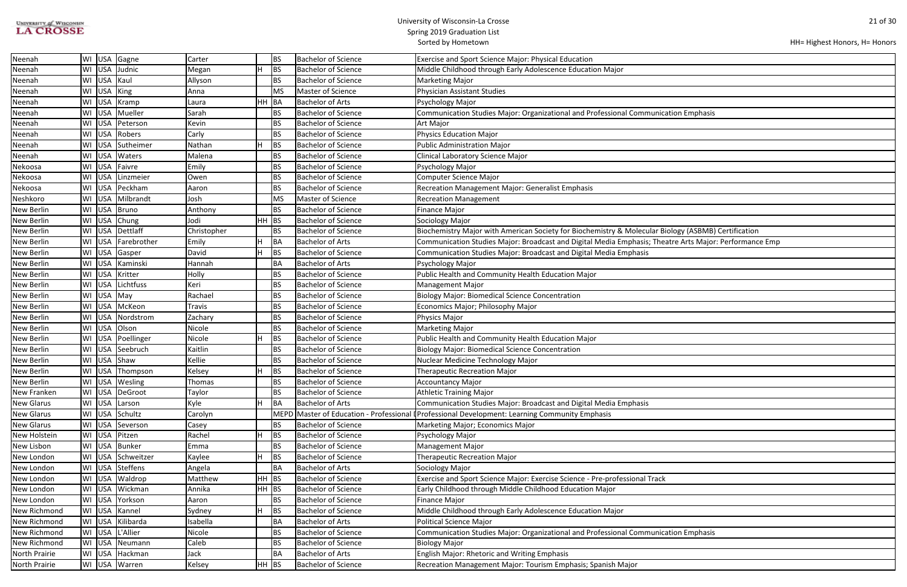HH= Highest Honors, H= Honors

| Hometown | State | Country | Last Name | First Name | Honors | Degree | Degree Name | Major |
|---|---|---|---|---|---|---|---|---|
| Neenah | WI | USA | Gagne | Carter | | BS | Bachelor of Science | Exercise and Sport Science Major: Physical Education |
| Neenah | WI | USA | Judnic | Megan | H | BS | Bachelor of Science | Middle Childhood through Early Adolescence Education Major |
| Neenah | WI | USA | Kaul | Allyson | | BS | Bachelor of Science | Marketing Major |
| Neenah | WI | USA | King | Anna | | MS | Master of Science | Physician Assistant Studies |
| Neenah | WI | USA | Kramp | Laura | HH | BA | Bachelor of Arts | Psychology Major |
| Neenah | WI | USA | Mueller | Sarah | | BS | Bachelor of Science | Communication Studies Major: Organizational and Professional Communication Emphasis |
| Neenah | WI | USA | Peterson | Kevin | | BS | Bachelor of Science | Art Major |
| Neenah | WI | USA | Robers | Carly | | BS | Bachelor of Science | Physics Education Major |
| Neenah | WI | USA | Sutheimer | Nathan | H | BS | Bachelor of Science | Public Administration Major |
| Neenah | WI | USA | Waters | Malena | | BS | Bachelor of Science | Clinical Laboratory Science Major |
| Nekoosa | WI | USA | Faivre | Emily | | BS | Bachelor of Science | Psychology Major |
| Nekoosa | WI | USA | Linzmeier | Owen | | BS | Bachelor of Science | Computer Science Major |
| Nekoosa | WI | USA | Peckham | Aaron | | BS | Bachelor of Science | Recreation Management Major: Generalist Emphasis |
| Neshkoro | WI | USA | Milbrandt | Josh | | MS | Master of Science | Recreation Management |
| New Berlin | WI | USA | Bruno | Anthony | | BS | Bachelor of Science | Finance Major |
| New Berlin | WI | USA | Chung | Jodi | HH | BS | Bachelor of Science | Sociology Major |
| New Berlin | WI | USA | Dettlaff | Christopher | | BS | Bachelor of Science | Biochemistry Major with American Society for Biochemistry & Molecular Biology (ASBMB) Certification |
| New Berlin | WI | USA | Farebrother | Emily | H | BA | Bachelor of Arts | Communication Studies Major: Broadcast and Digital Media Emphasis; Theatre Arts Major: Performance Emp |
| New Berlin | WI | USA | Gasper | David | H | BS | Bachelor of Science | Communication Studies Major: Broadcast and Digital Media Emphasis |
| New Berlin | WI | USA | Kaminski | Hannah | | BA | Bachelor of Arts | Psychology Major |
| New Berlin | WI | USA | Kritter | Holly | | BS | Bachelor of Science | Public Health and Community Health Education Major |
| New Berlin | WI | USA | Lichtfuss | Keri | | BS | Bachelor of Science | Management Major |
| New Berlin | WI | USA | May | Rachael | | BS | Bachelor of Science | Biology Major: Biomedical Science Concentration |
| New Berlin | WI | USA | McKeon | Travis | | BS | Bachelor of Science | Economics Major; Philosophy Major |
| New Berlin | WI | USA | Nordstrom | Zachary | | BS | Bachelor of Science | Physics Major |
| New Berlin | WI | USA | Olson | Nicole | | BS | Bachelor of Science | Marketing Major |
| New Berlin | WI | USA | Poellinger | Nicole | H | BS | Bachelor of Science | Public Health and Community Health Education Major |
| New Berlin | WI | USA | Seebruch | Kaitlin | | BS | Bachelor of Science | Biology Major: Biomedical Science Concentration |
| New Berlin | WI | USA | Shaw | Kellie | | BS | Bachelor of Science | Nuclear Medicine Technology Major |
| New Berlin | WI | USA | Thompson | Kelsey | H | BS | Bachelor of Science | Therapeutic Recreation Major |
| New Berlin | WI | USA | Wesling | Thomas | | BS | Bachelor of Science | Accountancy Major |
| New Franken | WI | USA | DeGroot | Taylor | | BS | Bachelor of Science | Athletic Training Major |
| New Glarus | WI | USA | Larson | Kyle | H | BA | Bachelor of Arts | Communication Studies Major: Broadcast and Digital Media Emphasis |
| New Glarus | WI | USA | Schultz | Carolyn | | MEPD | Master of Education - Professional [ | Professional Development: Learning Community Emphasis |
| New Glarus | WI | USA | Severson | Casey | | BS | Bachelor of Science | Marketing Major; Economics Major |
| New Holstein | WI | USA | Pitzen | Rachel | H | BS | Bachelor of Science | Psychology Major |
| New Lisbon | WI | USA | Bunker | Emma | | BS | Bachelor of Science | Management Major |
| New London | WI | USA | Schweitzer | Kaylee | H | BS | Bachelor of Science | Therapeutic Recreation Major |
| New London | WI | USA | Steffens | Angela | | BA | Bachelor of Arts | Sociology Major |
| New London | WI | USA | Waldrop | Matthew | HH | BS | Bachelor of Science | Exercise and Sport Science Major: Exercise Science - Pre-professional Track |
| New London | WI | USA | Wickman | Annika | HH | BS | Bachelor of Science | Early Childhood through Middle Childhood Education Major |
| New London | WI | USA | Yorkson | Aaron | | BS | Bachelor of Science | Finance Major |
| New Richmond | WI | USA | Kannel | Sydney | H | BS | Bachelor of Science | Middle Childhood through Early Adolescence Education Major |
| New Richmond | WI | USA | Kilibarda | Isabella | | BA | Bachelor of Arts | Political Science Major |
| New Richmond | WI | USA | L'Allier | Nicole | | BS | Bachelor of Science | Communication Studies Major: Organizational and Professional Communication Emphasis |
| New Richmond | WI | USA | Neumann | Caleb | | BS | Bachelor of Science | Biology Major |
| North Prairie | WI | USA | Hackman | Jack | | BA | Bachelor of Arts | English Major: Rhetoric and Writing Emphasis |
| North Prairie | WI | USA | Warren | Kelsey | HH | BS | Bachelor of Science | Recreation Management Major: Tourism Emphasis; Spanish Major |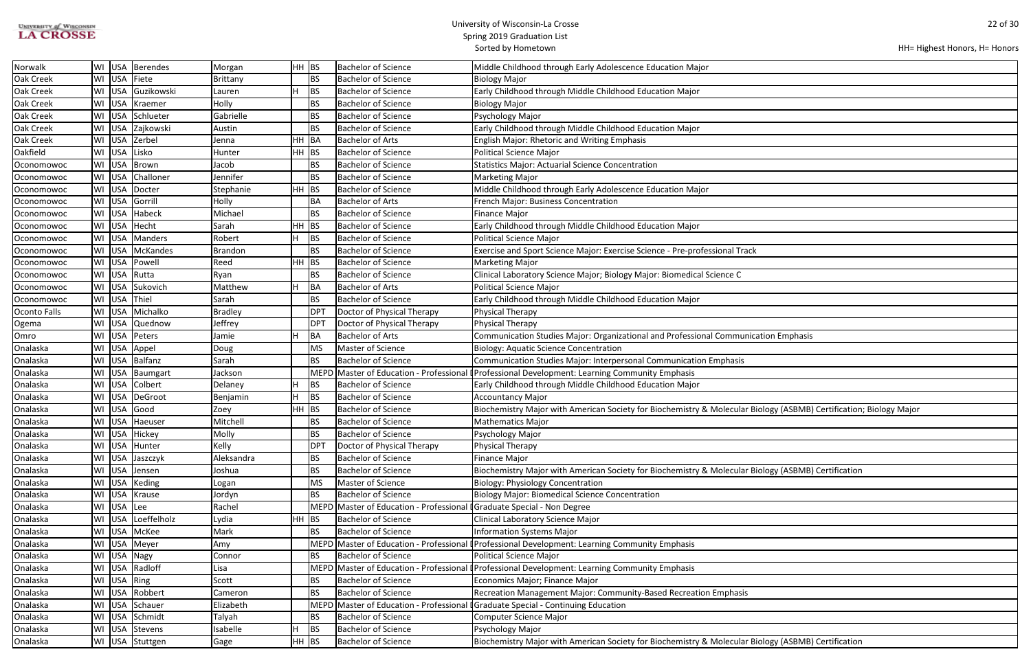# University of Wisconsin-La Crosse
## Spring 2019 Graduation List
### Sorted by Hometown

HH= Highest Honors, H= Honors

| Hometown | State | Country | Last Name | First Name | Honors | Degree | Degree Name | Major |
|---|---|---|---|---|---|---|---|---|
| Norwalk | WI | USA | Berendes | Morgan | HH | BS | Bachelor of Science | Middle Childhood through Early Adolescence Education Major |
| Oak Creek | WI | USA | Fiete | Brittany | | BS | Bachelor of Science | Biology Major |
| Oak Creek | WI | USA | Guzikowski | Lauren | H | BS | Bachelor of Science | Early Childhood through Middle Childhood Education Major |
| Oak Creek | WI | USA | Kraemer | Holly | | BS | Bachelor of Science | Biology Major |
| Oak Creek | WI | USA | Schlueter | Gabrielle | | BS | Bachelor of Science | Psychology Major |
| Oak Creek | WI | USA | Zajkowski | Austin | | BS | Bachelor of Science | Early Childhood through Middle Childhood Education Major |
| Oak Creek | WI | USA | Zerbel | Jenna | HH | BA | Bachelor of Arts | English Major: Rhetoric and Writing Emphasis |
| Oakfield | WI | USA | Lisko | Hunter | HH | BS | Bachelor of Science | Political Science Major |
| Oconomowoc | WI | USA | Brown | Jacob | | BS | Bachelor of Science | Statistics Major: Actuarial Science Concentration |
| Oconomowoc | WI | USA | Challoner | Jennifer | | BS | Bachelor of Science | Marketing Major |
| Oconomowoc | WI | USA | Docter | Stephanie | HH | BS | Bachelor of Science | Middle Childhood through Early Adolescence Education Major |
| Oconomowoc | WI | USA | Gorrill | Holly | | BA | Bachelor of Arts | French Major: Business Concentration |
| Oconomowoc | WI | USA | Habeck | Michael | | BS | Bachelor of Science | Finance Major |
| Oconomowoc | WI | USA | Hecht | Sarah | HH | BS | Bachelor of Science | Early Childhood through Middle Childhood Education Major |
| Oconomowoc | WI | USA | Manders | Robert | H | BS | Bachelor of Science | Political Science Major |
| Oconomowoc | WI | USA | McKandes | Brandon | | BS | Bachelor of Science | Exercise and Sport Science Major: Exercise Science - Pre-professional Track |
| Oconomowoc | WI | USA | Powell | Reed | HH | BS | Bachelor of Science | Marketing Major |
| Oconomowoc | WI | USA | Rutta | Ryan | | BS | Bachelor of Science | Clinical Laboratory Science Major; Biology Major: Biomedical Science C |
| Oconomowoc | WI | USA | Sukovich | Matthew | H | BA | Bachelor of Arts | Political Science Major |
| Oconomowoc | WI | USA | Thiel | Sarah | | BS | Bachelor of Science | Early Childhood through Middle Childhood Education Major |
| Oconto Falls | WI | USA | Michalko | Bradley | | DPT | Doctor of Physical Therapy | Physical Therapy |
| Ogema | WI | USA | Quednow | Jeffrey | | DPT | Doctor of Physical Therapy | Physical Therapy |
| Omro | WI | USA | Peters | Jamie | H | BA | Bachelor of Arts | Communication Studies Major: Organizational and Professional Communication Emphasis |
| Onalaska | WI | USA | Appel | Doug | | MS | Master of Science | Biology: Aquatic Science Concentration |
| Onalaska | WI | USA | Balfanz | Sarah | | BS | Bachelor of Science | Communication Studies Major: Interpersonal Communication Emphasis |
| Onalaska | WI | USA | Baumgart | Jackson | | MEPD | Master of Education - Professional I | Professional Development: Learning Community Emphasis |
| Onalaska | WI | USA | Colbert | Delaney | H | BS | Bachelor of Science | Early Childhood through Middle Childhood Education Major |
| Onalaska | WI | USA | DeGroot | Benjamin | H | BS | Bachelor of Science | Accountancy Major |
| Onalaska | WI | USA | Good | Zoey | HH | BS | Bachelor of Science | Biochemistry Major with American Society for Biochemistry & Molecular Biology (ASBMB) Certification; Biology Major |
| Onalaska | WI | USA | Haeuser | Mitchell | | BS | Bachelor of Science | Mathematics Major |
| Onalaska | WI | USA | Hickey | Molly | | BS | Bachelor of Science | Psychology Major |
| Onalaska | WI | USA | Hunter | Kelly | | DPT | Doctor of Physical Therapy | Physical Therapy |
| Onalaska | WI | USA | Jaszczyk | Aleksandra | | BS | Bachelor of Science | Finance Major |
| Onalaska | WI | USA | Jensen | Joshua | | BS | Bachelor of Science | Biochemistry Major with American Society for Biochemistry & Molecular Biology (ASBMB) Certification |
| Onalaska | WI | USA | Keding | Logan | | MS | Master of Science | Biology: Physiology Concentration |
| Onalaska | WI | USA | Krause | Jordyn | | BS | Bachelor of Science | Biology Major: Biomedical Science Concentration |
| Onalaska | WI | USA | Lee | Rachel | | MEPD | Master of Education - Professional I | Graduate Special - Non Degree |
| Onalaska | WI | USA | Loeffelholz | Lydia | HH | BS | Bachelor of Science | Clinical Laboratory Science Major |
| Onalaska | WI | USA | McKee | Mark | | BS | Bachelor of Science | Information Systems Major |
| Onalaska | WI | USA | Meyer | Amy | | MEPD | Master of Education - Professional I | Professional Development: Learning Community Emphasis |
| Onalaska | WI | USA | Nagy | Connor | | BS | Bachelor of Science | Political Science Major |
| Onalaska | WI | USA | Radloff | Lisa | | MEPD | Master of Education - Professional I | Professional Development: Learning Community Emphasis |
| Onalaska | WI | USA | Ring | Scott | | BS | Bachelor of Science | Economics Major; Finance Major |
| Onalaska | WI | USA | Robbert | Cameron | | BS | Bachelor of Science | Recreation Management Major: Community-Based Recreation Emphasis |
| Onalaska | WI | USA | Schauer | Elizabeth | | MEPD | Master of Education - Professional I | Graduate Special - Continuing Education |
| Onalaska | WI | USA | Schmidt | Talyah | | BS | Bachelor of Science | Computer Science Major |
| Onalaska | WI | USA | Stevens | Isabelle | H | BS | Bachelor of Science | Psychology Major |
| Onalaska | WI | USA | Stuttgen | Gage | HH | BS | Bachelor of Science | Biochemistry Major with American Society for Biochemistry & Molecular Biology (ASBMB) Certification |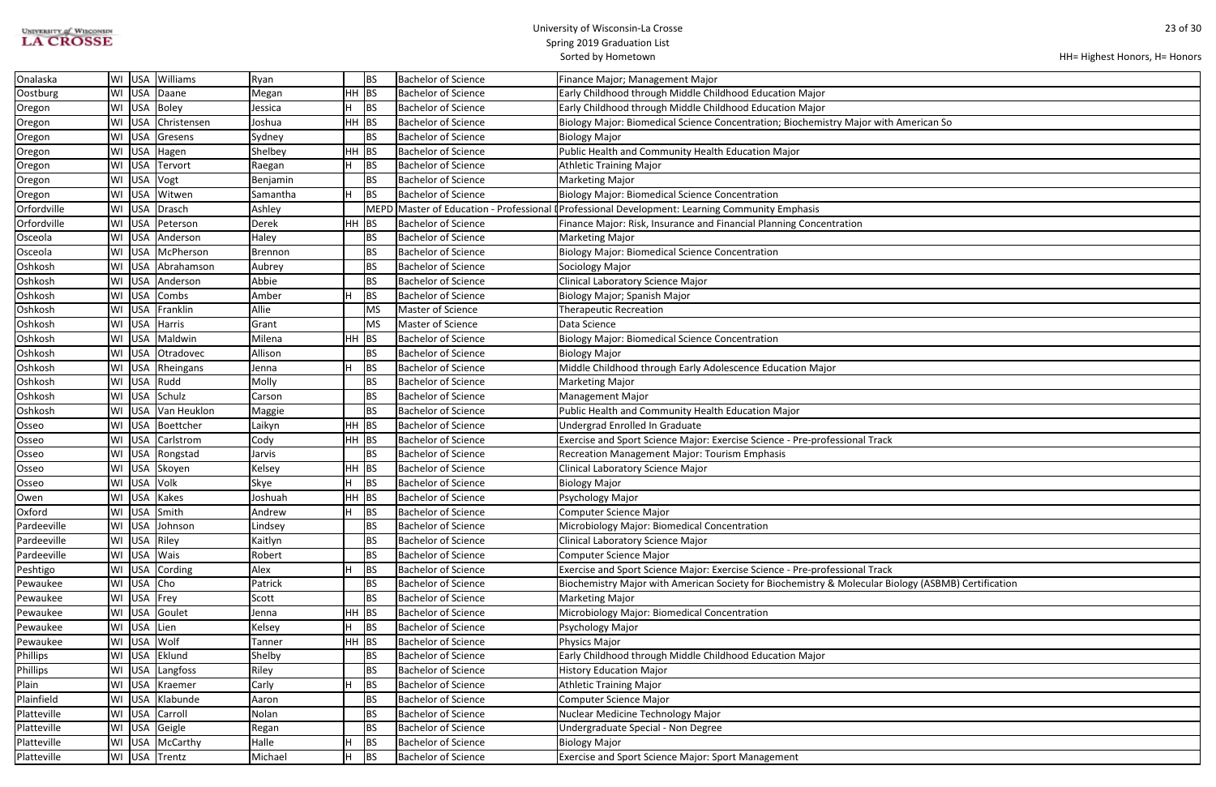University of Wisconsin-La Crosse
Spring 2019 Graduation List
Sorted by Hometown

HH= Highest Honors, H= Honors

| | | | | | | | | |
|---|---|---|---|---|---|---|---|---|
| Onalaska | WI | USA | Williams | Ryan | | BS | Bachelor of Science | Finance Major; Management Major |
| Oostburg | WI | USA | Daane | Megan | HH | BS | Bachelor of Science | Early Childhood through Middle Childhood Education Major |
| Oregon | WI | USA | Boley | Jessica | H | BS | Bachelor of Science | Early Childhood through Middle Childhood Education Major |
| Oregon | WI | USA | Christensen | Joshua | HH | BS | Bachelor of Science | Biology Major: Biomedical Science Concentration; Biochemistry Major with American So |
| Oregon | WI | USA | Gresens | Sydney | | BS | Bachelor of Science | Biology Major |
| Oregon | WI | USA | Hagen | Shelbey | HH | BS | Bachelor of Science | Public Health and Community Health Education Major |
| Oregon | WI | USA | Tervort | Raegan | H | BS | Bachelor of Science | Athletic Training Major |
| Oregon | WI | USA | Vogt | Benjamin | | BS | Bachelor of Science | Marketing Major |
| Oregon | WI | USA | Witwen | Samantha | H | BS | Bachelor of Science | Biology Major: Biomedical Science Concentration |
| Orfordville | WI | USA | Drasch | Ashley | | MEPD | Master of Education - Professional | Professional Development: Learning Community Emphasis |
| Orfordville | WI | USA | Peterson | Derek | HH | BS | Bachelor of Science | Finance Major: Risk, Insurance and Financial Planning Concentration |
| Osceola | WI | USA | Anderson | Haley | | BS | Bachelor of Science | Marketing Major |
| Osceola | WI | USA | McPherson | Brennon | | BS | Bachelor of Science | Biology Major: Biomedical Science Concentration |
| Oshkosh | WI | USA | Abrahamson | Aubrey | | BS | Bachelor of Science | Sociology Major |
| Oshkosh | WI | USA | Anderson | Abbie | | BS | Bachelor of Science | Clinical Laboratory Science Major |
| Oshkosh | WI | USA | Combs | Amber | H | BS | Bachelor of Science | Biology Major; Spanish Major |
| Oshkosh | WI | USA | Franklin | Allie | | MS | Master of Science | Therapeutic Recreation |
| Oshkosh | WI | USA | Harris | Grant | | MS | Master of Science | Data Science |
| Oshkosh | WI | USA | Maldwin | Milena | HH | BS | Bachelor of Science | Biology Major: Biomedical Science Concentration |
| Oshkosh | WI | USA | Otradovec | Allison | | BS | Bachelor of Science | Biology Major |
| Oshkosh | WI | USA | Rheingans | Jenna | H | BS | Bachelor of Science | Middle Childhood through Early Adolescence Education Major |
| Oshkosh | WI | USA | Rudd | Molly | | BS | Bachelor of Science | Marketing Major |
| Oshkosh | WI | USA | Schulz | Carson | | BS | Bachelor of Science | Management Major |
| Oshkosh | WI | USA | Van Heuklon | Maggie | | BS | Bachelor of Science | Public Health and Community Health Education Major |
| Osseo | WI | USA | Boettcher | Laikyn | HH | BS | Bachelor of Science | Undergrad Enrolled In Graduate |
| Osseo | WI | USA | Carlstrom | Cody | HH | BS | Bachelor of Science | Exercise and Sport Science Major: Exercise Science - Pre-professional Track |
| Osseo | WI | USA | Rongstad | Jarvis | | BS | Bachelor of Science | Recreation Management Major: Tourism Emphasis |
| Osseo | WI | USA | Skoyen | Kelsey | HH | BS | Bachelor of Science | Clinical Laboratory Science Major |
| Osseo | WI | USA | Volk | Skye | H | BS | Bachelor of Science | Biology Major |
| Owen | WI | USA | Kakes | Joshuah | HH | BS | Bachelor of Science | Psychology Major |
| Oxford | WI | USA | Smith | Andrew | H | BS | Bachelor of Science | Computer Science Major |
| Pardeeville | WI | USA | Johnson | Lindsey | | BS | Bachelor of Science | Microbiology Major: Biomedical Concentration |
| Pardeeville | WI | USA | Riley | Kaitlyn | | BS | Bachelor of Science | Clinical Laboratory Science Major |
| Pardeeville | WI | USA | Wais | Robert | | BS | Bachelor of Science | Computer Science Major |
| Peshtigo | WI | USA | Cording | Alex | H | BS | Bachelor of Science | Exercise and Sport Science Major: Exercise Science - Pre-professional Track |
| Pewaukee | WI | USA | Cho | Patrick | | BS | Bachelor of Science | Biochemistry Major with American Society for Biochemistry & Molecular Biology (ASBMB) Certification |
| Pewaukee | WI | USA | Frey | Scott | | BS | Bachelor of Science | Marketing Major |
| Pewaukee | WI | USA | Goulet | Jenna | HH | BS | Bachelor of Science | Microbiology Major: Biomedical Concentration |
| Pewaukee | WI | USA | Lien | Kelsey | H | BS | Bachelor of Science | Psychology Major |
| Pewaukee | WI | USA | Wolf | Tanner | HH | BS | Bachelor of Science | Physics Major |
| Phillips | WI | USA | Eklund | Shelby | | BS | Bachelor of Science | Early Childhood through Middle Childhood Education Major |
| Phillips | WI | USA | Langfoss | Riley | | BS | Bachelor of Science | History Education Major |
| Plain | WI | USA | Kraemer | Carly | H | BS | Bachelor of Science | Athletic Training Major |
| Plainfield | WI | USA | Klabunde | Aaron | | BS | Bachelor of Science | Computer Science Major |
| Platteville | WI | USA | Carroll | Nolan | | BS | Bachelor of Science | Nuclear Medicine Technology Major |
| Platteville | WI | USA | Geigle | Regan | | BS | Bachelor of Science | Undergraduate Special - Non Degree |
| Platteville | WI | USA | McCarthy | Halle | H | BS | Bachelor of Science | Biology Major |
| Platteville | WI | USA | Trentz | Michael | H | BS | Bachelor of Science | Exercise and Sport Science Major: Sport Management |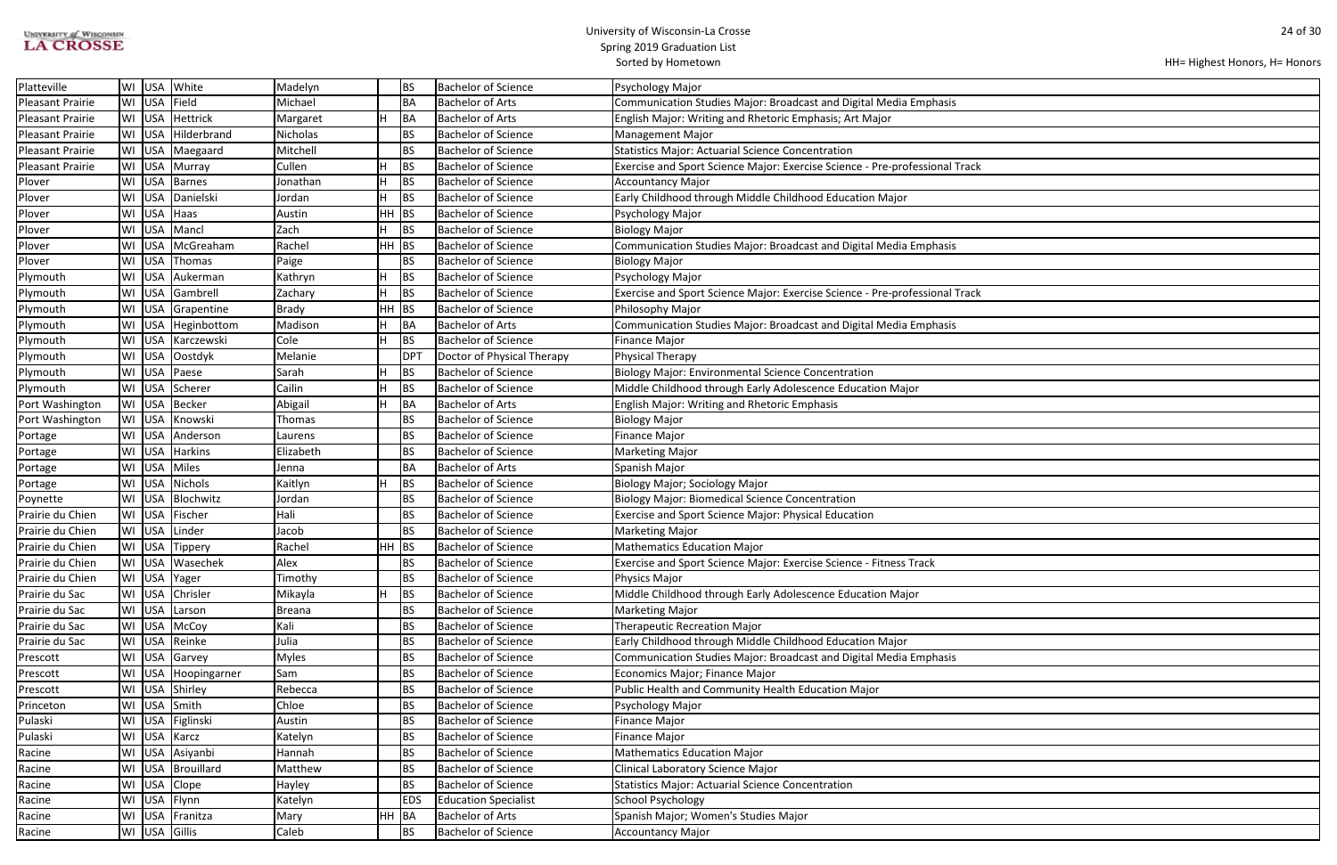University of Wisconsin-La Crosse
Spring 2019 Graduation List
Sorted by Hometown

HH= Highest Honors, H= Honors

| Hometown | State | Country | Last Name | First Name | Honors | Degree | Degree Name | Major |
|---|---|---|---|---|---|---|---|---|
| Platteville | WI | USA | White | Madelyn | | BS | Bachelor of Science | Psychology Major |
| Pleasant Prairie | WI | USA | Field | Michael | | BA | Bachelor of Arts | Communication Studies Major: Broadcast and Digital Media Emphasis |
| Pleasant Prairie | WI | USA | Hettrick | Margaret | H | BA | Bachelor of Arts | English Major: Writing and Rhetoric Emphasis; Art Major |
| Pleasant Prairie | WI | USA | Hilderbrand | Nicholas | | BS | Bachelor of Science | Management Major |
| Pleasant Prairie | WI | USA | Maegaard | Mitchell | | BS | Bachelor of Science | Statistics Major: Actuarial Science Concentration |
| Pleasant Prairie | WI | USA | Murray | Cullen | H | BS | Bachelor of Science | Exercise and Sport Science Major: Exercise Science - Pre-professional Track |
| Plover | WI | USA | Barnes | Jonathan | H | BS | Bachelor of Science | Accountancy Major |
| Plover | WI | USA | Danielski | Jordan | H | BS | Bachelor of Science | Early Childhood through Middle Childhood Education Major |
| Plover | WI | USA | Haas | Austin | HH | BS | Bachelor of Science | Psychology Major |
| Plover | WI | USA | Mancl | Zach | H | BS | Bachelor of Science | Biology Major |
| Plover | WI | USA | McGreaham | Rachel | HH | BS | Bachelor of Science | Communication Studies Major: Broadcast and Digital Media Emphasis |
| Plover | WI | USA | Thomas | Paige | | BS | Bachelor of Science | Biology Major |
| Plymouth | WI | USA | Aukerman | Kathryn | H | BS | Bachelor of Science | Psychology Major |
| Plymouth | WI | USA | Gambrell | Zachary | H | BS | Bachelor of Science | Exercise and Sport Science Major: Exercise Science - Pre-professional Track |
| Plymouth | WI | USA | Grapentine | Brady | HH | BS | Bachelor of Science | Philosophy Major |
| Plymouth | WI | USA | Heginbottom | Madison | H | BA | Bachelor of Arts | Communication Studies Major: Broadcast and Digital Media Emphasis |
| Plymouth | WI | USA | Karczewski | Cole | H | BS | Bachelor of Science | Finance Major |
| Plymouth | WI | USA | Oostdyk | Melanie | | DPT | Doctor of Physical Therapy | Physical Therapy |
| Plymouth | WI | USA | Paese | Sarah | H | BS | Bachelor of Science | Biology Major: Environmental Science Concentration |
| Plymouth | WI | USA | Scherer | Cailin | H | BS | Bachelor of Science | Middle Childhood through Early Adolescence Education Major |
| Port Washington | WI | USA | Becker | Abigail | H | BA | Bachelor of Arts | English Major: Writing and Rhetoric Emphasis |
| Port Washington | WI | USA | Knowski | Thomas | | BS | Bachelor of Science | Biology Major |
| Portage | WI | USA | Anderson | Laurens | | BS | Bachelor of Science | Finance Major |
| Portage | WI | USA | Harkins | Elizabeth | | BS | Bachelor of Science | Marketing Major |
| Portage | WI | USA | Miles | Jenna | | BA | Bachelor of Arts | Spanish Major |
| Portage | WI | USA | Nichols | Kaitlyn | H | BS | Bachelor of Science | Biology Major; Sociology Major |
| Poynette | WI | USA | Blochwitz | Jordan | | BS | Bachelor of Science | Biology Major: Biomedical Science Concentration |
| Prairie du Chien | WI | USA | Fischer | Hali | | BS | Bachelor of Science | Exercise and Sport Science Major: Physical Education |
| Prairie du Chien | WI | USA | Linder | Jacob | | BS | Bachelor of Science | Marketing Major |
| Prairie du Chien | WI | USA | Tippery | Rachel | HH | BS | Bachelor of Science | Mathematics Education Major |
| Prairie du Chien | WI | USA | Wasechek | Alex | | BS | Bachelor of Science | Exercise and Sport Science Major: Exercise Science - Fitness Track |
| Prairie du Chien | WI | USA | Yager | Timothy | | BS | Bachelor of Science | Physics Major |
| Prairie du Sac | WI | USA | Chrisler | Mikayla | H | BS | Bachelor of Science | Middle Childhood through Early Adolescence Education Major |
| Prairie du Sac | WI | USA | Larson | Breana | | BS | Bachelor of Science | Marketing Major |
| Prairie du Sac | WI | USA | McCoy | Kali | | BS | Bachelor of Science | Therapeutic Recreation Major |
| Prairie du Sac | WI | USA | Reinke | Julia | | BS | Bachelor of Science | Early Childhood through Middle Childhood Education Major |
| Prescott | WI | USA | Garvey | Myles | | BS | Bachelor of Science | Communication Studies Major: Broadcast and Digital Media Emphasis |
| Prescott | WI | USA | Hoopingarner | Sam | | BS | Bachelor of Science | Economics Major; Finance Major |
| Prescott | WI | USA | Shirley | Rebecca | | BS | Bachelor of Science | Public Health and Community Health Education Major |
| Princeton | WI | USA | Smith | Chloe | | BS | Bachelor of Science | Psychology Major |
| Pulaski | WI | USA | Figlinski | Austin | | BS | Bachelor of Science | Finance Major |
| Pulaski | WI | USA | Karcz | Katelyn | | BS | Bachelor of Science | Finance Major |
| Racine | WI | USA | Asiyanbi | Hannah | | BS | Bachelor of Science | Mathematics Education Major |
| Racine | WI | USA | Brouillard | Matthew | | BS | Bachelor of Science | Clinical Laboratory Science Major |
| Racine | WI | USA | Clope | Hayley | | BS | Bachelor of Science | Statistics Major: Actuarial Science Concentration |
| Racine | WI | USA | Flynn | Katelyn | | EDS | Education Specialist | School Psychology |
| Racine | WI | USA | Franitza | Mary | HH | BA | Bachelor of Arts | Spanish Major; Women's Studies Major |
| Racine | WI | USA | Gillis | Caleb | | BS | Bachelor of Science | Accountancy Major |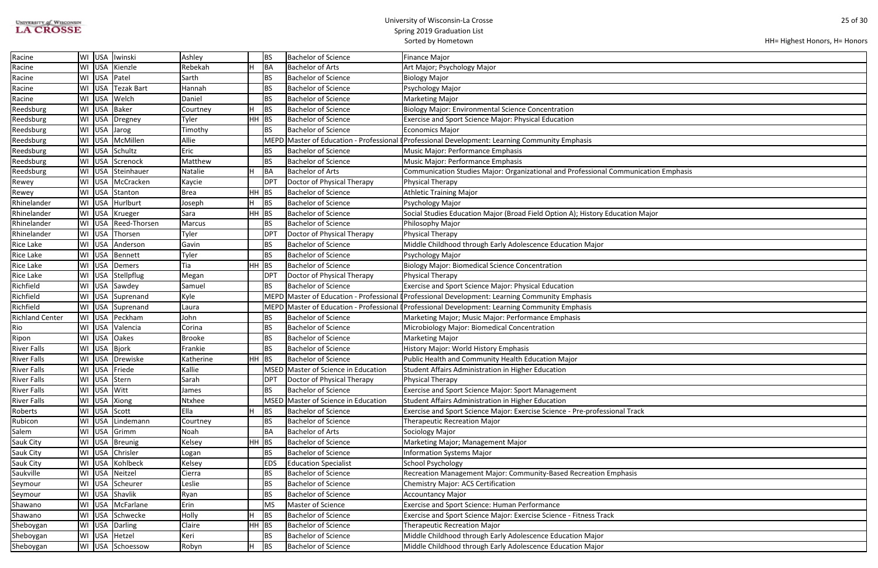# University of Wisconsin-La Crosse
## Spring 2019 Graduation List
### Sorted by Hometown

HH= Highest Honors, H= Honors

| Hometown | State | Country | Last Name | First Name | Honors | Degree | Degree Name | Major |
|---|---|---|---|---|---|---|---|---|
| Racine | WI | USA | Iwinski | Ashley | | BS | Bachelor of Science | Finance Major |
| Racine | WI | USA | Kienzle | Rebekah | H | BA | Bachelor of Arts | Art Major; Psychology Major |
| Racine | WI | USA | Patel | Sarth | | BS | Bachelor of Science | Biology Major |
| Racine | WI | USA | Tezak Bart | Hannah | | BS | Bachelor of Science | Psychology Major |
| Racine | WI | USA | Welch | Daniel | | BS | Bachelor of Science | Marketing Major |
| Reedsburg | WI | USA | Baker | Courtney | H | BS | Bachelor of Science | Biology Major: Environmental Science Concentration |
| Reedsburg | WI | USA | Dregney | Tyler | HH | BS | Bachelor of Science | Exercise and Sport Science Major: Physical Education |
| Reedsburg | WI | USA | Jarog | Timothy | | BS | Bachelor of Science | Economics Major |
| Reedsburg | WI | USA | McMillen | Allie | | MEPD | Master of Education - Professional D | Professional Development: Learning Community Emphasis |
| Reedsburg | WI | USA | Schultz | Eric | | BS | Bachelor of Science | Music Major: Performance Emphasis |
| Reedsburg | WI | USA | Screnock | Matthew | | BS | Bachelor of Science | Music Major: Performance Emphasis |
| Reedsburg | WI | USA | Steinhauer | Natalie | H | BA | Bachelor of Arts | Communication Studies Major: Organizational and Professional Communication Emphasis |
| Rewey | WI | USA | McCracken | Kaycie | | DPT | Doctor of Physical Therapy | Physical Therapy |
| Rewey | WI | USA | Stanton | Brea | HH | BS | Bachelor of Science | Athletic Training Major |
| Rhinelander | WI | USA | Hurlburt | Joseph | H | BS | Bachelor of Science | Psychology Major |
| Rhinelander | WI | USA | Krueger | Sara | HH | BS | Bachelor of Science | Social Studies Education Major (Broad Field Option A); History Education Major |
| Rhinelander | WI | USA | Reed-Thorsen | Marcus | | BS | Bachelor of Science | Philosophy Major |
| Rhinelander | WI | USA | Thorsen | Tyler | | DPT | Doctor of Physical Therapy | Physical Therapy |
| Rice Lake | WI | USA | Anderson | Gavin | | BS | Bachelor of Science | Middle Childhood through Early Adolescence Education Major |
| Rice Lake | WI | USA | Bennett | Tyler | | BS | Bachelor of Science | Psychology Major |
| Rice Lake | WI | USA | Demers | Tia | HH | BS | Bachelor of Science | Biology Major: Biomedical Science Concentration |
| Rice Lake | WI | USA | Stellpflug | Megan | | DPT | Doctor of Physical Therapy | Physical Therapy |
| Richfield | WI | USA | Sawdey | Samuel | | BS | Bachelor of Science | Exercise and Sport Science Major: Physical Education |
| Richfield | WI | USA | Suprenand | Kyle | | MEPD | Master of Education - Professional D | Professional Development: Learning Community Emphasis |
| Richfield | WI | USA | Suprenand | Laura | | MEPD | Master of Education - Professional D | Professional Development: Learning Community Emphasis |
| Richland Center | WI | USA | Peckham | John | | BS | Bachelor of Science | Marketing Major; Music Major: Performance Emphasis |
| Rio | WI | USA | Valencia | Corina | | BS | Bachelor of Science | Microbiology Major: Biomedical Concentration |
| Ripon | WI | USA | Oakes | Brooke | | BS | Bachelor of Science | Marketing Major |
| River Falls | WI | USA | Bjork | Frankie | | BS | Bachelor of Science | History Major: World History Emphasis |
| River Falls | WI | USA | Drewiske | Katherine | HH | BS | Bachelor of Science | Public Health and Community Health Education Major |
| River Falls | WI | USA | Friede | Kallie | | MSED | Master of Science in Education | Student Affairs Administration in Higher Education |
| River Falls | WI | USA | Stern | Sarah | | DPT | Doctor of Physical Therapy | Physical Therapy |
| River Falls | WI | USA | Witt | James | | BS | Bachelor of Science | Exercise and Sport Science Major: Sport Management |
| River Falls | WI | USA | Xiong | Ntxhee | | MSED | Master of Science in Education | Student Affairs Administration in Higher Education |
| Roberts | WI | USA | Scott | Ella | H | BS | Bachelor of Science | Exercise and Sport Science Major: Exercise Science - Pre-professional Track |
| Rubicon | WI | USA | Lindemann | Courtney | | BS | Bachelor of Science | Therapeutic Recreation Major |
| Salem | WI | USA | Grimm | Noah | | BA | Bachelor of Arts | Sociology Major |
| Sauk City | WI | USA | Breunig | Kelsey | HH | BS | Bachelor of Science | Marketing Major; Management Major |
| Sauk City | WI | USA | Chrisler | Logan | | BS | Bachelor of Science | Information Systems Major |
| Sauk City | WI | USA | Kohlbeck | Kelsey | | EDS | Education Specialist | School Psychology |
| Saukville | WI | USA | Neitzel | Cierra | | BS | Bachelor of Science | Recreation Management Major: Community-Based Recreation Emphasis |
| Seymour | WI | USA | Scheurer | Leslie | | BS | Bachelor of Science | Chemistry Major: ACS Certification |
| Seymour | WI | USA | Shavlik | Ryan | | BS | Bachelor of Science | Accountancy Major |
| Shawano | WI | USA | McFarlane | Erin | | MS | Master of Science | Exercise and Sport Science: Human Performance |
| Shawano | WI | USA | Schwecke | Holly | H | BS | Bachelor of Science | Exercise and Sport Science Major: Exercise Science - Fitness Track |
| Sheboygan | WI | USA | Darling | Claire | HH | BS | Bachelor of Science | Therapeutic Recreation Major |
| Sheboygan | WI | USA | Hetzel | Keri | | BS | Bachelor of Science | Middle Childhood through Early Adolescence Education Major |
| Sheboygan | WI | USA | Schoessow | Robyn | H | BS | Bachelor of Science | Middle Childhood through Early Adolescence Education Major |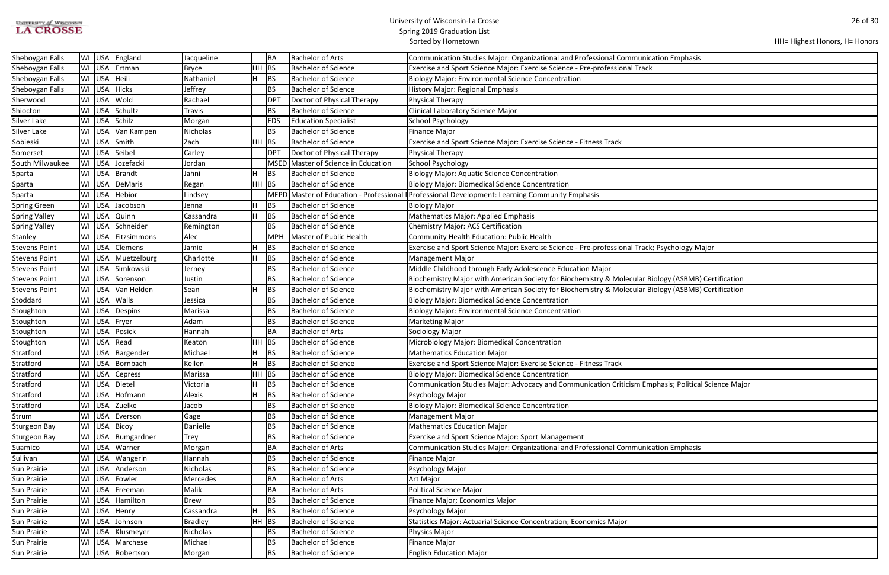# University of Wisconsin-La Crosse
## Spring 2019 Graduation List
### Sorted by Hometown

HH= Highest Honors, H= Honors

| | | | | | | | | |
|---|---|---|---|---|---|---|---|---|
| Sheboygan Falls | WI | USA | England | Jacqueline | | BA | Bachelor of Arts | Communication Studies Major: Organizational and Professional Communication Emphasis |
| Sheboygan Falls | WI | USA | Ertman | Bryce | HH | BS | Bachelor of Science | Exercise and Sport Science Major: Exercise Science - Pre-professional Track |
| Sheboygan Falls | WI | USA | Heili | Nathaniel | H | BS | Bachelor of Science | Biology Major: Environmental Science Concentration |
| Sheboygan Falls | WI | USA | Hicks | Jeffrey | | BS | Bachelor of Science | History Major: Regional Emphasis |
| Sherwood | WI | USA | Wold | Rachael | | DPT | Doctor of Physical Therapy | Physical Therapy |
| Shiocton | WI | USA | Schultz | Travis | | BS | Bachelor of Science | Clinical Laboratory Science Major |
| Silver Lake | WI | USA | Schilz | Morgan | | EDS | Education Specialist | School Psychology |
| Silver Lake | WI | USA | Van Kampen | Nicholas | | BS | Bachelor of Science | Finance Major |
| Sobieski | WI | USA | Smith | Zach | HH | BS | Bachelor of Science | Exercise and Sport Science Major: Exercise Science - Fitness Track |
| Somerset | WI | USA | Seibel | Carley | | DPT | Doctor of Physical Therapy | Physical Therapy |
| South Milwaukee | WI | USA | Jozefacki | Jordan | | MSED | Master of Science in Education | School Psychology |
| Sparta | WI | USA | Brandt | Jahni | H | BS | Bachelor of Science | Biology Major: Aquatic Science Concentration |
| Sparta | WI | USA | DeMaris | Regan | HH | BS | Bachelor of Science | Biology Major: Biomedical Science Concentration |
| Sparta | WI | USA | Hebior | Lindsey | | MEPD | Master of Education - Professional | Professional Development: Learning Community Emphasis |
| Spring Green | WI | USA | Jacobson | Jenna | H | BS | Bachelor of Science | Biology Major |
| Spring Valley | WI | USA | Quinn | Cassandra | H | BS | Bachelor of Science | Mathematics Major: Applied Emphasis |
| Spring Valley | WI | USA | Schneider | Remington | | BS | Bachelor of Science | Chemistry Major: ACS Certification |
| Stanley | WI | USA | Fitzsimmons | Alec | | MPH | Master of Public Health | Community Health Education: Public Health |
| Stevens Point | WI | USA | Clemens | Jamie | H | BS | Bachelor of Science | Exercise and Sport Science Major: Exercise Science - Pre-professional Track; Psychology Major |
| Stevens Point | WI | USA | Muetzelburg | Charlotte | H | BS | Bachelor of Science | Management Major |
| Stevens Point | WI | USA | Simkowski | Jerney | | BS | Bachelor of Science | Middle Childhood through Early Adolescence Education Major |
| Stevens Point | WI | USA | Sorenson | Justin | | BS | Bachelor of Science | Biochemistry Major with American Society for Biochemistry & Molecular Biology (ASBMB) Certification |
| Stevens Point | WI | USA | Van Helden | Sean | H | BS | Bachelor of Science | Biochemistry Major with American Society for Biochemistry & Molecular Biology (ASBMB) Certification |
| Stoddard | WI | USA | Walls | Jessica | | BS | Bachelor of Science | Biology Major: Biomedical Science Concentration |
| Stoughton | WI | USA | Despins | Marissa | | BS | Bachelor of Science | Biology Major: Environmental Science Concentration |
| Stoughton | WI | USA | Fryer | Adam | | BS | Bachelor of Science | Marketing Major |
| Stoughton | WI | USA | Posick | Hannah | | BA | Bachelor of Arts | Sociology Major |
| Stoughton | WI | USA | Read | Keaton | HH | BS | Bachelor of Science | Microbiology Major: Biomedical Concentration |
| Stratford | WI | USA | Bargender | Michael | H | BS | Bachelor of Science | Mathematics Education Major |
| Stratford | WI | USA | Bornbach | Kellen | H | BS | Bachelor of Science | Exercise and Sport Science Major: Exercise Science - Fitness Track |
| Stratford | WI | USA | Cepress | Marissa | HH | BS | Bachelor of Science | Biology Major: Biomedical Science Concentration |
| Stratford | WI | USA | Dietel | Victoria | H | BS | Bachelor of Science | Communication Studies Major: Advocacy and Communication Criticism Emphasis; Political Science Major |
| Stratford | WI | USA | Hofmann | Alexis | H | BS | Bachelor of Science | Psychology Major |
| Stratford | WI | USA | Zuelke | Jacob | | BS | Bachelor of Science | Biology Major: Biomedical Science Concentration |
| Strum | WI | USA | Everson | Gage | | BS | Bachelor of Science | Management Major |
| Sturgeon Bay | WI | USA | Bicoy | Danielle | | BS | Bachelor of Science | Mathematics Education Major |
| Sturgeon Bay | WI | USA | Bumgardner | Trey | | BS | Bachelor of Science | Exercise and Sport Science Major: Sport Management |
| Suamico | WI | USA | Warner | Morgan | | BA | Bachelor of Arts | Communication Studies Major: Organizational and Professional Communication Emphasis |
| Sullivan | WI | USA | Wangerin | Hannah | | BS | Bachelor of Science | Finance Major |
| Sun Prairie | WI | USA | Anderson | Nicholas | | BS | Bachelor of Science | Psychology Major |
| Sun Prairie | WI | USA | Fowler | Mercedes | | BA | Bachelor of Arts | Art Major |
| Sun Prairie | WI | USA | Freeman | Malik | | BA | Bachelor of Arts | Political Science Major |
| Sun Prairie | WI | USA | Hamilton | Drew | | BS | Bachelor of Science | Finance Major; Economics Major |
| Sun Prairie | WI | USA | Henry | Cassandra | H | BS | Bachelor of Science | Psychology Major |
| Sun Prairie | WI | USA | Johnson | Bradley | HH | BS | Bachelor of Science | Statistics Major: Actuarial Science Concentration; Economics Major |
| Sun Prairie | WI | USA | Klusmeyer | Nicholas | | BS | Bachelor of Science | Physics Major |
| Sun Prairie | WI | USA | Marchese | Michael | | BS | Bachelor of Science | Finance Major |
| Sun Prairie | WI | USA | Robertson | Morgan | | BS | Bachelor of Science | English Education Major |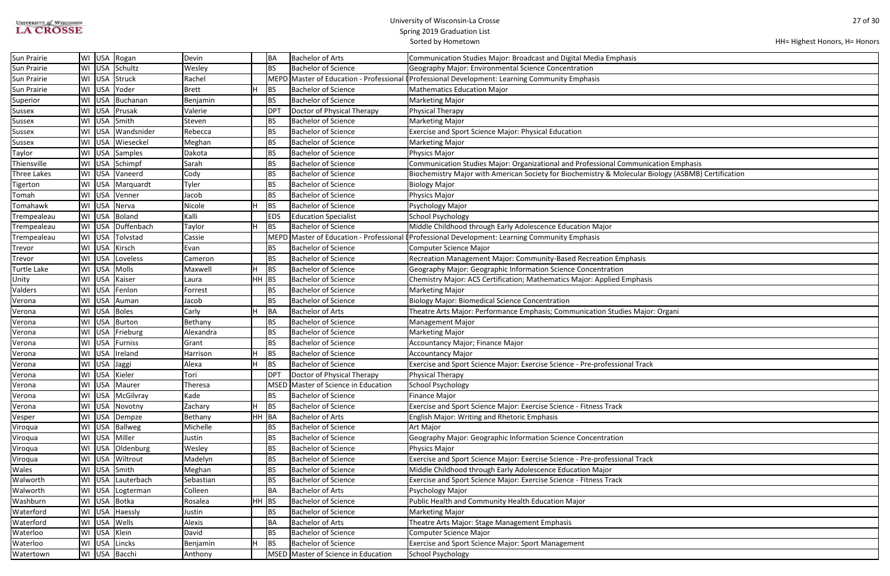# University of Wisconsin-La Crosse
## Spring 2019 Graduation List
### Sorted by Hometown

HH= Highest Honors, H= Honors

| | | | | | | | | |
|---|---|---|---|---|---|---|---|---|
| Sun Prairie | WI | USA | Rogan | Devin | | BA | Bachelor of Arts | Communication Studies Major: Broadcast and Digital Media Emphasis |
| Sun Prairie | WI | USA | Schultz | Wesley | | BS | Bachelor of Science | Geography Major: Environmental Science Concentration |
| Sun Prairie | WI | USA | Struck | Rachel | | MEPD | Master of Education - Professional I | Professional Development: Learning Community Emphasis |
| Sun Prairie | WI | USA | Yoder | Brett | H | BS | Bachelor of Science | Mathematics Education Major |
| Superior | WI | USA | Buchanan | Benjamin | | BS | Bachelor of Science | Marketing Major |
| Sussex | WI | USA | Prusak | Valerie | | DPT | Doctor of Physical Therapy | Physical Therapy |
| Sussex | WI | USA | Smith | Steven | | BS | Bachelor of Science | Marketing Major |
| Sussex | WI | USA | Wandsnider | Rebecca | | BS | Bachelor of Science | Exercise and Sport Science Major: Physical Education |
| Sussex | WI | USA | Wieseckel | Meghan | | BS | Bachelor of Science | Marketing Major |
| Taylor | WI | USA | Samples | Dakota | | BS | Bachelor of Science | Physics Major |
| Thiensville | WI | USA | Schimpf | Sarah | | BS | Bachelor of Science | Communication Studies Major: Organizational and Professional Communication Emphasis |
| Three Lakes | WI | USA | Vaneerd | Cody | | BS | Bachelor of Science | Biochemistry Major with American Society for Biochemistry & Molecular Biology (ASBMB) Certification |
| Tigerton | WI | USA | Marquardt | Tyler | | BS | Bachelor of Science | Biology Major |
| Tomah | WI | USA | Venner | Jacob | | BS | Bachelor of Science | Physics Major |
| Tomahawk | WI | USA | Nerva | Nicole | H | BS | Bachelor of Science | Psychology Major |
| Trempealeau | WI | USA | Boland | Kalli | | EDS | Education Specialist | School Psychology |
| Trempealeau | WI | USA | Duffenbach | Taylor | H | BS | Bachelor of Science | Middle Childhood through Early Adolescence Education Major |
| Trempealeau | WI | USA | Tolvstad | Cassie | | MEPD | Master of Education - Professional I | Professional Development: Learning Community Emphasis |
| Trevor | WI | USA | Kirsch | Evan | | BS | Bachelor of Science | Computer Science Major |
| Trevor | WI | USA | Loveless | Cameron | | BS | Bachelor of Science | Recreation Management Major: Community-Based Recreation Emphasis |
| Turtle Lake | WI | USA | Molls | Maxwell | H | BS | Bachelor of Science | Geography Major: Geographic Information Science Concentration |
| Unity | WI | USA | Kaiser | Laura | HH | BS | Bachelor of Science | Chemistry Major: ACS Certification; Mathematics Major: Applied Emphasis |
| Valders | WI | USA | Fenlon | Forrest | | BS | Bachelor of Science | Marketing Major |
| Verona | WI | USA | Auman | Jacob | | BS | Bachelor of Science | Biology Major: Biomedical Science Concentration |
| Verona | WI | USA | Boles | Carly | H | BA | Bachelor of Arts | Theatre Arts Major: Performance Emphasis; Communication Studies Major: Organi |
| Verona | WI | USA | Burton | Bethany | | BS | Bachelor of Science | Management Major |
| Verona | WI | USA | Frieburg | Alexandra | | BS | Bachelor of Science | Marketing Major |
| Verona | WI | USA | Furniss | Grant | | BS | Bachelor of Science | Accountancy Major; Finance Major |
| Verona | WI | USA | Ireland | Harrison | H | BS | Bachelor of Science | Accountancy Major |
| Verona | WI | USA | Jaggi | Alexa | H | BS | Bachelor of Science | Exercise and Sport Science Major: Exercise Science - Pre-professional Track |
| Verona | WI | USA | Kieler | Tori | | DPT | Doctor of Physical Therapy | Physical Therapy |
| Verona | WI | USA | Maurer | Theresa | | MSED | Master of Science in Education | School Psychology |
| Verona | WI | USA | McGilvray | Kade | | BS | Bachelor of Science | Finance Major |
| Verona | WI | USA | Novotny | Zachary | H | BS | Bachelor of Science | Exercise and Sport Science Major: Exercise Science - Fitness Track |
| Vesper | WI | USA | Dempze | Bethany | HH | BA | Bachelor of Arts | English Major: Writing and Rhetoric Emphasis |
| Viroqua | WI | USA | Ballweg | Michelle | | BS | Bachelor of Science | Art Major |
| Viroqua | WI | USA | Miller | Justin | | BS | Bachelor of Science | Geography Major: Geographic Information Science Concentration |
| Viroqua | WI | USA | Oldenburg | Wesley | | BS | Bachelor of Science | Physics Major |
| Viroqua | WI | USA | Wiltrout | Madelyn | | BS | Bachelor of Science | Exercise and Sport Science Major: Exercise Science - Pre-professional Track |
| Wales | WI | USA | Smith | Meghan | | BS | Bachelor of Science | Middle Childhood through Early Adolescence Education Major |
| Walworth | WI | USA | Lauterbach | Sebastian | | BS | Bachelor of Science | Exercise and Sport Science Major: Exercise Science - Fitness Track |
| Walworth | WI | USA | Logterman | Colleen | | BA | Bachelor of Arts | Psychology Major |
| Washburn | WI | USA | Botka | Rosalea | HH | BS | Bachelor of Science | Public Health and Community Health Education Major |
| Waterford | WI | USA | Haessly | Justin | | BS | Bachelor of Science | Marketing Major |
| Waterford | WI | USA | Wells | Alexis | | BA | Bachelor of Arts | Theatre Arts Major: Stage Management Emphasis |
| Waterloo | WI | USA | Klein | David | | BS | Bachelor of Science | Computer Science Major |
| Waterloo | WI | USA | Lincks | Benjamin | H | BS | Bachelor of Science | Exercise and Sport Science Major: Sport Management |
| Watertown | WI | USA | Bacchi | Anthony | | MSED | Master of Science in Education | School Psychology |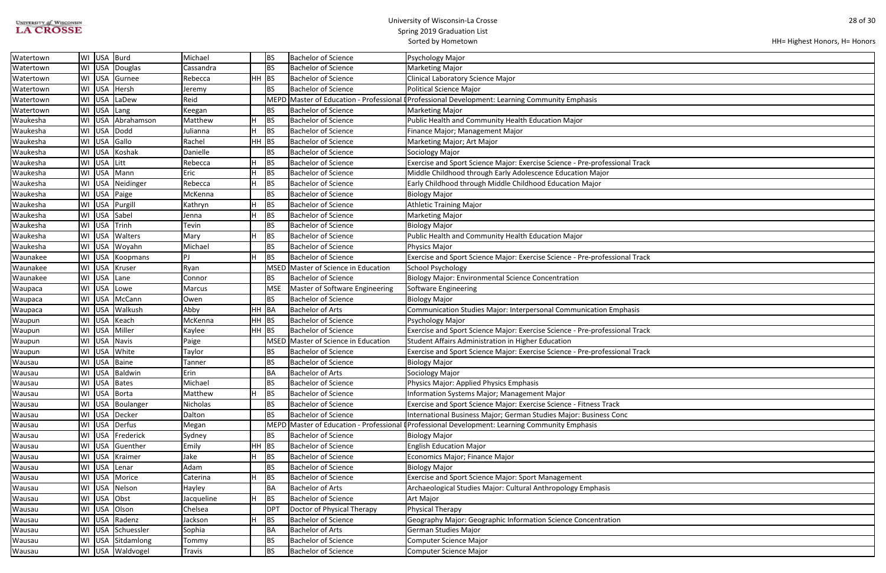University of Wisconsin-La Crosse
Spring 2019 Graduation List
Sorted by Hometown

HH= Highest Honors, H= Honors

| | | | | | | | | |
|---|---|---|---|---|---|---|---|---|
| Watertown | WI | USA | Burd | Michael | | BS | Bachelor of Science | Psychology Major |
| Watertown | WI | USA | Douglas | Cassandra | | BS | Bachelor of Science | Marketing Major |
| Watertown | WI | USA | Gurnee | Rebecca | HH | BS | Bachelor of Science | Clinical Laboratory Science Major |
| Watertown | WI | USA | Hersh | Jeremy | | BS | Bachelor of Science | Political Science Major |
| Watertown | WI | USA | LaDew | Reid | | MEPD | Master of Education - Professional D | Professional Development: Learning Community Emphasis |
| Watertown | WI | USA | Lang | Keegan | | BS | Bachelor of Science | Marketing Major |
| Waukesha | WI | USA | Abrahamson | Matthew | H | BS | Bachelor of Science | Public Health and Community Health Education Major |
| Waukesha | WI | USA | Dodd | Julianna | H | BS | Bachelor of Science | Finance Major; Management Major |
| Waukesha | WI | USA | Gallo | Rachel | HH | BS | Bachelor of Science | Marketing Major; Art Major |
| Waukesha | WI | USA | Koshak | Danielle | | BS | Bachelor of Science | Sociology Major |
| Waukesha | WI | USA | Litt | Rebecca | H | BS | Bachelor of Science | Exercise and Sport Science Major: Exercise Science - Pre-professional Track |
| Waukesha | WI | USA | Mann | Eric | H | BS | Bachelor of Science | Middle Childhood through Early Adolescence Education Major |
| Waukesha | WI | USA | Neidinger | Rebecca | H | BS | Bachelor of Science | Early Childhood through Middle Childhood Education Major |
| Waukesha | WI | USA | Paige | McKenna | | BS | Bachelor of Science | Biology Major |
| Waukesha | WI | USA | Purgill | Kathryn | H | BS | Bachelor of Science | Athletic Training Major |
| Waukesha | WI | USA | Sabel | Jenna | H | BS | Bachelor of Science | Marketing Major |
| Waukesha | WI | USA | Trinh | Tevin | | BS | Bachelor of Science | Biology Major |
| Waukesha | WI | USA | Walters | Mary | H | BS | Bachelor of Science | Public Health and Community Health Education Major |
| Waukesha | WI | USA | Woyahn | Michael | | BS | Bachelor of Science | Physics Major |
| Waunakee | WI | USA | Koopmans | PJ | H | BS | Bachelor of Science | Exercise and Sport Science Major: Exercise Science - Pre-professional Track |
| Waunakee | WI | USA | Kruser | Ryan | | MSED | Master of Science in Education | School Psychology |
| Waunakee | WI | USA | Lane | Connor | | BS | Bachelor of Science | Biology Major: Environmental Science Concentration |
| Waupaca | WI | USA | Lowe | Marcus | | MSE | Master of Software Engineering | Software Engineering |
| Waupaca | WI | USA | McCann | Owen | | BS | Bachelor of Science | Biology Major |
| Waupaca | WI | USA | Walkush | Abby | HH | BA | Bachelor of Arts | Communication Studies Major: Interpersonal Communication Emphasis |
| Waupun | WI | USA | Keach | McKenna | HH | BS | Bachelor of Science | Psychology Major |
| Waupun | WI | USA | Miller | Kaylee | HH | BS | Bachelor of Science | Exercise and Sport Science Major: Exercise Science - Pre-professional Track |
| Waupun | WI | USA | Navis | Paige | | MSED | Master of Science in Education | Student Affairs Administration in Higher Education |
| Waupun | WI | USA | White | Taylor | | BS | Bachelor of Science | Exercise and Sport Science Major: Exercise Science - Pre-professional Track |
| Wausau | WI | USA | Baine | Tanner | | BS | Bachelor of Science | Biology Major |
| Wausau | WI | USA | Baldwin | Erin | | BA | Bachelor of Arts | Sociology Major |
| Wausau | WI | USA | Bates | Michael | | BS | Bachelor of Science | Physics Major: Applied Physics Emphasis |
| Wausau | WI | USA | Borta | Matthew | H | BS | Bachelor of Science | Information Systems Major; Management Major |
| Wausau | WI | USA | Boulanger | Nicholas | | BS | Bachelor of Science | Exercise and Sport Science Major: Exercise Science - Fitness Track |
| Wausau | WI | USA | Decker | Dalton | | BS | Bachelor of Science | International Business Major; German Studies Major: Business Conc |
| Wausau | WI | USA | Derfus | Megan | | MEPD | Master of Education - Professional D | Professional Development: Learning Community Emphasis |
| Wausau | WI | USA | Frederick | Sydney | | BS | Bachelor of Science | Biology Major |
| Wausau | WI | USA | Guenther | Emily | HH | BS | Bachelor of Science | English Education Major |
| Wausau | WI | USA | Kraimer | Jake | H | BS | Bachelor of Science | Economics Major; Finance Major |
| Wausau | WI | USA | Lenar | Adam | | BS | Bachelor of Science | Biology Major |
| Wausau | WI | USA | Morice | Caterina | H | BS | Bachelor of Science | Exercise and Sport Science Major: Sport Management |
| Wausau | WI | USA | Nelson | Hayley | | BA | Bachelor of Arts | Archaeological Studies Major: Cultural Anthropology Emphasis |
| Wausau | WI | USA | Obst | Jacqueline | H | BS | Bachelor of Science | Art Major |
| Wausau | WI | USA | Olson | Chelsea | | DPT | Doctor of Physical Therapy | Physical Therapy |
| Wausau | WI | USA | Radenz | Jackson | H | BS | Bachelor of Science | Geography Major: Geographic Information Science Concentration |
| Wausau | WI | USA | Schuessler | Sophia | | BA | Bachelor of Arts | German Studies Major |
| Wausau | WI | USA | Sitdamlong | Tommy | | BS | Bachelor of Science | Computer Science Major |
| Wausau | WI | USA | Waldvogel | Travis | | BS | Bachelor of Science | Computer Science Major |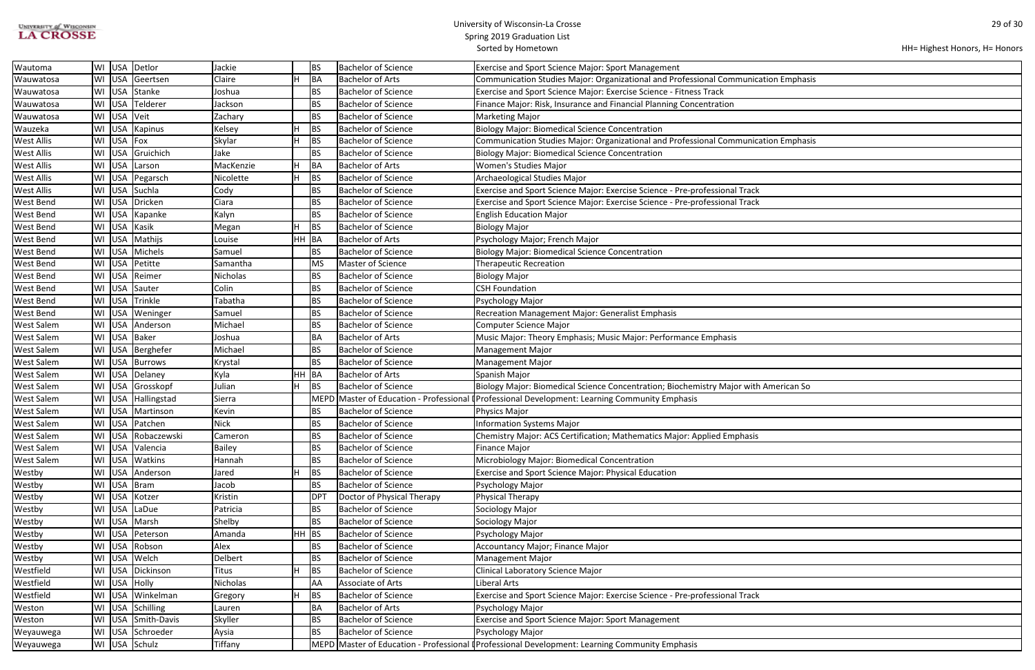HH= Highest Honors, H= Honors

| Hometown | State | Country | Last Name | First Name | Honors | Degree | Degree Name | Major |
|---|---|---|---|---|---|---|---|---|
| Wautoma | WI | USA | Detlor | Jackie | | BS | Bachelor of Science | Exercise and Sport Science Major: Sport Management |
| Wauwatosa | WI | USA | Geertsen | Claire | H | BA | Bachelor of Arts | Communication Studies Major: Organizational and Professional Communication Emphasis |
| Wauwatosa | WI | USA | Stanke | Joshua | | BS | Bachelor of Science | Exercise and Sport Science Major: Exercise Science - Fitness Track |
| Wauwatosa | WI | USA | Telderer | Jackson | | BS | Bachelor of Science | Finance Major: Risk, Insurance and Financial Planning Concentration |
| Wauwatosa | WI | USA | Veit | Zachary | | BS | Bachelor of Science | Marketing Major |
| Wauzeka | WI | USA | Kapinus | Kelsey | H | BS | Bachelor of Science | Biology Major: Biomedical Science Concentration |
| West Allis | WI | USA | Fox | Skylar | H | BS | Bachelor of Science | Communication Studies Major: Organizational and Professional Communication Emphasis |
| West Allis | WI | USA | Gruichich | Jake | | BS | Bachelor of Science | Biology Major: Biomedical Science Concentration |
| West Allis | WI | USA | Larson | MacKenzie | H | BA | Bachelor of Arts | Women's Studies Major |
| West Allis | WI | USA | Pegarsch | Nicolette | H | BS | Bachelor of Science | Archaeological Studies Major |
| West Allis | WI | USA | Suchla | Cody | | BS | Bachelor of Science | Exercise and Sport Science Major: Exercise Science - Pre-professional Track |
| West Bend | WI | USA | Dricken | Ciara | | BS | Bachelor of Science | Exercise and Sport Science Major: Exercise Science - Pre-professional Track |
| West Bend | WI | USA | Kapanke | Kalyn | | BS | Bachelor of Science | English Education Major |
| West Bend | WI | USA | Kasik | Megan | H | BS | Bachelor of Science | Biology Major |
| West Bend | WI | USA | Mathijs | Louise | HH | BA | Bachelor of Arts | Psychology Major; French Major |
| West Bend | WI | USA | Michels | Samuel | | BS | Bachelor of Science | Biology Major: Biomedical Science Concentration |
| West Bend | WI | USA | Petitte | Samantha | | MS | Master of Science | Therapeutic Recreation |
| West Bend | WI | USA | Reimer | Nicholas | | BS | Bachelor of Science | Biology Major |
| West Bend | WI | USA | Sauter | Colin | | BS | Bachelor of Science | CSH Foundation |
| West Bend | WI | USA | Trinkle | Tabatha | | BS | Bachelor of Science | Psychology Major |
| West Bend | WI | USA | Weninger | Samuel | | BS | Bachelor of Science | Recreation Management Major: Generalist Emphasis |
| West Salem | WI | USA | Anderson | Michael | | BS | Bachelor of Science | Computer Science Major |
| West Salem | WI | USA | Baker | Joshua | | BA | Bachelor of Arts | Music Major: Theory Emphasis; Music Major: Performance Emphasis |
| West Salem | WI | USA | Berghefer | Michael | | BS | Bachelor of Science | Management Major |
| West Salem | WI | USA | Burrows | Krystal | | BS | Bachelor of Science | Management Major |
| West Salem | WI | USA | Delaney | Kyla | HH | BA | Bachelor of Arts | Spanish Major |
| West Salem | WI | USA | Grosskopf | Julian | H | BS | Bachelor of Science | Biology Major: Biomedical Science Concentration; Biochemistry Major with American So |
| West Salem | WI | USA | Hallingstad | Sierra | | MEPD | Master of Education - Professional I | Professional Development: Learning Community Emphasis |
| West Salem | WI | USA | Martinson | Kevin | | BS | Bachelor of Science | Physics Major |
| West Salem | WI | USA | Patchen | Nick | | BS | Bachelor of Science | Information Systems Major |
| West Salem | WI | USA | Robaczewski | Cameron | | BS | Bachelor of Science | Chemistry Major: ACS Certification; Mathematics Major: Applied Emphasis |
| West Salem | WI | USA | Valencia | Bailey | | BS | Bachelor of Science | Finance Major |
| West Salem | WI | USA | Watkins | Hannah | | BS | Bachelor of Science | Microbiology Major: Biomedical Concentration |
| Westby | WI | USA | Anderson | Jared | H | BS | Bachelor of Science | Exercise and Sport Science Major: Physical Education |
| Westby | WI | USA | Bram | Jacob | | BS | Bachelor of Science | Psychology Major |
| Westby | WI | USA | Kotzer | Kristin | | DPT | Doctor of Physical Therapy | Physical Therapy |
| Westby | WI | USA | LaDue | Patricia | | BS | Bachelor of Science | Sociology Major |
| Westby | WI | USA | Marsh | Shelby | | BS | Bachelor of Science | Sociology Major |
| Westby | WI | USA | Peterson | Amanda | HH | BS | Bachelor of Science | Psychology Major |
| Westby | WI | USA | Robson | Alex | | BS | Bachelor of Science | Accountancy Major; Finance Major |
| Westby | WI | USA | Welch | Delbert | | BS | Bachelor of Science | Management Major |
| Westfield | WI | USA | Dickinson | Titus | H | BS | Bachelor of Science | Clinical Laboratory Science Major |
| Westfield | WI | USA | Holly | Nicholas | | AA | Associate of Arts | Liberal Arts |
| Westfield | WI | USA | Winkelman | Gregory | H | BS | Bachelor of Science | Exercise and Sport Science Major: Exercise Science - Pre-professional Track |
| Weston | WI | USA | Schilling | Lauren | | BA | Bachelor of Arts | Psychology Major |
| Weston | WI | USA | Smith-Davis | Skyller | | BS | Bachelor of Science | Exercise and Sport Science Major: Sport Management |
| Weyauwega | WI | USA | Schroeder | Aysia | | BS | Bachelor of Science | Psychology Major |
| Weyauwega | WI | USA | Schulz | Tiffany | | MEPD | Master of Education - Professional I | Professional Development: Learning Community Emphasis |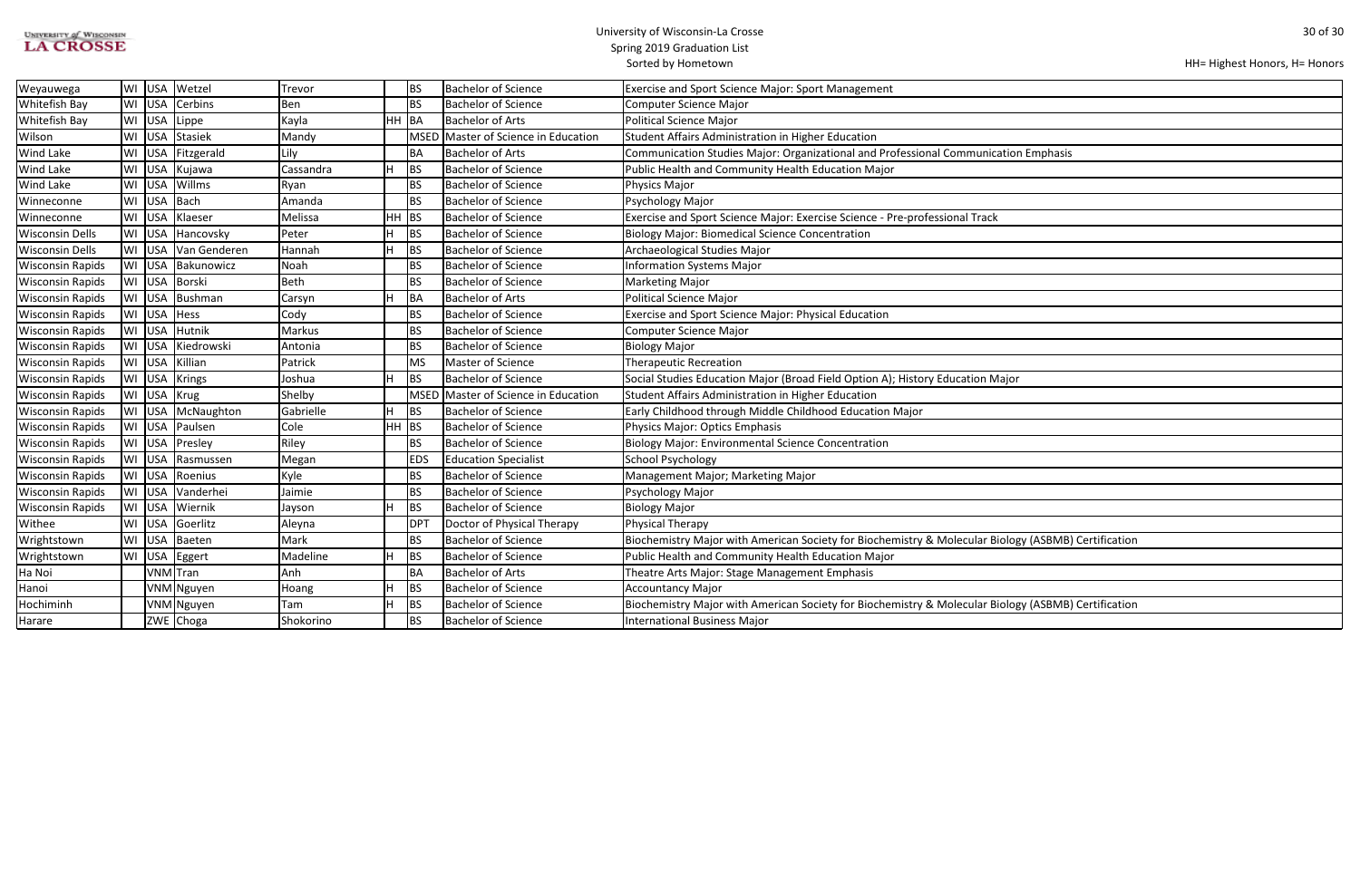| | | | | | | | | |
|---|---|---|---|---|---|---|---|---|
| Weyauwega | WI | USA | Wetzel | Trevor | | BS | Bachelor of Science | Exercise and Sport Science Major: Sport Management |
| Whitefish Bay | WI | USA | Cerbins | Ben | | BS | Bachelor of Science | Computer Science Major |
| Whitefish Bay | WI | USA | Lippe | Kayla | HH | BA | Bachelor of Arts | Political Science Major |
| Wilson | WI | USA | Stasiek | Mandy | | MSED | Master of Science in Education | Student Affairs Administration in Higher Education |
| Wind Lake | WI | USA | Fitzgerald | Lily | | BA | Bachelor of Arts | Communication Studies Major: Organizational and Professional Communication Emphasis |
| Wind Lake | WI | USA | Kujawa | Cassandra | H | BS | Bachelor of Science | Public Health and Community Health Education Major |
| Wind Lake | WI | USA | Willms | Ryan | | BS | Bachelor of Science | Physics Major |
| Winneconne | WI | USA | Bach | Amanda | | BS | Bachelor of Science | Psychology Major |
| Winneconne | WI | USA | Klaeser | Melissa | HH | BS | Bachelor of Science | Exercise and Sport Science Major: Exercise Science - Pre-professional Track |
| Wisconsin Dells | WI | USA | Hancovsky | Peter | H | BS | Bachelor of Science | Biology Major: Biomedical Science Concentration |
| Wisconsin Dells | WI | USA | Van Genderen | Hannah | H | BS | Bachelor of Science | Archaeological Studies Major |
| Wisconsin Rapids | WI | USA | Bakunowicz | Noah | | BS | Bachelor of Science | Information Systems Major |
| Wisconsin Rapids | WI | USA | Borski | Beth | | BS | Bachelor of Science | Marketing Major |
| Wisconsin Rapids | WI | USA | Bushman | Carsyn | H | BA | Bachelor of Arts | Political Science Major |
| Wisconsin Rapids | WI | USA | Hess | Cody | | BS | Bachelor of Science | Exercise and Sport Science Major: Physical Education |
| Wisconsin Rapids | WI | USA | Hutnik | Markus | | BS | Bachelor of Science | Computer Science Major |
| Wisconsin Rapids | WI | USA | Kiedrowski | Antonia | | BS | Bachelor of Science | Biology Major |
| Wisconsin Rapids | WI | USA | Killian | Patrick | | MS | Master of Science | Therapeutic Recreation |
| Wisconsin Rapids | WI | USA | Krings | Joshua | H | BS | Bachelor of Science | Social Studies Education Major (Broad Field Option A); History Education Major |
| Wisconsin Rapids | WI | USA | Krug | Shelby | | MSED | Master of Science in Education | Student Affairs Administration in Higher Education |
| Wisconsin Rapids | WI | USA | McNaughton | Gabrielle | H | BS | Bachelor of Science | Early Childhood through Middle Childhood Education Major |
| Wisconsin Rapids | WI | USA | Paulsen | Cole | HH | BS | Bachelor of Science | Physics Major: Optics Emphasis |
| Wisconsin Rapids | WI | USA | Presley | Riley | | BS | Bachelor of Science | Biology Major: Environmental Science Concentration |
| Wisconsin Rapids | WI | USA | Rasmussen | Megan | | EDS | Education Specialist | School Psychology |
| Wisconsin Rapids | WI | USA | Roenius | Kyle | | BS | Bachelor of Science | Management Major; Marketing Major |
| Wisconsin Rapids | WI | USA | Vanderhei | Jaimie | | BS | Bachelor of Science | Psychology Major |
| Wisconsin Rapids | WI | USA | Wiernik | Jayson | H | BS | Bachelor of Science | Biology Major |
| Withee | WI | USA | Goerlitz | Aleyna | | DPT | Doctor of Physical Therapy | Physical Therapy |
| Wrightstown | WI | USA | Baeten | Mark | | BS | Bachelor of Science | Biochemistry Major with American Society for Biochemistry & Molecular Biology (ASBMB) Certification |
| Wrightstown | WI | USA | Eggert | Madeline | H | BS | Bachelor of Science | Public Health and Community Health Education Major |
| Ha Noi | | VNM | Tran | Anh | | BA | Bachelor of Arts | Theatre Arts Major: Stage Management Emphasis |
| Hanoi | | VNM | Nguyen | Hoang | H | BS | Bachelor of Science | Accountancy Major |
| Hochiminh | | VNM | Nguyen | Tam | H | BS | Bachelor of Science | Biochemistry Major with American Society for Biochemistry & Molecular Biology (ASBMB) Certification |
| Harare | | ZWE | Choga | Shokorino | | BS | Bachelor of Science | International Business Major |